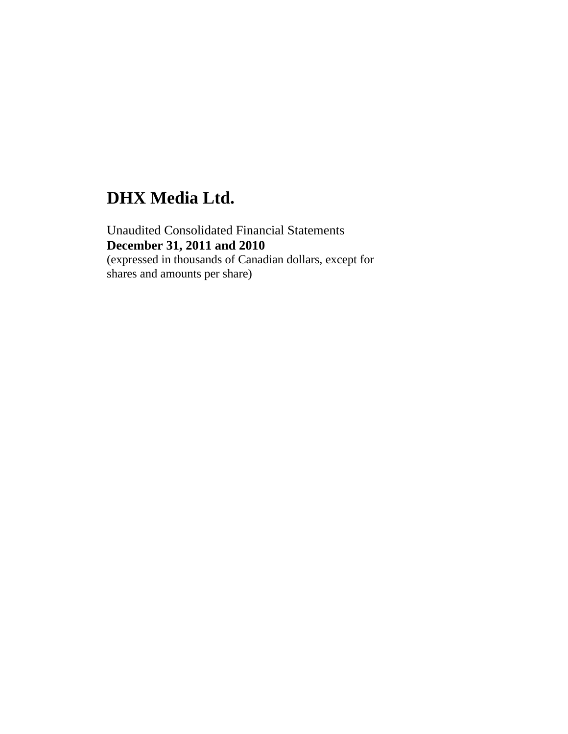# DHX Media Ltd.

Unaudited Consolidated Financial Statements
**December 31, 2011 and 2010**
(expressed in thousands of Canadian dollars, except for shares and amounts per share)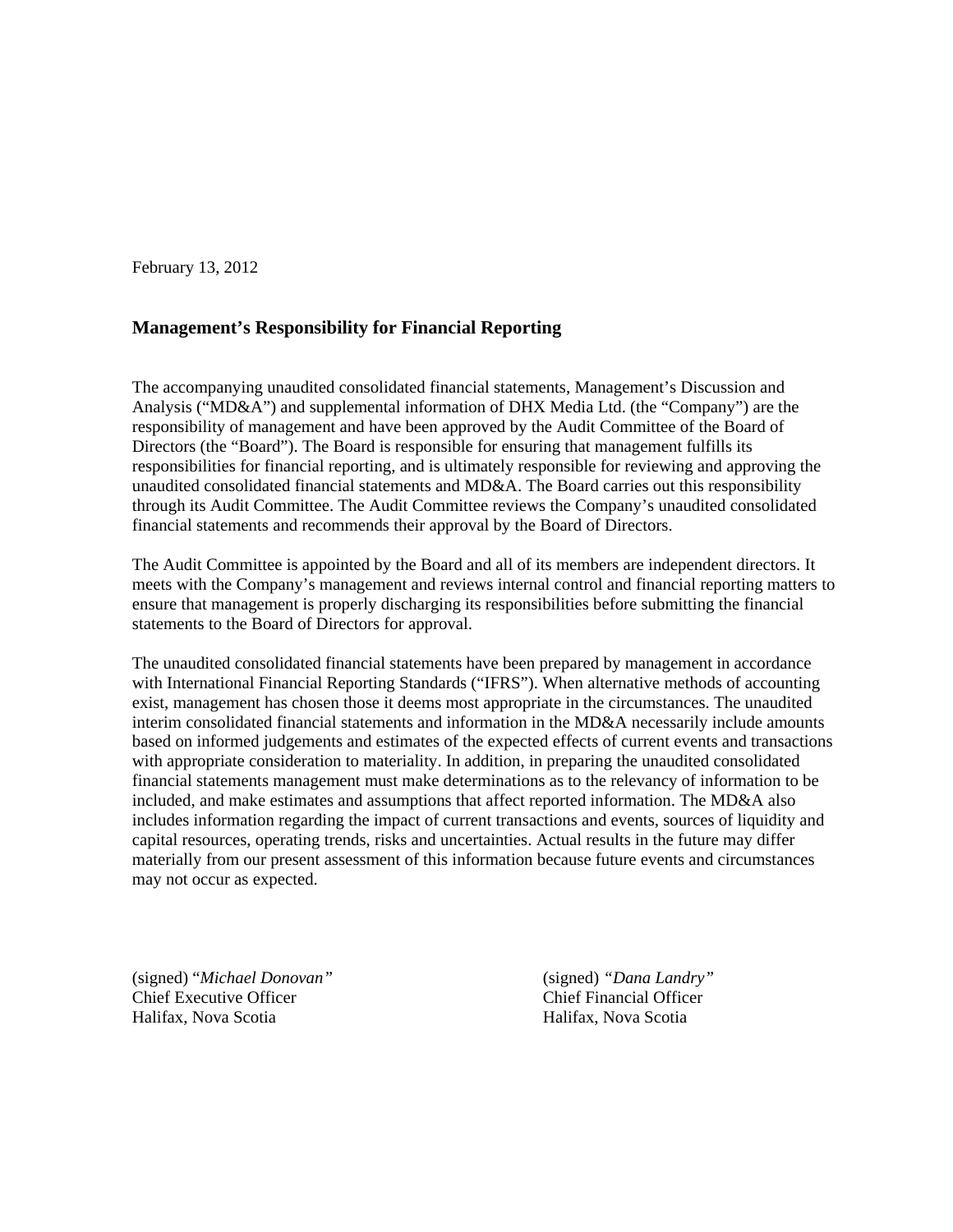February 13, 2012

## Management's Responsibility for Financial Reporting

The accompanying unaudited consolidated financial statements, Management's Discussion and Analysis ("MD&A") and supplemental information of DHX Media Ltd. (the "Company") are the responsibility of management and have been approved by the Audit Committee of the Board of Directors (the "Board"). The Board is responsible for ensuring that management fulfills its responsibilities for financial reporting, and is ultimately responsible for reviewing and approving the unaudited consolidated financial statements and MD&A. The Board carries out this responsibility through its Audit Committee. The Audit Committee reviews the Company's unaudited consolidated financial statements and recommends their approval by the Board of Directors.

The Audit Committee is appointed by the Board and all of its members are independent directors. It meets with the Company's management and reviews internal control and financial reporting matters to ensure that management is properly discharging its responsibilities before submitting the financial statements to the Board of Directors for approval.

The unaudited consolidated financial statements have been prepared by management in accordance with International Financial Reporting Standards ("IFRS"). When alternative methods of accounting exist, management has chosen those it deems most appropriate in the circumstances. The unaudited interim consolidated financial statements and information in the MD&A necessarily include amounts based on informed judgements and estimates of the expected effects of current events and transactions with appropriate consideration to materiality. In addition, in preparing the unaudited consolidated financial statements management must make determinations as to the relevancy of information to be included, and make estimates and assumptions that affect reported information. The MD&A also includes information regarding the impact of current transactions and events, sources of liquidity and capital resources, operating trends, risks and uncertainties. Actual results in the future may differ materially from our present assessment of this information because future events and circumstances may not occur as expected.

(signed) "*Michael Donovan*"
Chief Executive Officer
Halifax, Nova Scotia

(signed) *"Dana Landry"*
Chief Financial Officer
Halifax, Nova Scotia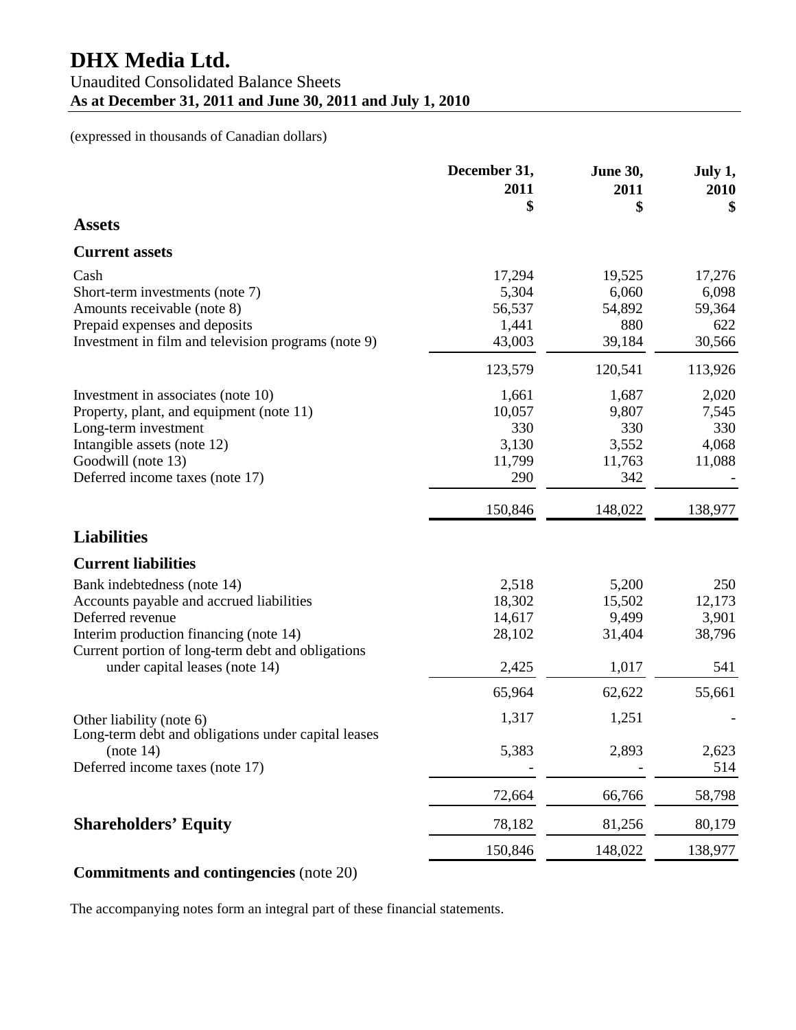# DHX Media Ltd.

Unaudited Consolidated Balance Sheets
**As at December 31, 2011 and June 30, 2011 and July 1, 2010**

(expressed in thousands of Canadian dollars)

| | December 31, 2011 $ | June 30, 2011 $ | July 1, 2010 $ |
|---|---|---|---|
| **Assets** | | | |
| **Current assets** | | | |
| Cash | 17,294 | 19,525 | 17,276 |
| Short-term investments (note 7) | 5,304 | 6,060 | 6,098 |
| Amounts receivable (note 8) | 56,537 | 54,892 | 59,364 |
| Prepaid expenses and deposits | 1,441 | 880 | 622 |
| Investment in film and television programs (note 9) | 43,003 | 39,184 | 30,566 |
| | 123,579 | 120,541 | 113,926 |
| Investment in associates (note 10) | 1,661 | 1,687 | 2,020 |
| Property, plant, and equipment (note 11) | 10,057 | 9,807 | 7,545 |
| Long-term investment | 330 | 330 | 330 |
| Intangible assets (note 12) | 3,130 | 3,552 | 4,068 |
| Goodwill (note 13) | 11,799 | 11,763 | 11,088 |
| Deferred income taxes (note 17) | 290 | 342 | - |
| | 150,846 | 148,022 | 138,977 |
| **Liabilities** | | | |
| **Current liabilities** | | | |
| Bank indebtedness (note 14) | 2,518 | 5,200 | 250 |
| Accounts payable and accrued liabilities | 18,302 | 15,502 | 12,173 |
| Deferred revenue | 14,617 | 9,499 | 3,901 |
| Interim production financing (note 14) | 28,102 | 31,404 | 38,796 |
| Current portion of long-term debt and obligations under capital leases (note 14) | 2,425 | 1,017 | 541 |
| | 65,964 | 62,622 | 55,661 |
| Other liability (note 6) | 1,317 | 1,251 | - |
| Long-term debt and obligations under capital leases (note 14) | 5,383 | 2,893 | 2,623 |
| Deferred income taxes (note 17) | - | - | 514 |
| | 72,664 | 66,766 | 58,798 |
| **Shareholders' Equity** | 78,182 | 81,256 | 80,179 |
| | 150,846 | 148,022 | 138,977 |

**Commitments and contingencies** (note 20)

The accompanying notes form an integral part of these financial statements.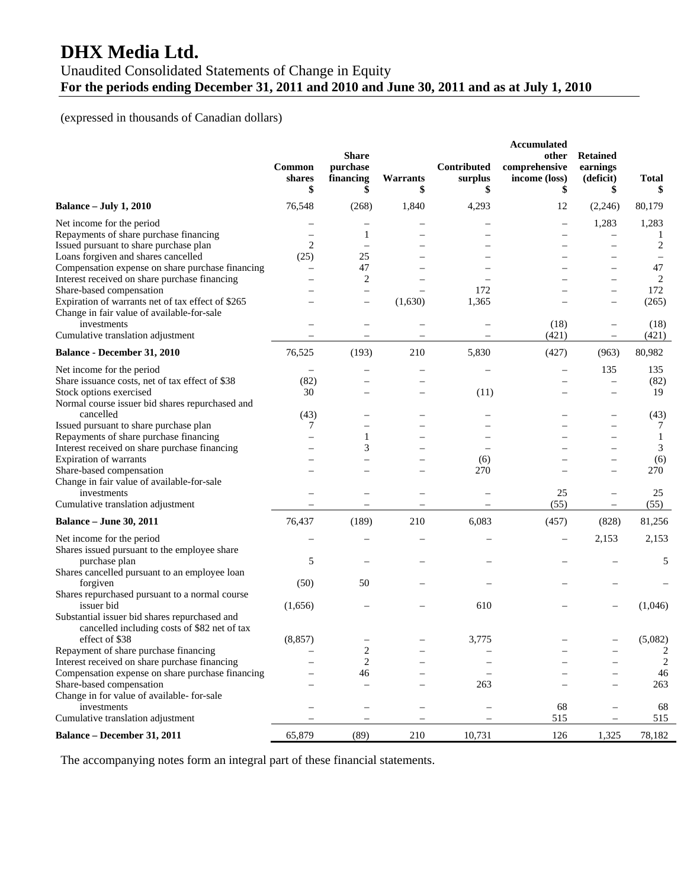# DHX Media Ltd.

Unaudited Consolidated Statements of Change in Equity

**For the periods ending December 31, 2011 and 2010 and June 30, 2011 and as at July 1, 2010**

(expressed in thousands of Canadian dollars)

| | Common shares $ | Share purchase financing $ | Warrants $ | Contributed surplus $ | Accumulated other comprehensive income (loss) $ | Retained earnings (deficit) $ | Total $ |
|---|---|---|---|---|---|---|---|
| **Balance – July 1, 2010** | 76,548 | (268) | 1,840 | 4,293 | 12 | (2,246) | 80,179 |
| Net income for the period | – | – | – | – | – | 1,283 | 1,283 |
| Repayments of share purchase financing | – | 1 | – | – | – | – | 1 |
| Issued pursuant to share purchase plan | 2 | – | – | – | – | – | 2 |
| Loans forgiven and shares cancelled | (25) | 25 | – | – | – | – | – |
| Compensation expense on share purchase financing | – | 47 | – | – | – | – | 47 |
| Interest received on share purchase financing | – | 2 | – | – | – | – | 2 |
| Share-based compensation | – | – | – | 172 | – | – | 172 |
| Expiration of warrants net of tax effect of $265 | – | – | (1,630) | 1,365 | – | – | (265) |
| Change in fair value of available-for-sale investments | – | – | – | – | (18) | – | (18) |
| Cumulative translation adjustment | – | – | – | – | (421) | – | (421) |
| **Balance - December 31, 2010** | 76,525 | (193) | 210 | 5,830 | (427) | (963) | 80,982 |
| Net income for the period | – | – | – | – | – | 135 | 135 |
| Share issuance costs, net of tax effect of $38 | (82) | – | – | | – | – | (82) |
| Stock options exercised | 30 | – | – | (11) | – | – | 19 |
| Normal course issuer bid shares repurchased and cancelled | (43) | – | – | – | – | – | (43) |
| Issued pursuant to share purchase plan | 7 | – | – | – | – | – | 7 |
| Repayments of share purchase financing | – | 1 | – | – | – | – | 1 |
| Interest received on share purchase financing | – | 3 | – | – | – | – | 3 |
| Expiration of warrants | – | – | – | (6) | – | – | (6) |
| Share-based compensation | – | – | – | 270 | – | – | 270 |
| Change in fair value of available-for-sale investments | – | – | – | – | 25 | – | 25 |
| Cumulative translation adjustment | – | – | – | – | (55) | – | (55) |
| **Balance – June 30, 2011** | 76,437 | (189) | 210 | 6,083 | (457) | (828) | 81,256 |
| Net income for the period | – | – | – | – | – | 2,153 | 2,153 |
| Shares issued pursuant to the employee share purchase plan | 5 | – | – | – | – | – | 5 |
| Shares cancelled pursuant to an employee loan forgiven | (50) | 50 | – | – | – | – | – |
| Shares repurchased pursuant to a normal course issuer bid | (1,656) | – | – | 610 | – | – | (1,046) |
| Substantial issuer bid shares repurchased and cancelled including costs of $82 net of tax effect of $38 | (8,857) | – | – | 3,775 | – | – | (5,082) |
| Repayment of share purchase financing | – | 2 | – | – | – | – | 2 |
| Interest received on share purchase financing | – | 2 | – | – | – | – | 2 |
| Compensation expense on share purchase financing | – | 46 | – | – | – | – | 46 |
| Share-based compensation | – | – | – | 263 | – | – | 263 |
| Change in for value of available- for-sale investments | – | – | – | – | 68 | – | 68 |
| Cumulative translation adjustment | – | – | – | – | 515 | – | 515 |
| **Balance – December 31, 2011** | 65,879 | (89) | 210 | 10,731 | 126 | 1,325 | 78,182 |

The accompanying notes form an integral part of these financial statements.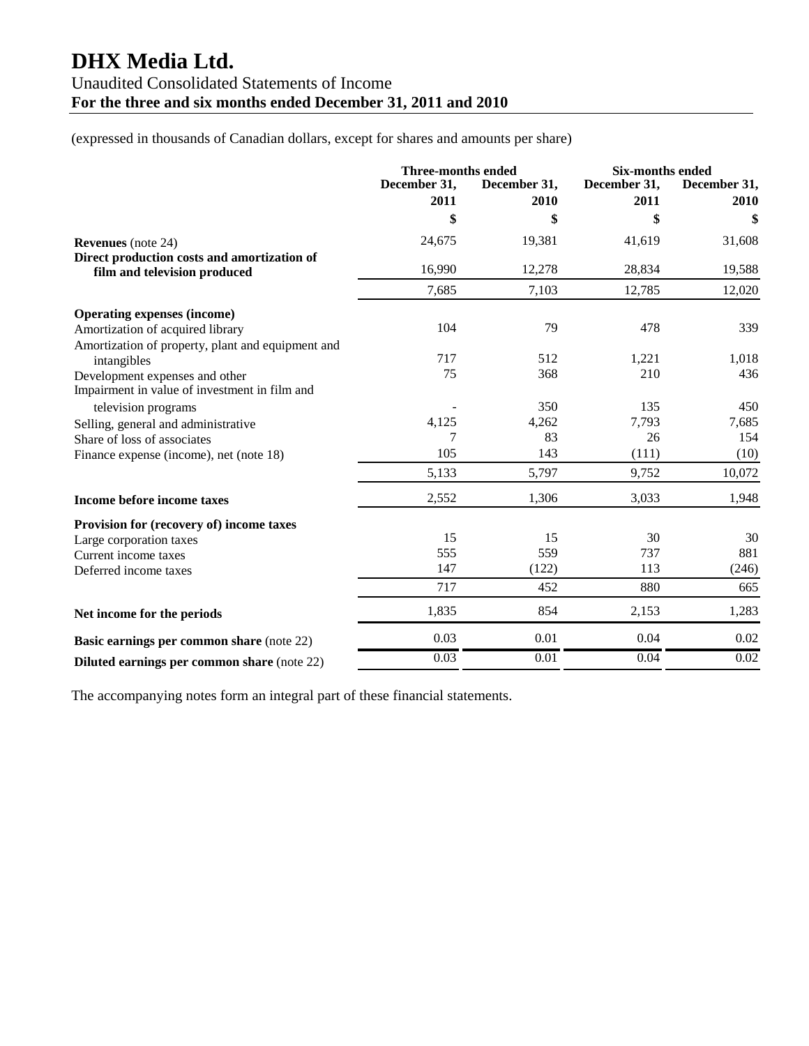# DHX Media Ltd.

Unaudited Consolidated Statements of Income

**For the three and six months ended December 31, 2011 and 2010**

(expressed in thousands of Canadian dollars, except for shares and amounts per share)

| | Three-months ended | | Six-months ended | |
|---|---|---|---|---|
| | December 31, 2011 | December 31, 2010 | December 31, 2011 | December 31, 2010 |
| | $ | $ | $ | $ |
| **Revenues** (note 24) | 24,675 | 19,381 | 41,619 | 31,608 |
| **Direct production costs and amortization of film and television produced** | 16,990 | 12,278 | 28,834 | 19,588 |
| | 7,685 | 7,103 | 12,785 | 12,020 |
| **Operating expenses (income)** | | | | |
| Amortization of acquired library | 104 | 79 | 478 | 339 |
| Amortization of property, plant and equipment and intangibles | 717 | 512 | 1,221 | 1,018 |
| Development expenses and other | 75 | 368 | 210 | 436 |
| Impairment in value of investment in film and television programs | - | 350 | 135 | 450 |
| Selling, general and administrative | 4,125 | 4,262 | 7,793 | 7,685 |
| Share of loss of associates | 7 | 83 | 26 | 154 |
| Finance expense (income), net (note 18) | 105 | 143 | (111) | (10) |
| | 5,133 | 5,797 | 9,752 | 10,072 |
| **Income before income taxes** | 2,552 | 1,306 | 3,033 | 1,948 |
| **Provision for (recovery of) income taxes** | | | | |
| Large corporation taxes | 15 | 15 | 30 | 30 |
| Current income taxes | 555 | 559 | 737 | 881 |
| Deferred income taxes | 147 | (122) | 113 | (246) |
| | 717 | 452 | 880 | 665 |
| **Net income for the periods** | 1,835 | 854 | 2,153 | 1,283 |
| **Basic earnings per common share** (note 22) | 0.03 | 0.01 | 0.04 | 0.02 |
| **Diluted earnings per common share** (note 22) | 0.03 | 0.01 | 0.04 | 0.02 |

The accompanying notes form an integral part of these financial statements.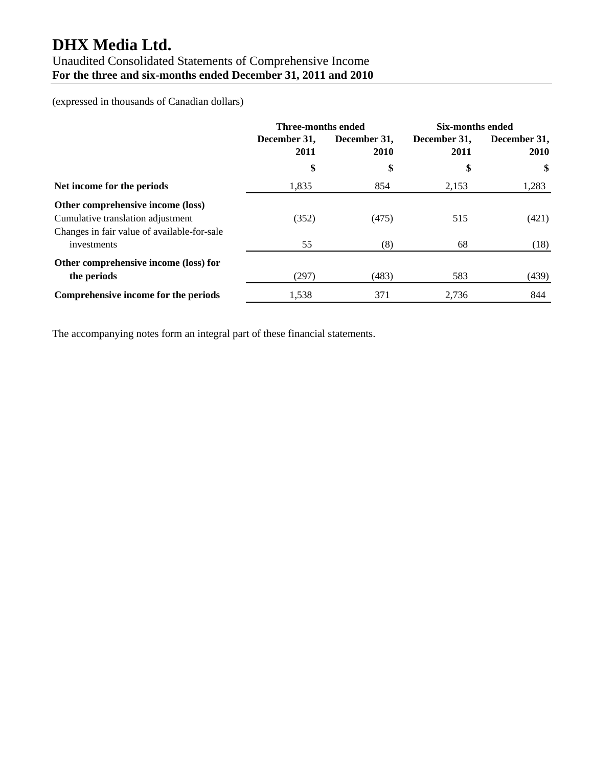# DHX Media Ltd.

Unaudited Consolidated Statements of Comprehensive Income

**For the three and six-months ended December 31, 2011 and 2010**

(expressed in thousands of Canadian dollars)

| | Three-months ended | | Six-months ended | |
|---|---|---|---|---|
| | December 31, 2011 | December 31, 2010 | December 31, 2011 | December 31, 2010 |
| | $ | $ | $ | $ |
| **Net income for the periods** | 1,835 | 854 | 2,153 | 1,283 |
| **Other comprehensive income (loss)** | | | | |
| Cumulative translation adjustment | (352) | (475) | 515 | (421) |
| Changes in fair value of available-for-sale investments | 55 | (8) | 68 | (18) |
| **Other comprehensive income (loss) for the periods** | (297) | (483) | 583 | (439) |
| **Comprehensive income for the periods** | 1,538 | 371 | 2,736 | 844 |

The accompanying notes form an integral part of these financial statements.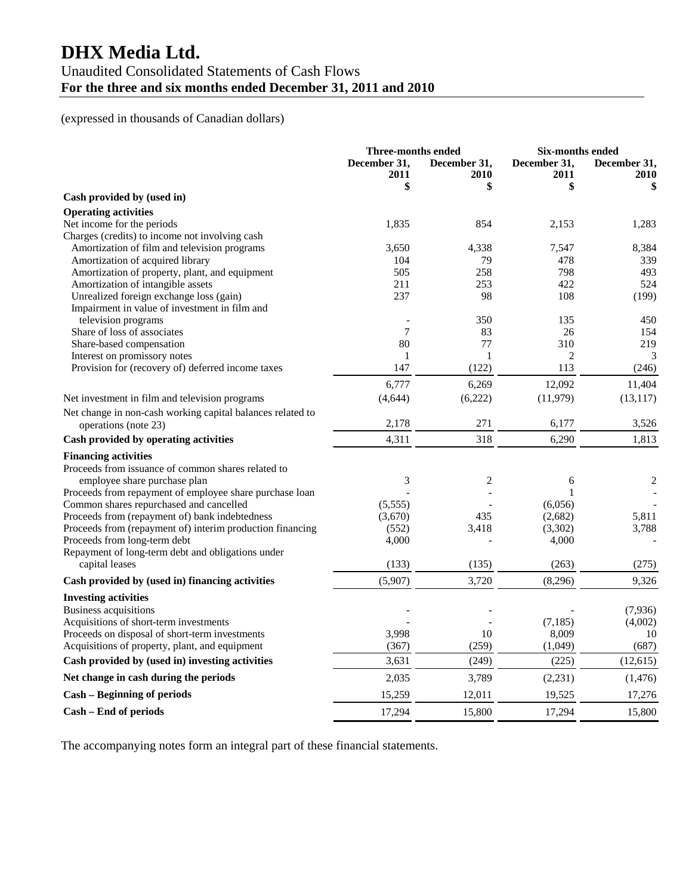# DHX Media Ltd.

Unaudited Consolidated Statements of Cash Flows

**For the three and six months ended December 31, 2011 and 2010**

(expressed in thousands of Canadian dollars)

| | Three-months ended | | Six-months ended | |
|---|---|---|---|---|
| | December 31, 2011 $ | December 31, 2010 $ | December 31, 2011 $ | December 31, 2010 $ |
| **Cash provided by (used in)** | | | | |
| **Operating activities** | | | | |
| Net income for the periods | 1,835 | 854 | 2,153 | 1,283 |
| Charges (credits) to income not involving cash | | | | |
| Amortization of film and television programs | 3,650 | 4,338 | 7,547 | 8,384 |
| Amortization of acquired library | 104 | 79 | 478 | 339 |
| Amortization of property, plant, and equipment | 505 | 258 | 798 | 493 |
| Amortization of intangible assets | 211 | 253 | 422 | 524 |
| Unrealized foreign exchange loss (gain) | 237 | 98 | 108 | (199) |
| Impairment in value of investment in film and television programs | - | 350 | 135 | 450 |
| Share of loss of associates | 7 | 83 | 26 | 154 |
| Share-based compensation | 80 | 77 | 310 | 219 |
| Interest on promissory notes | 1 | 1 | 2 | 3 |
| Provision for (recovery of) deferred income taxes | 147 | (122) | 113 | (246) |
| | 6,777 | 6,269 | 12,092 | 11,404 |
| Net investment in film and television programs | (4,644) | (6,222) | (11,979) | (13,117) |
| Net change in non-cash working capital balances related to operations (note 23) | 2,178 | 271 | 6,177 | 3,526 |
| **Cash provided by operating activities** | 4,311 | 318 | 6,290 | 1,813 |
| **Financing activities** | | | | |
| Proceeds from issuance of common shares related to employee share purchase plan | 3 | 2 | 6 | 2 |
| Proceeds from repayment of employee share purchase loan | - | - | 1 | - |
| Common shares repurchased and cancelled | (5,555) | - | (6,056) | - |
| Proceeds from (repayment of) bank indebtedness | (3,670) | 435 | (2,682) | 5,811 |
| Proceeds from (repayment of) interim production financing | (552) | 3,418 | (3,302) | 3,788 |
| Proceeds from long-term debt | 4,000 | | 4,000 | - |
| Repayment of long-term debt and obligations under capital leases | (133) | (135) | (263) | (275) |
| **Cash provided by (used in) financing activities** | (5,907) | 3,720 | (8,296) | 9,326 |
| **Investing activities** | | | | |
| Business acquisitions | - | - | - | (7,936) |
| Acquisitions of short-term investments | - | - | (7,185) | (4,002) |
| Proceeds on disposal of short-term investments | 3,998 | 10 | 8,009 | 10 |
| Acquisitions of property, plant, and equipment | (367) | (259) | (1,049) | (687) |
| **Cash provided by (used in) investing activities** | 3,631 | (249) | (225) | (12,615) |
| **Net change in cash during the periods** | 2,035 | 3,789 | (2,231) | (1,476) |
| **Cash – Beginning of periods** | 15,259 | 12,011 | 19,525 | 17,276 |
| **Cash – End of periods** | 17,294 | 15,800 | 17,294 | 15,800 |

The accompanying notes form an integral part of these financial statements.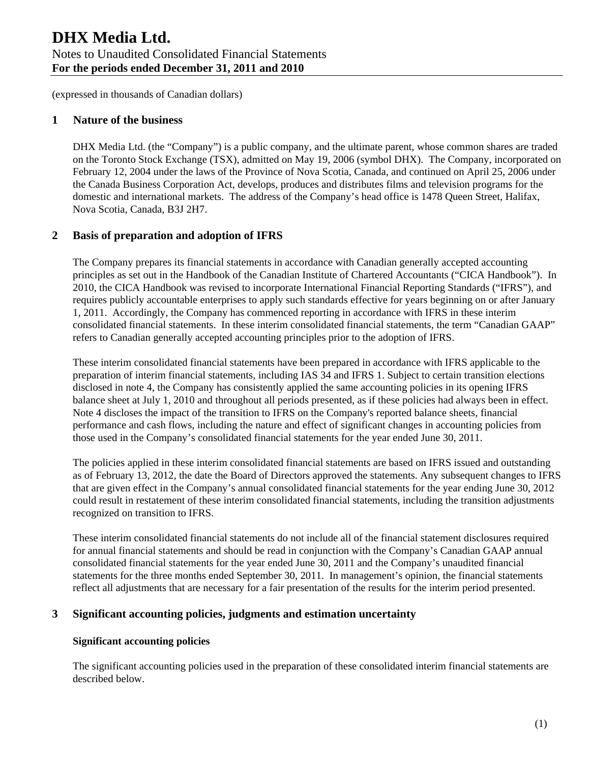# DHX Media Ltd.

Notes to Unaudited Consolidated Financial Statements
**For the periods ended December 31, 2011 and 2010**

(expressed in thousands of Canadian dollars)

## 1 Nature of the business

DHX Media Ltd. (the "Company") is a public company, and the ultimate parent, whose common shares are traded on the Toronto Stock Exchange (TSX), admitted on May 19, 2006 (symbol DHX). The Company, incorporated on February 12, 2004 under the laws of the Province of Nova Scotia, Canada, and continued on April 25, 2006 under the Canada Business Corporation Act, develops, produces and distributes films and television programs for the domestic and international markets. The address of the Company's head office is 1478 Queen Street, Halifax, Nova Scotia, Canada, B3J 2H7.

## 2 Basis of preparation and adoption of IFRS

The Company prepares its financial statements in accordance with Canadian generally accepted accounting principles as set out in the Handbook of the Canadian Institute of Chartered Accountants ("CICA Handbook"). In 2010, the CICA Handbook was revised to incorporate International Financial Reporting Standards ("IFRS"), and requires publicly accountable enterprises to apply such standards effective for years beginning on or after January 1, 2011. Accordingly, the Company has commenced reporting in accordance with IFRS in these interim consolidated financial statements. In these interim consolidated financial statements, the term "Canadian GAAP" refers to Canadian generally accepted accounting principles prior to the adoption of IFRS.

These interim consolidated financial statements have been prepared in accordance with IFRS applicable to the preparation of interim financial statements, including IAS 34 and IFRS 1. Subject to certain transition elections disclosed in note 4, the Company has consistently applied the same accounting policies in its opening IFRS balance sheet at July 1, 2010 and throughout all periods presented, as if these policies had always been in effect. Note 4 discloses the impact of the transition to IFRS on the Company's reported balance sheets, financial performance and cash flows, including the nature and effect of significant changes in accounting policies from those used in the Company's consolidated financial statements for the year ended June 30, 2011.

The policies applied in these interim consolidated financial statements are based on IFRS issued and outstanding as of February 13, 2012, the date the Board of Directors approved the statements. Any subsequent changes to IFRS that are given effect in the Company's annual consolidated financial statements for the year ending June 30, 2012 could result in restatement of these interim consolidated financial statements, including the transition adjustments recognized on transition to IFRS.

These interim consolidated financial statements do not include all of the financial statement disclosures required for annual financial statements and should be read in conjunction with the Company's Canadian GAAP annual consolidated financial statements for the year ended June 30, 2011 and the Company's unaudited financial statements for the three months ended September 30, 2011. In management's opinion, the financial statements reflect all adjustments that are necessary for a fair presentation of the results for the interim period presented.

## 3 Significant accounting policies, judgments and estimation uncertainty

### Significant accounting policies

The significant accounting policies used in the preparation of these consolidated interim financial statements are described below.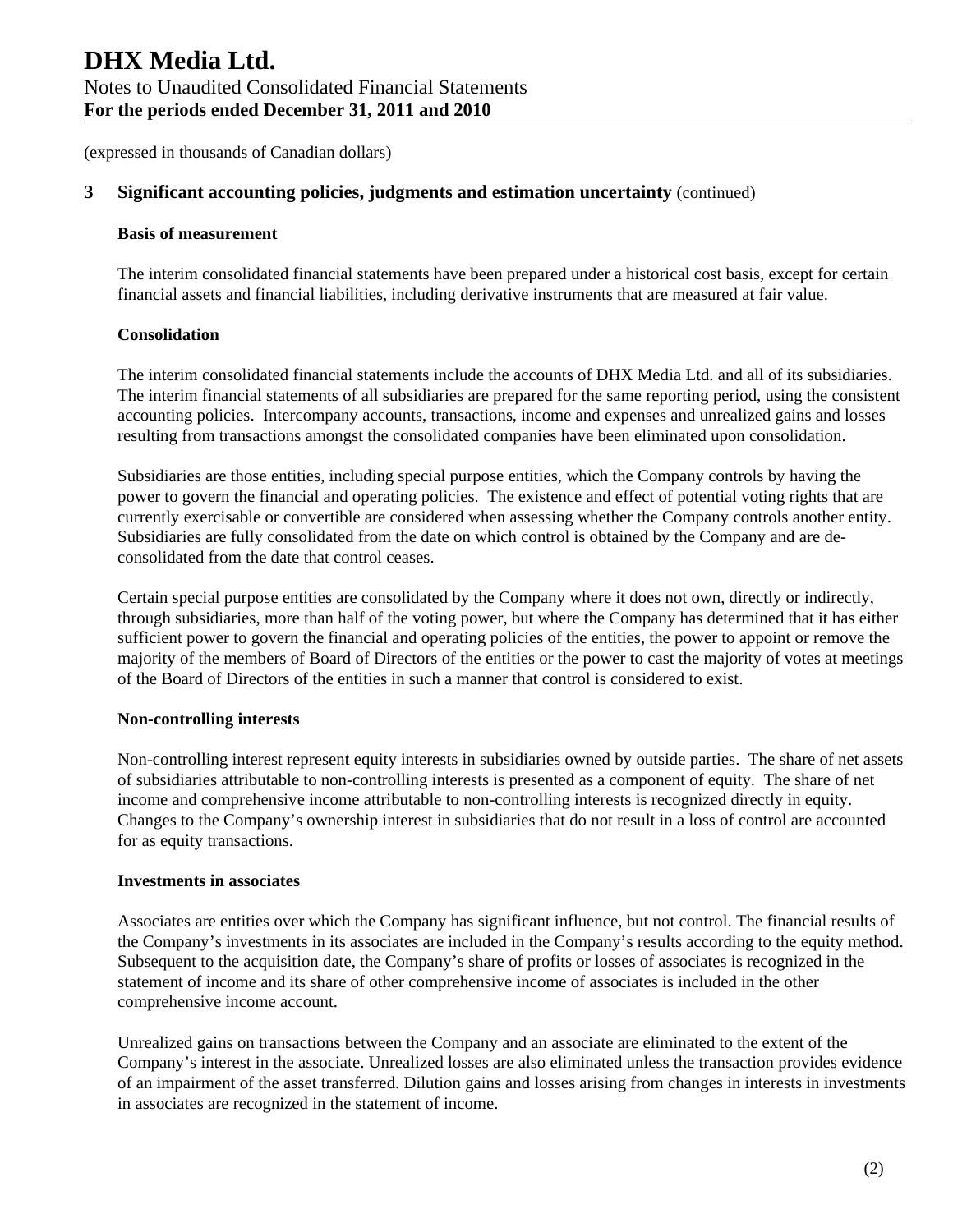(expressed in thousands of Canadian dollars)

## 3 Significant accounting policies, judgments and estimation uncertainty (continued)

**Basis of measurement**

The interim consolidated financial statements have been prepared under a historical cost basis, except for certain financial assets and financial liabilities, including derivative instruments that are measured at fair value.

**Consolidation**

The interim consolidated financial statements include the accounts of DHX Media Ltd. and all of its subsidiaries. The interim financial statements of all subsidiaries are prepared for the same reporting period, using the consistent accounting policies. Intercompany accounts, transactions, income and expenses and unrealized gains and losses resulting from transactions amongst the consolidated companies have been eliminated upon consolidation.

Subsidiaries are those entities, including special purpose entities, which the Company controls by having the power to govern the financial and operating policies. The existence and effect of potential voting rights that are currently exercisable or convertible are considered when assessing whether the Company controls another entity. Subsidiaries are fully consolidated from the date on which control is obtained by the Company and are de-consolidated from the date that control ceases.

Certain special purpose entities are consolidated by the Company where it does not own, directly or indirectly, through subsidiaries, more than half of the voting power, but where the Company has determined that it has either sufficient power to govern the financial and operating policies of the entities, the power to appoint or remove the majority of the members of Board of Directors of the entities or the power to cast the majority of votes at meetings of the Board of Directors of the entities in such a manner that control is considered to exist.

**Non-controlling interests**

Non-controlling interest represent equity interests in subsidiaries owned by outside parties. The share of net assets of subsidiaries attributable to non-controlling interests is presented as a component of equity. The share of net income and comprehensive income attributable to non-controlling interests is recognized directly in equity. Changes to the Company's ownership interest in subsidiaries that do not result in a loss of control are accounted for as equity transactions.

**Investments in associates**

Associates are entities over which the Company has significant influence, but not control. The financial results of the Company's investments in its associates are included in the Company's results according to the equity method. Subsequent to the acquisition date, the Company's share of profits or losses of associates is recognized in the statement of income and its share of other comprehensive income of associates is included in the other comprehensive income account.

Unrealized gains on transactions between the Company and an associate are eliminated to the extent of the Company's interest in the associate. Unrealized losses are also eliminated unless the transaction provides evidence of an impairment of the asset transferred. Dilution gains and losses arising from changes in interests in investments in associates are recognized in the statement of income.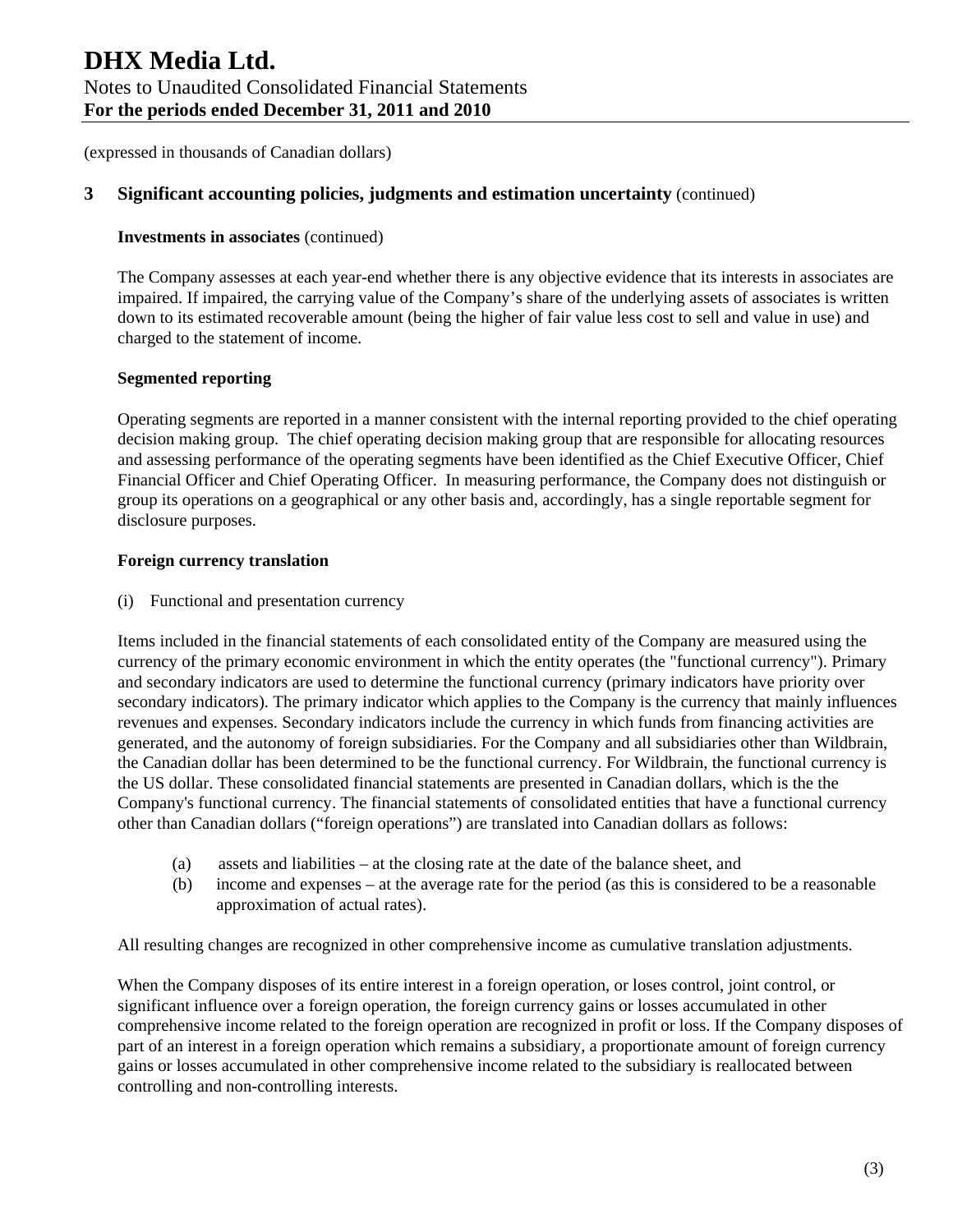(expressed in thousands of Canadian dollars)

## 3 Significant accounting policies, judgments and estimation uncertainty (continued)

**Investments in associates** (continued)

The Company assesses at each year-end whether there is any objective evidence that its interests in associates are impaired. If impaired, the carrying value of the Company's share of the underlying assets of associates is written down to its estimated recoverable amount (being the higher of fair value less cost to sell and value in use) and charged to the statement of income.

**Segmented reporting**

Operating segments are reported in a manner consistent with the internal reporting provided to the chief operating decision making group. The chief operating decision making group that are responsible for allocating resources and assessing performance of the operating segments have been identified as the Chief Executive Officer, Chief Financial Officer and Chief Operating Officer. In measuring performance, the Company does not distinguish or group its operations on a geographical or any other basis and, accordingly, has a single reportable segment for disclosure purposes.

**Foreign currency translation**

(i) Functional and presentation currency

Items included in the financial statements of each consolidated entity of the Company are measured using the currency of the primary economic environment in which the entity operates (the "functional currency"). Primary and secondary indicators are used to determine the functional currency (primary indicators have priority over secondary indicators). The primary indicator which applies to the Company is the currency that mainly influences revenues and expenses. Secondary indicators include the currency in which funds from financing activities are generated, and the autonomy of foreign subsidiaries. For the Company and all subsidiaries other than Wildbrain, the Canadian dollar has been determined to be the functional currency. For Wildbrain, the functional currency is the US dollar. These consolidated financial statements are presented in Canadian dollars, which is the the Company's functional currency. The financial statements of consolidated entities that have a functional currency other than Canadian dollars ("foreign operations") are translated into Canadian dollars as follows:

(a) assets and liabilities – at the closing rate at the date of the balance sheet, and
(b) income and expenses – at the average rate for the period (as this is considered to be a reasonable approximation of actual rates).

All resulting changes are recognized in other comprehensive income as cumulative translation adjustments.

When the Company disposes of its entire interest in a foreign operation, or loses control, joint control, or significant influence over a foreign operation, the foreign currency gains or losses accumulated in other comprehensive income related to the foreign operation are recognized in profit or loss. If the Company disposes of part of an interest in a foreign operation which remains a subsidiary, a proportionate amount of foreign currency gains or losses accumulated in other comprehensive income related to the subsidiary is reallocated between controlling and non-controlling interests.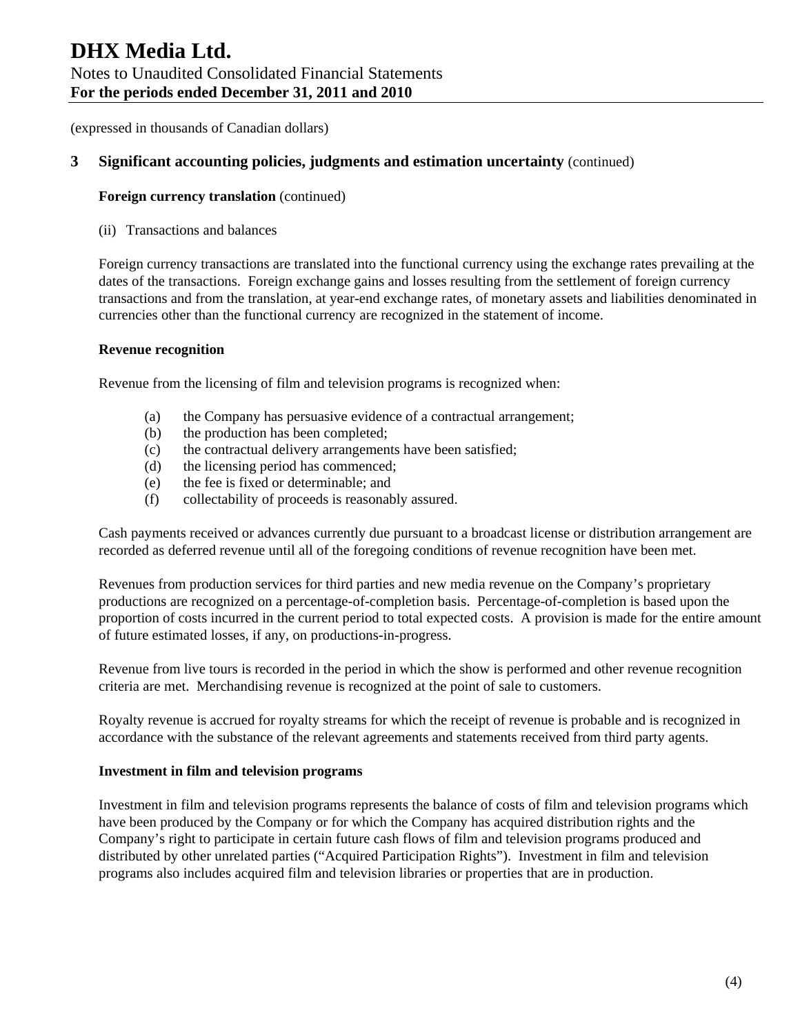(expressed in thousands of Canadian dollars)

## 3 Significant accounting policies, judgments and estimation uncertainty (continued)

**Foreign currency translation** (continued)

(ii) Transactions and balances

Foreign currency transactions are translated into the functional currency using the exchange rates prevailing at the dates of the transactions. Foreign exchange gains and losses resulting from the settlement of foreign currency transactions and from the translation, at year-end exchange rates, of monetary assets and liabilities denominated in currencies other than the functional currency are recognized in the statement of income.

**Revenue recognition**

Revenue from the licensing of film and television programs is recognized when:

(a) the Company has persuasive evidence of a contractual arrangement;
(b) the production has been completed;
(c) the contractual delivery arrangements have been satisfied;
(d) the licensing period has commenced;
(e) the fee is fixed or determinable; and
(f) collectability of proceeds is reasonably assured.

Cash payments received or advances currently due pursuant to a broadcast license or distribution arrangement are recorded as deferred revenue until all of the foregoing conditions of revenue recognition have been met.

Revenues from production services for third parties and new media revenue on the Company's proprietary productions are recognized on a percentage-of-completion basis. Percentage-of-completion is based upon the proportion of costs incurred in the current period to total expected costs. A provision is made for the entire amount of future estimated losses, if any, on productions-in-progress.

Revenue from live tours is recorded in the period in which the show is performed and other revenue recognition criteria are met. Merchandising revenue is recognized at the point of sale to customers.

Royalty revenue is accrued for royalty streams for which the receipt of revenue is probable and is recognized in accordance with the substance of the relevant agreements and statements received from third party agents.

**Investment in film and television programs**

Investment in film and television programs represents the balance of costs of film and television programs which have been produced by the Company or for which the Company has acquired distribution rights and the Company's right to participate in certain future cash flows of film and television programs produced and distributed by other unrelated parties ("Acquired Participation Rights"). Investment in film and television programs also includes acquired film and television libraries or properties that are in production.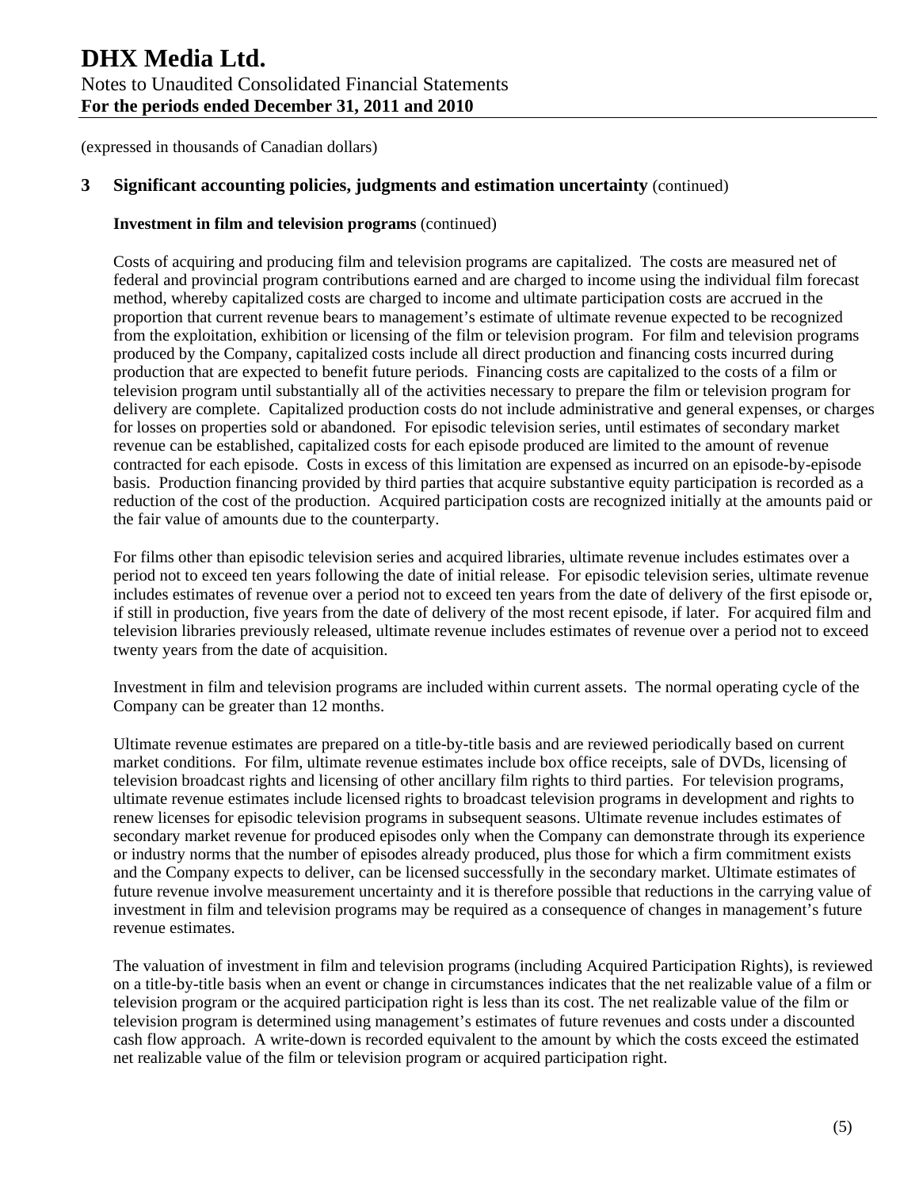(expressed in thousands of Canadian dollars)

## 3 Significant accounting policies, judgments and estimation uncertainty (continued)

**Investment in film and television programs** (continued)

Costs of acquiring and producing film and television programs are capitalized. The costs are measured net of federal and provincial program contributions earned and are charged to income using the individual film forecast method, whereby capitalized costs are charged to income and ultimate participation costs are accrued in the proportion that current revenue bears to management's estimate of ultimate revenue expected to be recognized from the exploitation, exhibition or licensing of the film or television program. For film and television programs produced by the Company, capitalized costs include all direct production and financing costs incurred during production that are expected to benefit future periods. Financing costs are capitalized to the costs of a film or television program until substantially all of the activities necessary to prepare the film or television program for delivery are complete. Capitalized production costs do not include administrative and general expenses, or charges for losses on properties sold or abandoned. For episodic television series, until estimates of secondary market revenue can be established, capitalized costs for each episode produced are limited to the amount of revenue contracted for each episode. Costs in excess of this limitation are expensed as incurred on an episode-by-episode basis. Production financing provided by third parties that acquire substantive equity participation is recorded as a reduction of the cost of the production. Acquired participation costs are recognized initially at the amounts paid or the fair value of amounts due to the counterparty.

For films other than episodic television series and acquired libraries, ultimate revenue includes estimates over a period not to exceed ten years following the date of initial release. For episodic television series, ultimate revenue includes estimates of revenue over a period not to exceed ten years from the date of delivery of the first episode or, if still in production, five years from the date of delivery of the most recent episode, if later. For acquired film and television libraries previously released, ultimate revenue includes estimates of revenue over a period not to exceed twenty years from the date of acquisition.

Investment in film and television programs are included within current assets. The normal operating cycle of the Company can be greater than 12 months.

Ultimate revenue estimates are prepared on a title-by-title basis and are reviewed periodically based on current market conditions. For film, ultimate revenue estimates include box office receipts, sale of DVDs, licensing of television broadcast rights and licensing of other ancillary film rights to third parties. For television programs, ultimate revenue estimates include licensed rights to broadcast television programs in development and rights to renew licenses for episodic television programs in subsequent seasons. Ultimate revenue includes estimates of secondary market revenue for produced episodes only when the Company can demonstrate through its experience or industry norms that the number of episodes already produced, plus those for which a firm commitment exists and the Company expects to deliver, can be licensed successfully in the secondary market. Ultimate estimates of future revenue involve measurement uncertainty and it is therefore possible that reductions in the carrying value of investment in film and television programs may be required as a consequence of changes in management's future revenue estimates.

The valuation of investment in film and television programs (including Acquired Participation Rights), is reviewed on a title-by-title basis when an event or change in circumstances indicates that the net realizable value of a film or television program or the acquired participation right is less than its cost. The net realizable value of the film or television program is determined using management's estimates of future revenues and costs under a discounted cash flow approach. A write-down is recorded equivalent to the amount by which the costs exceed the estimated net realizable value of the film or television program or acquired participation right.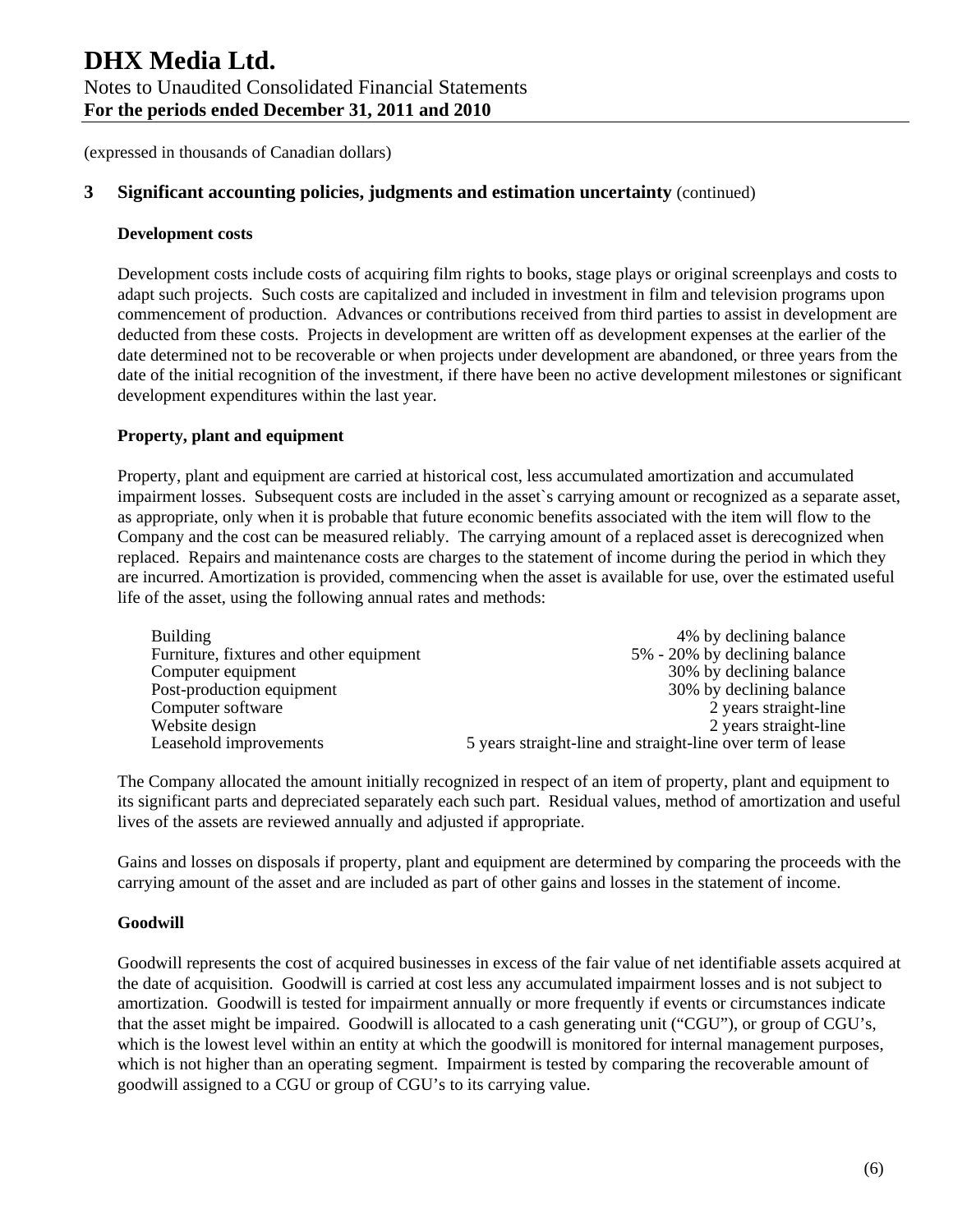(expressed in thousands of Canadian dollars)

## 3 Significant accounting policies, judgments and estimation uncertainty (continued)

### Development costs

Development costs include costs of acquiring film rights to books, stage plays or original screenplays and costs to adapt such projects. Such costs are capitalized and included in investment in film and television programs upon commencement of production. Advances or contributions received from third parties to assist in development are deducted from these costs. Projects in development are written off as development expenses at the earlier of the date determined not to be recoverable or when projects under development are abandoned, or three years from the date of the initial recognition of the investment, if there have been no active development milestones or significant development expenditures within the last year.

### Property, plant and equipment

Property, plant and equipment are carried at historical cost, less accumulated amortization and accumulated impairment losses. Subsequent costs are included in the asset`s carrying amount or recognized as a separate asset, as appropriate, only when it is probable that future economic benefits associated with the item will flow to the Company and the cost can be measured reliably. The carrying amount of a replaced asset is derecognized when replaced. Repairs and maintenance costs are charges to the statement of income during the period in which they are incurred. Amortization is provided, commencing when the asset is available for use, over the estimated useful life of the asset, using the following annual rates and methods:

| | |
|---|---|
| Building | 4% by declining balance |
| Furniture, fixtures and other equipment | 5% - 20% by declining balance |
| Computer equipment | 30% by declining balance |
| Post-production equipment | 30% by declining balance |
| Computer software | 2 years straight-line |
| Website design | 2 years straight-line |
| Leasehold improvements | 5 years straight-line and straight-line over term of lease |

The Company allocated the amount initially recognized in respect of an item of property, plant and equipment to its significant parts and depreciated separately each such part. Residual values, method of amortization and useful lives of the assets are reviewed annually and adjusted if appropriate.

Gains and losses on disposals if property, plant and equipment are determined by comparing the proceeds with the carrying amount of the asset and are included as part of other gains and losses in the statement of income.

### Goodwill

Goodwill represents the cost of acquired businesses in excess of the fair value of net identifiable assets acquired at the date of acquisition. Goodwill is carried at cost less any accumulated impairment losses and is not subject to amortization. Goodwill is tested for impairment annually or more frequently if events or circumstances indicate that the asset might be impaired. Goodwill is allocated to a cash generating unit ("CGU"), or group of CGU's, which is the lowest level within an entity at which the goodwill is monitored for internal management purposes, which is not higher than an operating segment. Impairment is tested by comparing the recoverable amount of goodwill assigned to a CGU or group of CGU's to its carrying value.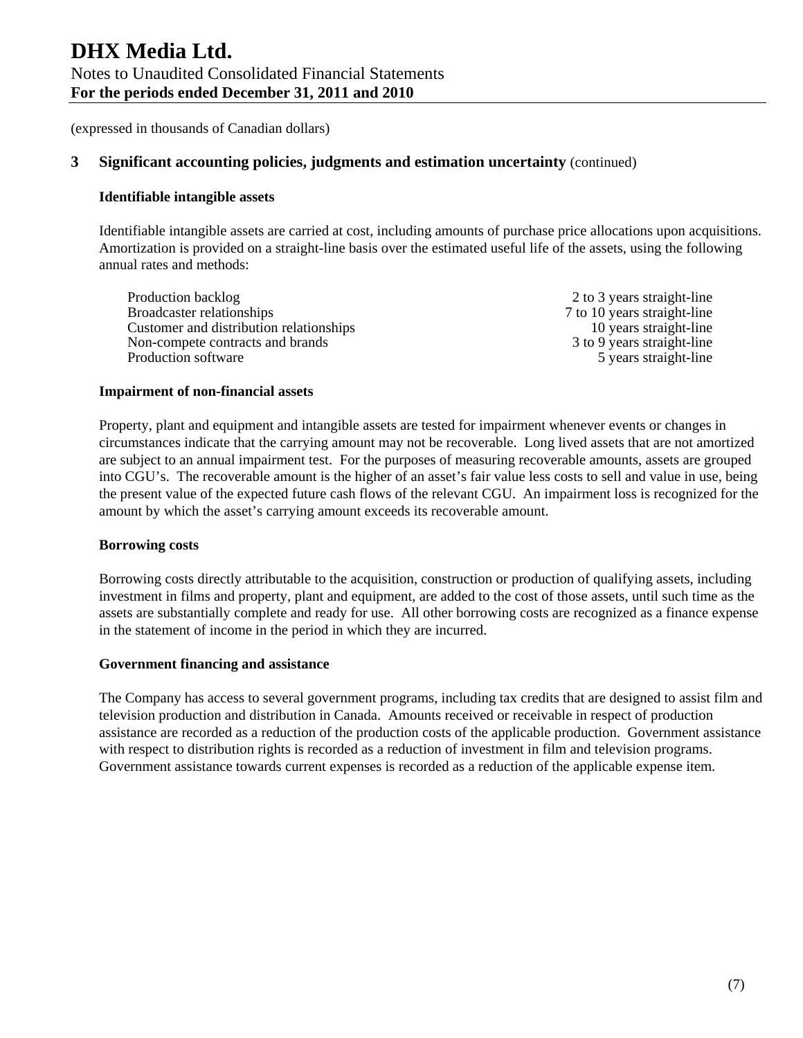(expressed in thousands of Canadian dollars)

## 3 Significant accounting policies, judgments and estimation uncertainty (continued)

**Identifiable intangible assets**

Identifiable intangible assets are carried at cost, including amounts of purchase price allocations upon acquisitions. Amortization is provided on a straight-line basis over the estimated useful life of the assets, using the following annual rates and methods:

| | |
|---|---|
| Production backlog | 2 to 3 years straight-line |
| Broadcaster relationships | 7 to 10 years straight-line |
| Customer and distribution relationships | 10 years straight-line |
| Non-compete contracts and brands | 3 to 9 years straight-line |
| Production software | 5 years straight-line |

**Impairment of non-financial assets**

Property, plant and equipment and intangible assets are tested for impairment whenever events or changes in circumstances indicate that the carrying amount may not be recoverable. Long lived assets that are not amortized are subject to an annual impairment test. For the purposes of measuring recoverable amounts, assets are grouped into CGU's. The recoverable amount is the higher of an asset's fair value less costs to sell and value in use, being the present value of the expected future cash flows of the relevant CGU. An impairment loss is recognized for the amount by which the asset's carrying amount exceeds its recoverable amount.

**Borrowing costs**

Borrowing costs directly attributable to the acquisition, construction or production of qualifying assets, including investment in films and property, plant and equipment, are added to the cost of those assets, until such time as the assets are substantially complete and ready for use. All other borrowing costs are recognized as a finance expense in the statement of income in the period in which they are incurred.

**Government financing and assistance**

The Company has access to several government programs, including tax credits that are designed to assist film and television production and distribution in Canada. Amounts received or receivable in respect of production assistance are recorded as a reduction of the production costs of the applicable production. Government assistance with respect to distribution rights is recorded as a reduction of investment in film and television programs. Government assistance towards current expenses is recorded as a reduction of the applicable expense item.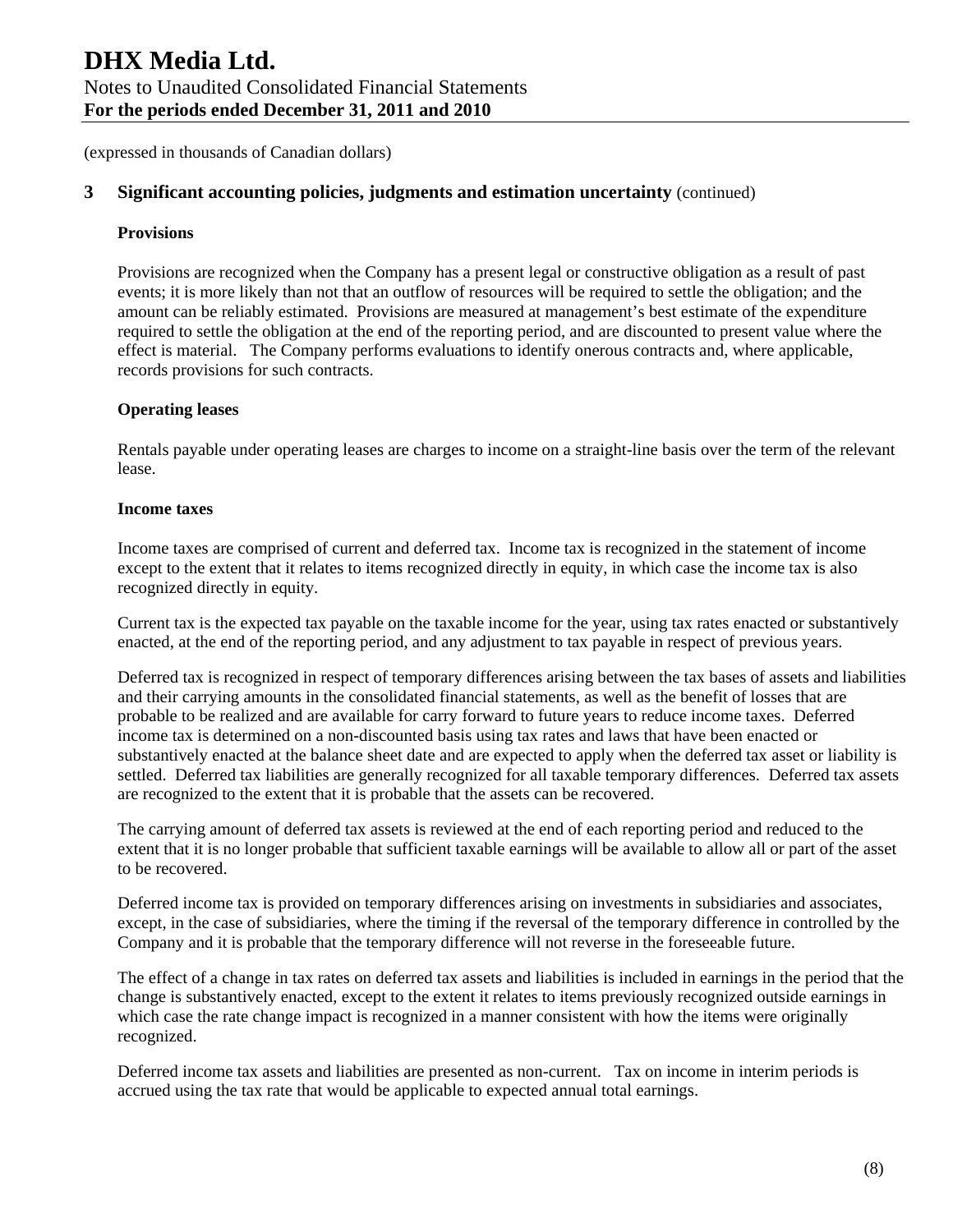(expressed in thousands of Canadian dollars)

## 3 Significant accounting policies, judgments and estimation uncertainty (continued)

### Provisions

Provisions are recognized when the Company has a present legal or constructive obligation as a result of past events; it is more likely than not that an outflow of resources will be required to settle the obligation; and the amount can be reliably estimated. Provisions are measured at management's best estimate of the expenditure required to settle the obligation at the end of the reporting period, and are discounted to present value where the effect is material. The Company performs evaluations to identify onerous contracts and, where applicable, records provisions for such contracts.

### Operating leases

Rentals payable under operating leases are charges to income on a straight-line basis over the term of the relevant lease.

### Income taxes

Income taxes are comprised of current and deferred tax. Income tax is recognized in the statement of income except to the extent that it relates to items recognized directly in equity, in which case the income tax is also recognized directly in equity.

Current tax is the expected tax payable on the taxable income for the year, using tax rates enacted or substantively enacted, at the end of the reporting period, and any adjustment to tax payable in respect of previous years.

Deferred tax is recognized in respect of temporary differences arising between the tax bases of assets and liabilities and their carrying amounts in the consolidated financial statements, as well as the benefit of losses that are probable to be realized and are available for carry forward to future years to reduce income taxes. Deferred income tax is determined on a non-discounted basis using tax rates and laws that have been enacted or substantively enacted at the balance sheet date and are expected to apply when the deferred tax asset or liability is settled. Deferred tax liabilities are generally recognized for all taxable temporary differences. Deferred tax assets are recognized to the extent that it is probable that the assets can be recovered.

The carrying amount of deferred tax assets is reviewed at the end of each reporting period and reduced to the extent that it is no longer probable that sufficient taxable earnings will be available to allow all or part of the asset to be recovered.

Deferred income tax is provided on temporary differences arising on investments in subsidiaries and associates, except, in the case of subsidiaries, where the timing if the reversal of the temporary difference in controlled by the Company and it is probable that the temporary difference will not reverse in the foreseeable future.

The effect of a change in tax rates on deferred tax assets and liabilities is included in earnings in the period that the change is substantively enacted, except to the extent it relates to items previously recognized outside earnings in which case the rate change impact is recognized in a manner consistent with how the items were originally recognized.

Deferred income tax assets and liabilities are presented as non-current. Tax on income in interim periods is accrued using the tax rate that would be applicable to expected annual total earnings.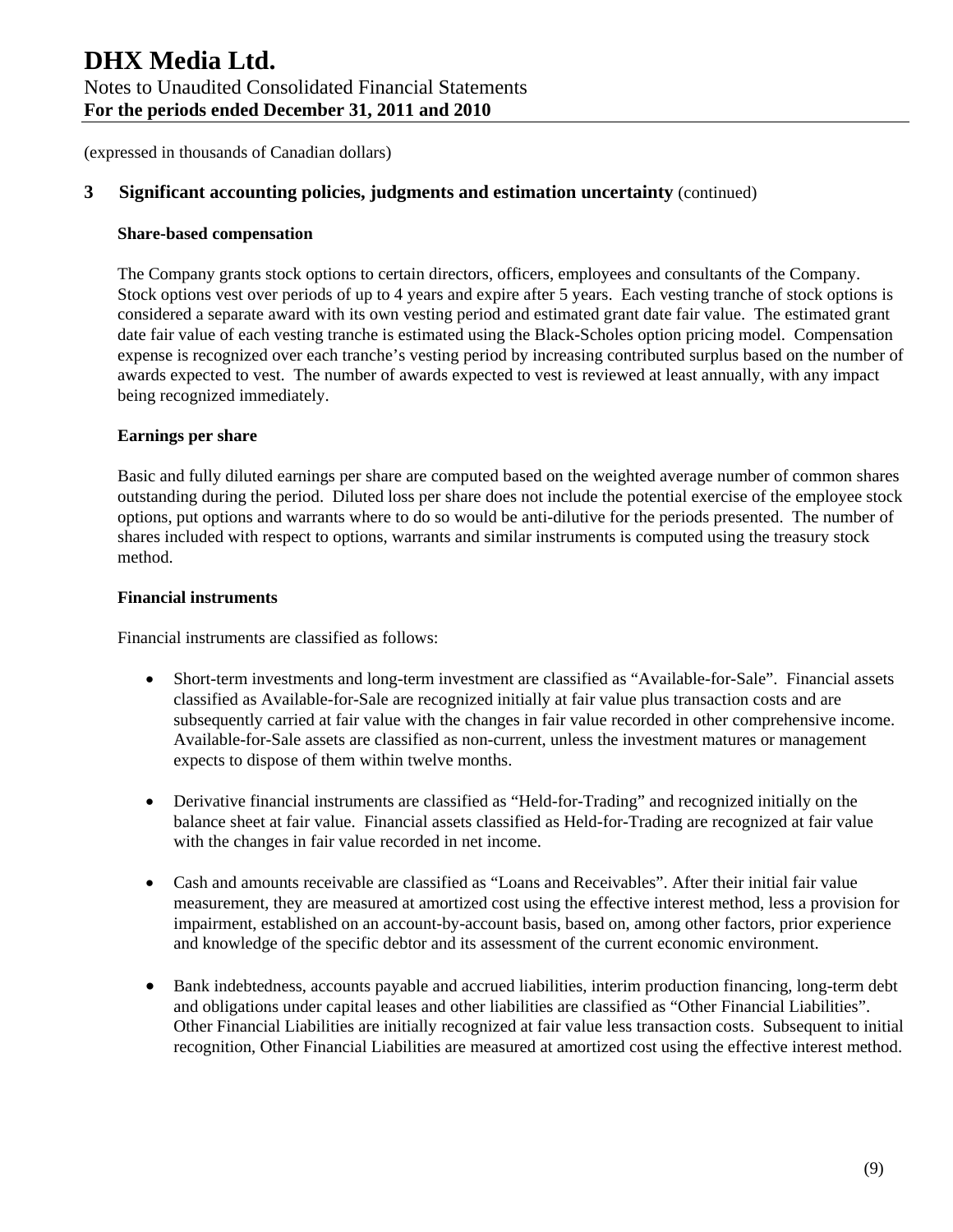(expressed in thousands of Canadian dollars)

## 3 Significant accounting policies, judgments and estimation uncertainty (continued)

### Share-based compensation

The Company grants stock options to certain directors, officers, employees and consultants of the Company. Stock options vest over periods of up to 4 years and expire after 5 years. Each vesting tranche of stock options is considered a separate award with its own vesting period and estimated grant date fair value. The estimated grant date fair value of each vesting tranche is estimated using the Black-Scholes option pricing model. Compensation expense is recognized over each tranche's vesting period by increasing contributed surplus based on the number of awards expected to vest. The number of awards expected to vest is reviewed at least annually, with any impact being recognized immediately.

### Earnings per share

Basic and fully diluted earnings per share are computed based on the weighted average number of common shares outstanding during the period. Diluted loss per share does not include the potential exercise of the employee stock options, put options and warrants where to do so would be anti-dilutive for the periods presented. The number of shares included with respect to options, warrants and similar instruments is computed using the treasury stock method.

### Financial instruments

Financial instruments are classified as follows:

- Short-term investments and long-term investment are classified as "Available-for-Sale". Financial assets classified as Available-for-Sale are recognized initially at fair value plus transaction costs and are subsequently carried at fair value with the changes in fair value recorded in other comprehensive income. Available-for-Sale assets are classified as non-current, unless the investment matures or management expects to dispose of them within twelve months.

- Derivative financial instruments are classified as "Held-for-Trading" and recognized initially on the balance sheet at fair value. Financial assets classified as Held-for-Trading are recognized at fair value with the changes in fair value recorded in net income.

- Cash and amounts receivable are classified as "Loans and Receivables". After their initial fair value measurement, they are measured at amortized cost using the effective interest method, less a provision for impairment, established on an account-by-account basis, based on, among other factors, prior experience and knowledge of the specific debtor and its assessment of the current economic environment.

- Bank indebtedness, accounts payable and accrued liabilities, interim production financing, long-term debt and obligations under capital leases and other liabilities are classified as "Other Financial Liabilities". Other Financial Liabilities are initially recognized at fair value less transaction costs. Subsequent to initial recognition, Other Financial Liabilities are measured at amortized cost using the effective interest method.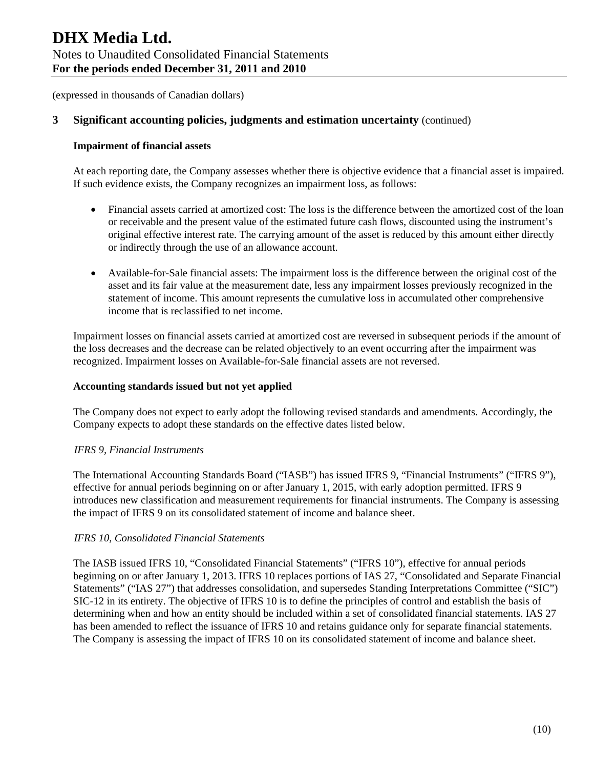(expressed in thousands of Canadian dollars)

## 3 Significant accounting policies, judgments and estimation uncertainty (continued)

**Impairment of financial assets**

At each reporting date, the Company assesses whether there is objective evidence that a financial asset is impaired. If such evidence exists, the Company recognizes an impairment loss, as follows:

- Financial assets carried at amortized cost: The loss is the difference between the amortized cost of the loan or receivable and the present value of the estimated future cash flows, discounted using the instrument's original effective interest rate. The carrying amount of the asset is reduced by this amount either directly or indirectly through the use of an allowance account.

- Available-for-Sale financial assets: The impairment loss is the difference between the original cost of the asset and its fair value at the measurement date, less any impairment losses previously recognized in the statement of income. This amount represents the cumulative loss in accumulated other comprehensive income that is reclassified to net income.

Impairment losses on financial assets carried at amortized cost are reversed in subsequent periods if the amount of the loss decreases and the decrease can be related objectively to an event occurring after the impairment was recognized. Impairment losses on Available-for-Sale financial assets are not reversed.

**Accounting standards issued but not yet applied**

The Company does not expect to early adopt the following revised standards and amendments. Accordingly, the Company expects to adopt these standards on the effective dates listed below.

*IFRS 9, Financial Instruments*

The International Accounting Standards Board ("IASB") has issued IFRS 9, "Financial Instruments" ("IFRS 9"), effective for annual periods beginning on or after January 1, 2015, with early adoption permitted. IFRS 9 introduces new classification and measurement requirements for financial instruments. The Company is assessing the impact of IFRS 9 on its consolidated statement of income and balance sheet.

*IFRS 10, Consolidated Financial Statements*

The IASB issued IFRS 10, "Consolidated Financial Statements" ("IFRS 10"), effective for annual periods beginning on or after January 1, 2013. IFRS 10 replaces portions of IAS 27, "Consolidated and Separate Financial Statements" ("IAS 27") that addresses consolidation, and supersedes Standing Interpretations Committee ("SIC") SIC-12 in its entirety. The objective of IFRS 10 is to define the principles of control and establish the basis of determining when and how an entity should be included within a set of consolidated financial statements. IAS 27 has been amended to reflect the issuance of IFRS 10 and retains guidance only for separate financial statements. The Company is assessing the impact of IFRS 10 on its consolidated statement of income and balance sheet.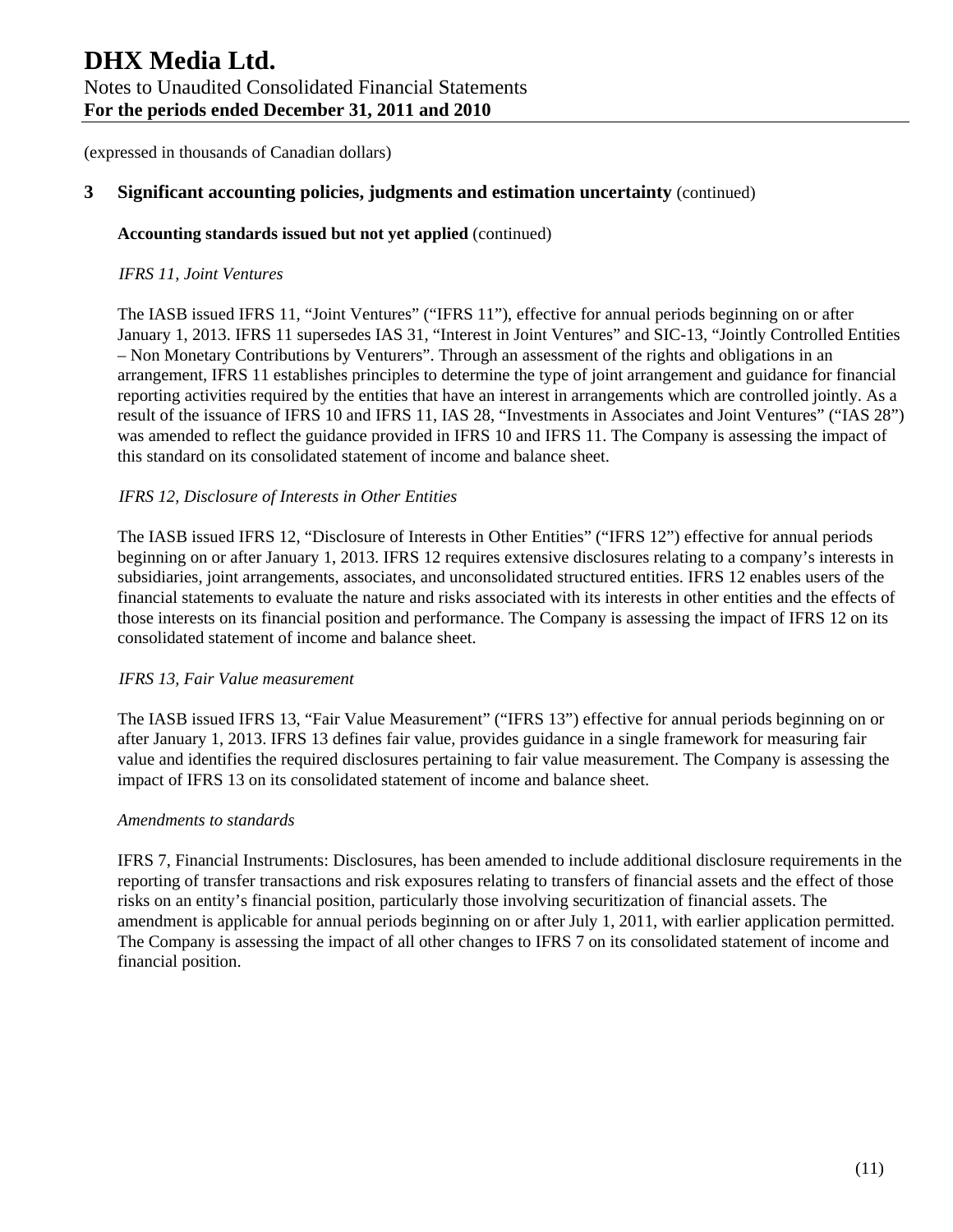(expressed in thousands of Canadian dollars)

## 3 Significant accounting policies, judgments and estimation uncertainty (continued)

**Accounting standards issued but not yet applied** (continued)

*IFRS 11, Joint Ventures*

The IASB issued IFRS 11, "Joint Ventures" ("IFRS 11"), effective for annual periods beginning on or after January 1, 2013. IFRS 11 supersedes IAS 31, "Interest in Joint Ventures" and SIC-13, "Jointly Controlled Entities – Non Monetary Contributions by Venturers". Through an assessment of the rights and obligations in an arrangement, IFRS 11 establishes principles to determine the type of joint arrangement and guidance for financial reporting activities required by the entities that have an interest in arrangements which are controlled jointly. As a result of the issuance of IFRS 10 and IFRS 11, IAS 28, "Investments in Associates and Joint Ventures" ("IAS 28") was amended to reflect the guidance provided in IFRS 10 and IFRS 11. The Company is assessing the impact of this standard on its consolidated statement of income and balance sheet.

*IFRS 12, Disclosure of Interests in Other Entities*

The IASB issued IFRS 12, "Disclosure of Interests in Other Entities" ("IFRS 12") effective for annual periods beginning on or after January 1, 2013. IFRS 12 requires extensive disclosures relating to a company's interests in subsidiaries, joint arrangements, associates, and unconsolidated structured entities. IFRS 12 enables users of the financial statements to evaluate the nature and risks associated with its interests in other entities and the effects of those interests on its financial position and performance. The Company is assessing the impact of IFRS 12 on its consolidated statement of income and balance sheet.

*IFRS 13, Fair Value measurement*

The IASB issued IFRS 13, "Fair Value Measurement" ("IFRS 13") effective for annual periods beginning on or after January 1, 2013. IFRS 13 defines fair value, provides guidance in a single framework for measuring fair value and identifies the required disclosures pertaining to fair value measurement. The Company is assessing the impact of IFRS 13 on its consolidated statement of income and balance sheet.

*Amendments to standards*

IFRS 7, Financial Instruments: Disclosures, has been amended to include additional disclosure requirements in the reporting of transfer transactions and risk exposures relating to transfers of financial assets and the effect of those risks on an entity's financial position, particularly those involving securitization of financial assets. The amendment is applicable for annual periods beginning on or after July 1, 2011, with earlier application permitted. The Company is assessing the impact of all other changes to IFRS 7 on its consolidated statement of income and financial position.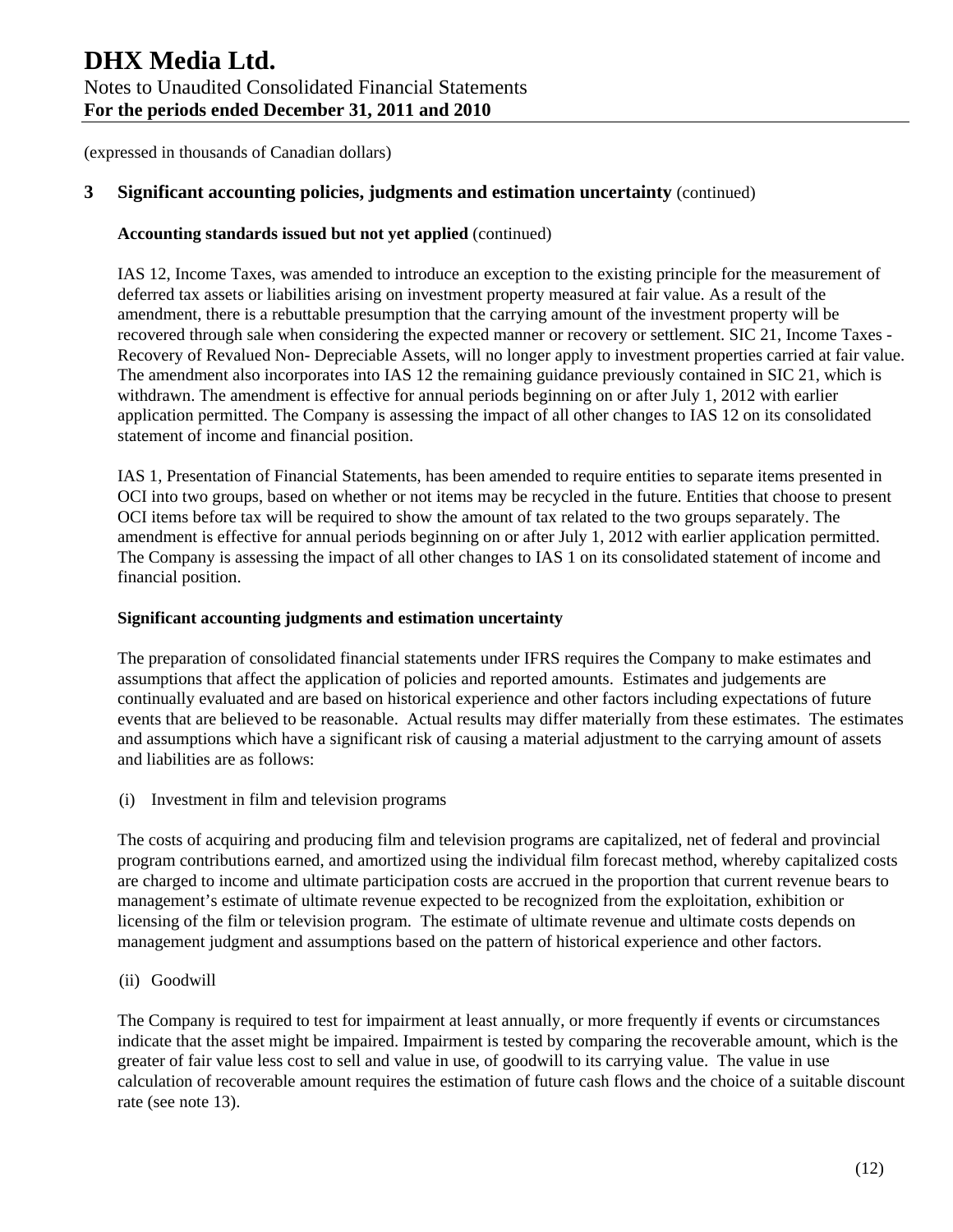(expressed in thousands of Canadian dollars)

## 3 Significant accounting policies, judgments and estimation uncertainty (continued)

**Accounting standards issued but not yet applied** (continued)

IAS 12, Income Taxes, was amended to introduce an exception to the existing principle for the measurement of deferred tax assets or liabilities arising on investment property measured at fair value. As a result of the amendment, there is a rebuttable presumption that the carrying amount of the investment property will be recovered through sale when considering the expected manner or recovery or settlement. SIC 21, Income Taxes - Recovery of Revalued Non- Depreciable Assets, will no longer apply to investment properties carried at fair value. The amendment also incorporates into IAS 12 the remaining guidance previously contained in SIC 21, which is withdrawn. The amendment is effective for annual periods beginning on or after July 1, 2012 with earlier application permitted. The Company is assessing the impact of all other changes to IAS 12 on its consolidated statement of income and financial position.

IAS 1, Presentation of Financial Statements, has been amended to require entities to separate items presented in OCI into two groups, based on whether or not items may be recycled in the future. Entities that choose to present OCI items before tax will be required to show the amount of tax related to the two groups separately. The amendment is effective for annual periods beginning on or after July 1, 2012 with earlier application permitted. The Company is assessing the impact of all other changes to IAS 1 on its consolidated statement of income and financial position.

**Significant accounting judgments and estimation uncertainty**

The preparation of consolidated financial statements under IFRS requires the Company to make estimates and assumptions that affect the application of policies and reported amounts. Estimates and judgements are continually evaluated and are based on historical experience and other factors including expectations of future events that are believed to be reasonable. Actual results may differ materially from these estimates. The estimates and assumptions which have a significant risk of causing a material adjustment to the carrying amount of assets and liabilities are as follows:

(i) Investment in film and television programs

The costs of acquiring and producing film and television programs are capitalized, net of federal and provincial program contributions earned, and amortized using the individual film forecast method, whereby capitalized costs are charged to income and ultimate participation costs are accrued in the proportion that current revenue bears to management's estimate of ultimate revenue expected to be recognized from the exploitation, exhibition or licensing of the film or television program. The estimate of ultimate revenue and ultimate costs depends on management judgment and assumptions based on the pattern of historical experience and other factors.

(ii) Goodwill

The Company is required to test for impairment at least annually, or more frequently if events or circumstances indicate that the asset might be impaired. Impairment is tested by comparing the recoverable amount, which is the greater of fair value less cost to sell and value in use, of goodwill to its carrying value. The value in use calculation of recoverable amount requires the estimation of future cash flows and the choice of a suitable discount rate (see note 13).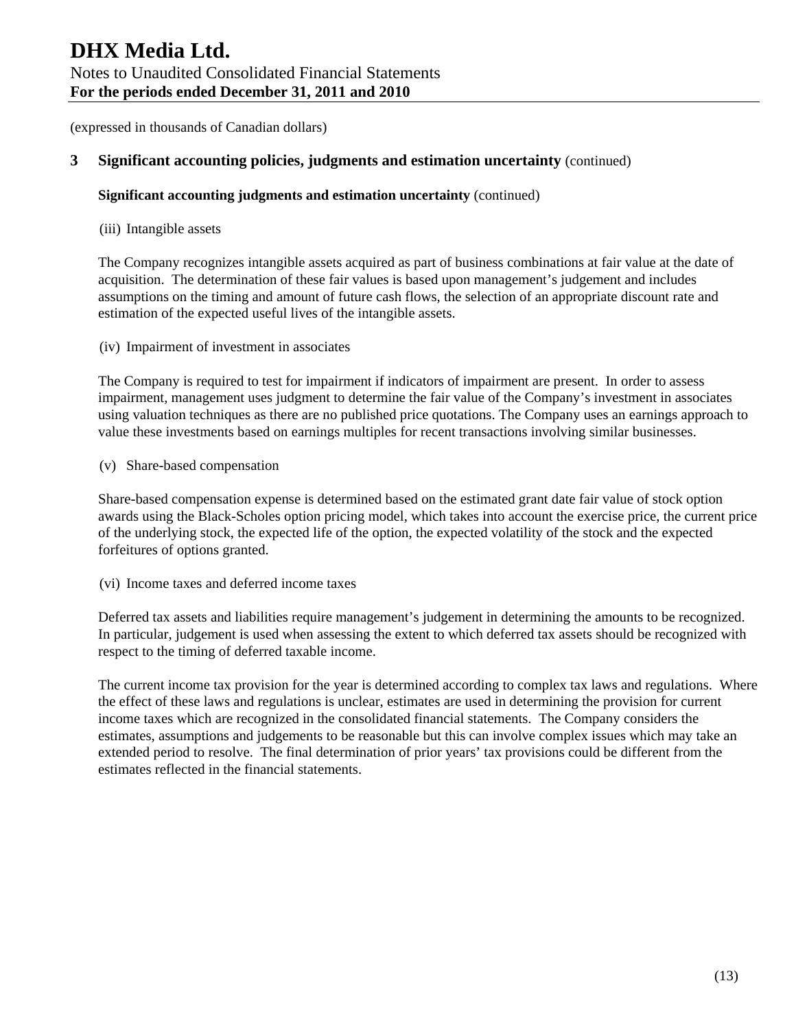(expressed in thousands of Canadian dollars)

## 3 Significant accounting policies, judgments and estimation uncertainty (continued)

**Significant accounting judgments and estimation uncertainty** (continued)

(iii) Intangible assets

The Company recognizes intangible assets acquired as part of business combinations at fair value at the date of acquisition. The determination of these fair values is based upon management's judgement and includes assumptions on the timing and amount of future cash flows, the selection of an appropriate discount rate and estimation of the expected useful lives of the intangible assets.

(iv) Impairment of investment in associates

The Company is required to test for impairment if indicators of impairment are present. In order to assess impairment, management uses judgment to determine the fair value of the Company's investment in associates using valuation techniques as there are no published price quotations. The Company uses an earnings approach to value these investments based on earnings multiples for recent transactions involving similar businesses.

(v) Share-based compensation

Share-based compensation expense is determined based on the estimated grant date fair value of stock option awards using the Black-Scholes option pricing model, which takes into account the exercise price, the current price of the underlying stock, the expected life of the option, the expected volatility of the stock and the expected forfeitures of options granted.

(vi) Income taxes and deferred income taxes

Deferred tax assets and liabilities require management's judgement in determining the amounts to be recognized. In particular, judgement is used when assessing the extent to which deferred tax assets should be recognized with respect to the timing of deferred taxable income.

The current income tax provision for the year is determined according to complex tax laws and regulations. Where the effect of these laws and regulations is unclear, estimates are used in determining the provision for current income taxes which are recognized in the consolidated financial statements. The Company considers the estimates, assumptions and judgements to be reasonable but this can involve complex issues which may take an extended period to resolve. The final determination of prior years' tax provisions could be different from the estimates reflected in the financial statements.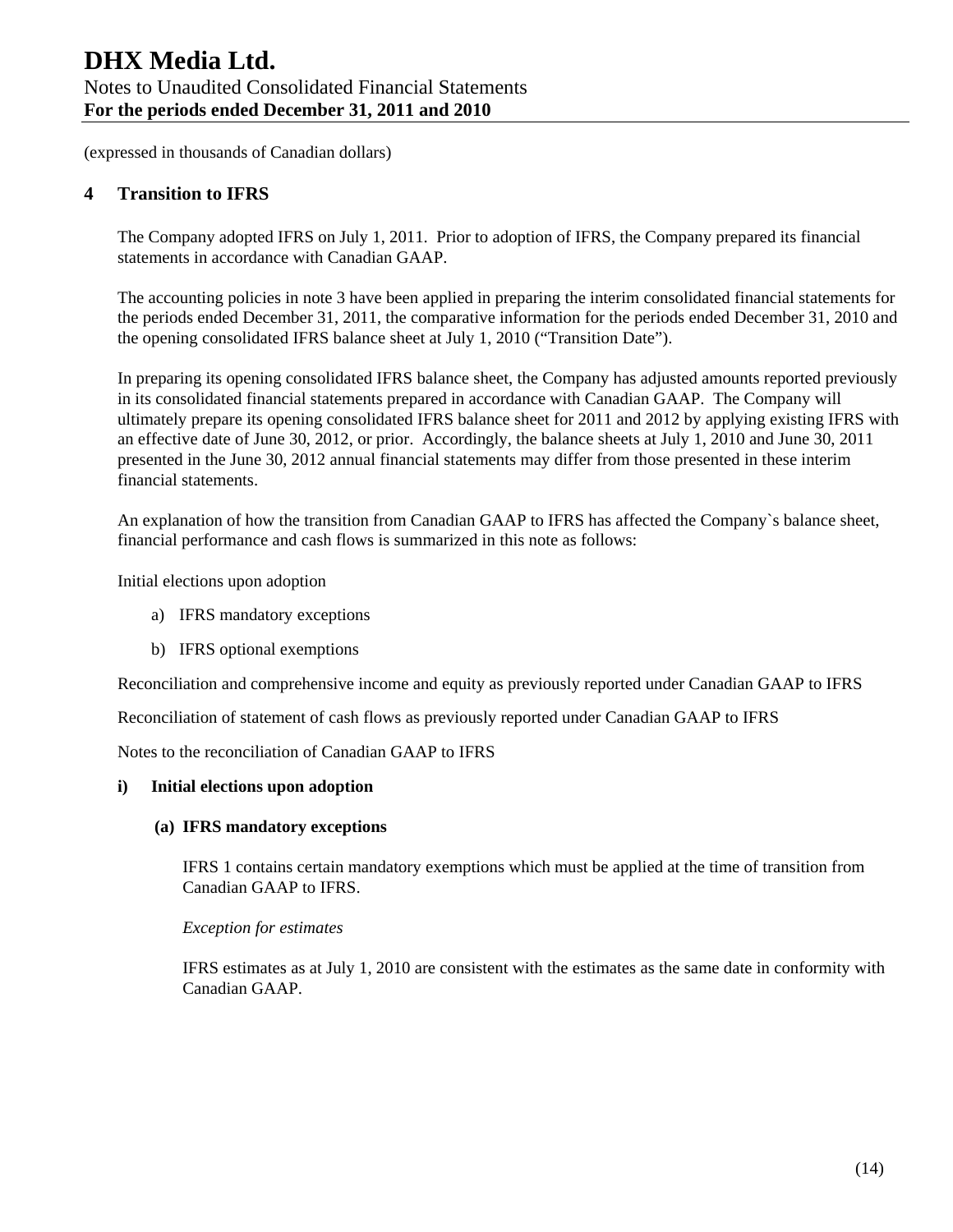(expressed in thousands of Canadian dollars)

## 4 Transition to IFRS

The Company adopted IFRS on July 1, 2011. Prior to adoption of IFRS, the Company prepared its financial statements in accordance with Canadian GAAP.

The accounting policies in note 3 have been applied in preparing the interim consolidated financial statements for the periods ended December 31, 2011, the comparative information for the periods ended December 31, 2010 and the opening consolidated IFRS balance sheet at July 1, 2010 ("Transition Date").

In preparing its opening consolidated IFRS balance sheet, the Company has adjusted amounts reported previously in its consolidated financial statements prepared in accordance with Canadian GAAP. The Company will ultimately prepare its opening consolidated IFRS balance sheet for 2011 and 2012 by applying existing IFRS with an effective date of June 30, 2012, or prior. Accordingly, the balance sheets at July 1, 2010 and June 30, 2011 presented in the June 30, 2012 annual financial statements may differ from those presented in these interim financial statements.

An explanation of how the transition from Canadian GAAP to IFRS has affected the Company`s balance sheet, financial performance and cash flows is summarized in this note as follows:

Initial elections upon adoption

a) IFRS mandatory exceptions

b) IFRS optional exemptions

Reconciliation and comprehensive income and equity as previously reported under Canadian GAAP to IFRS

Reconciliation of statement of cash flows as previously reported under Canadian GAAP to IFRS

Notes to the reconciliation of Canadian GAAP to IFRS

### i) Initial elections upon adoption

#### (a) IFRS mandatory exceptions

IFRS 1 contains certain mandatory exemptions which must be applied at the time of transition from Canadian GAAP to IFRS.

*Exception for estimates*

IFRS estimates as at July 1, 2010 are consistent with the estimates as the same date in conformity with Canadian GAAP.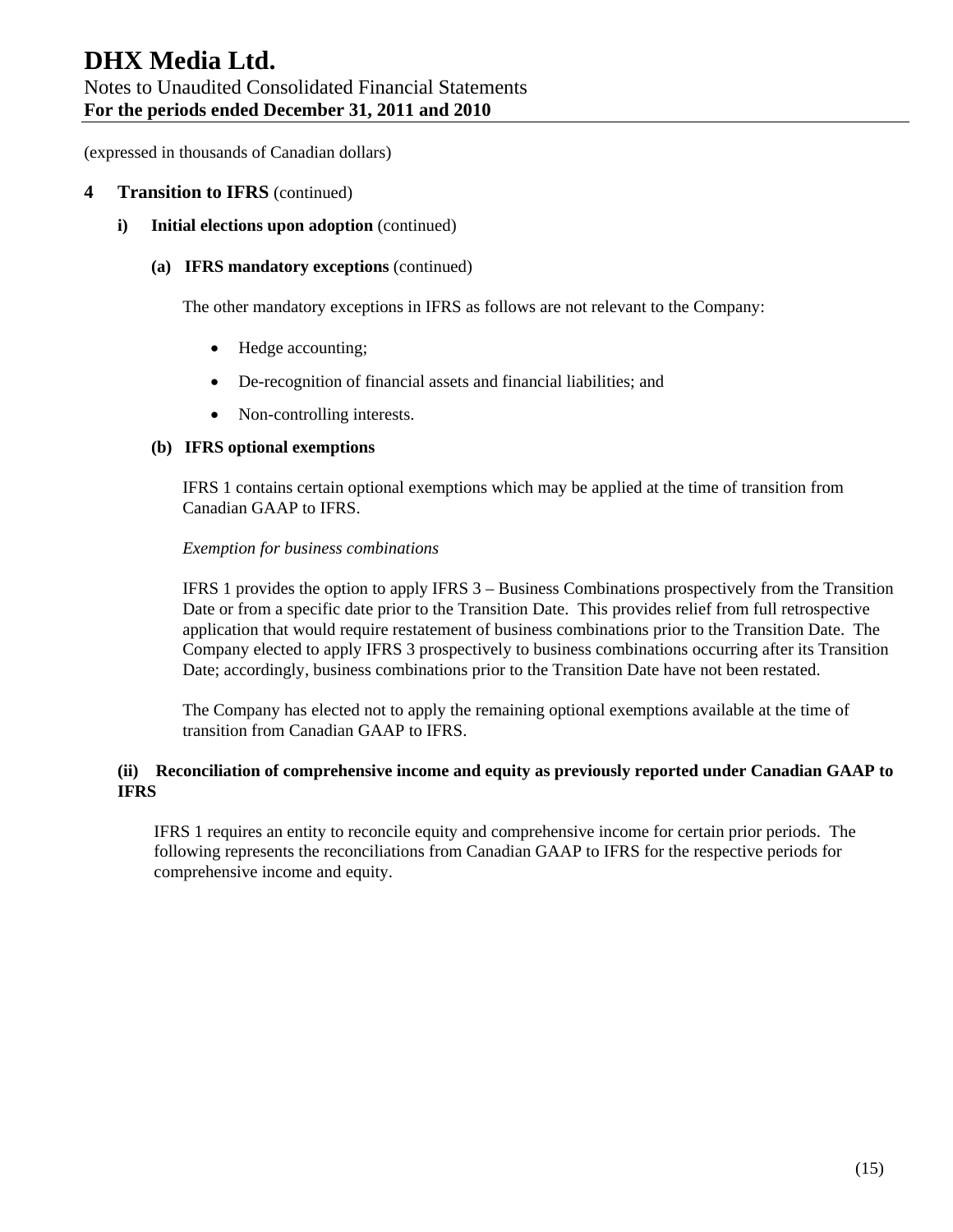(expressed in thousands of Canadian dollars)

## 4 Transition to IFRS (continued)

### i) Initial elections upon adoption (continued)

#### (a) IFRS mandatory exceptions (continued)

The other mandatory exceptions in IFRS as follows are not relevant to the Company:

- Hedge accounting;
- De-recognition of financial assets and financial liabilities; and
- Non-controlling interests.

#### (b) IFRS optional exemptions

IFRS 1 contains certain optional exemptions which may be applied at the time of transition from Canadian GAAP to IFRS.

*Exemption for business combinations*

IFRS 1 provides the option to apply IFRS 3 – Business Combinations prospectively from the Transition Date or from a specific date prior to the Transition Date. This provides relief from full retrospective application that would require restatement of business combinations prior to the Transition Date. The Company elected to apply IFRS 3 prospectively to business combinations occurring after its Transition Date; accordingly, business combinations prior to the Transition Date have not been restated.

The Company has elected not to apply the remaining optional exemptions available at the time of transition from Canadian GAAP to IFRS.

### (ii) Reconciliation of comprehensive income and equity as previously reported under Canadian GAAP to IFRS

IFRS 1 requires an entity to reconcile equity and comprehensive income for certain prior periods. The following represents the reconciliations from Canadian GAAP to IFRS for the respective periods for comprehensive income and equity.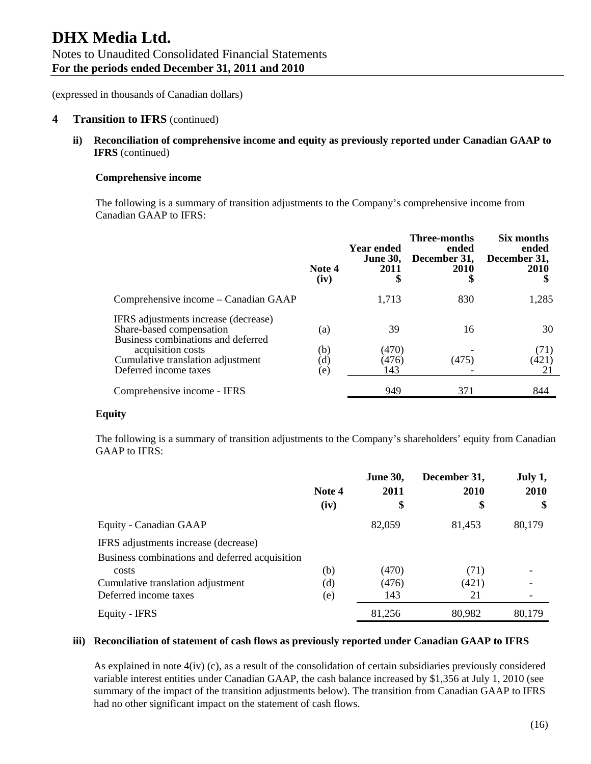(expressed in thousands of Canadian dollars)

## 4 Transition to IFRS (continued)

### ii) Reconciliation of comprehensive income and equity as previously reported under Canadian GAAP to IFRS (continued)

**Comprehensive income**

The following is a summary of transition adjustments to the Company's comprehensive income from Canadian GAAP to IFRS:

| | Note 4 (iv) | Year ended June 30, 2011 $ | Three-months ended December 31, 2010 $ | Six months ended December 31, 2010 $ |
|---|---|---|---|---|
| Comprehensive income – Canadian GAAP | | 1,713 | 830 | 1,285 |
| IFRS adjustments increase (decrease) | | | | |
| Share-based compensation | (a) | 39 | 16 | 30 |
| Business combinations and deferred acquisition costs | (b) | (470) | - | (71) |
| Cumulative translation adjustment | (d) | (476) | (475) | (421) |
| Deferred income taxes | (e) | 143 | - | 21 |
| Comprehensive income - IFRS | | 949 | 371 | 844 |

**Equity**

The following is a summary of transition adjustments to the Company's shareholders' equity from Canadian GAAP to IFRS:

| | Note 4 (iv) | June 30, 2011 $ | December 31, 2010 $ | July 1, 2010 $ |
|---|---|---|---|---|
| Equity - Canadian GAAP | | 82,059 | 81,453 | 80,179 |
| IFRS adjustments increase (decrease) | | | | |
| Business combinations and deferred acquisition costs | (b) | (470) | (71) | - |
| Cumulative translation adjustment | (d) | (476) | (421) | - |
| Deferred income taxes | (e) | 143 | 21 | - |
| Equity - IFRS | | 81,256 | 80,982 | 80,179 |

### iii) Reconciliation of statement of cash flows as previously reported under Canadian GAAP to IFRS

As explained in note 4(iv) (c), as a result of the consolidation of certain subsidiaries previously considered variable interest entities under Canadian GAAP, the cash balance increased by $1,356 at July 1, 2010 (see summary of the impact of the transition adjustments below). The transition from Canadian GAAP to IFRS had no other significant impact on the statement of cash flows.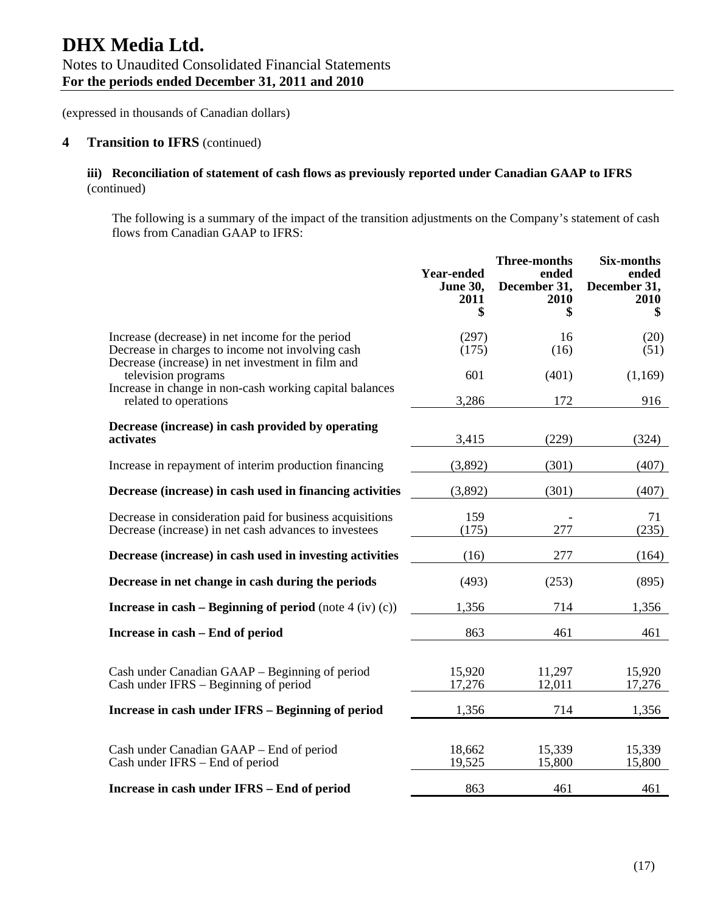# DHX Media Ltd.

Notes to Unaudited Consolidated Financial Statements
**For the periods ended December 31, 2011 and 2010**

(expressed in thousands of Canadian dollars)

## 4 Transition to IFRS (continued)

### iii) Reconciliation of statement of cash flows as previously reported under Canadian GAAP to IFRS (continued)

The following is a summary of the impact of the transition adjustments on the Company's statement of cash flows from Canadian GAAP to IFRS:

| | Year-ended June 30, 2011 $ | Three-months ended December 31, 2010 $ | Six-months ended December 31, 2010 $ |
|---|---|---|---|
| Increase (decrease) in net income for the period | (297) | 16 | (20) |
| Decrease in charges to income not involving cash | (175) | (16) | (51) |
| Decrease (increase) in net investment in film and television programs | 601 | (401) | (1,169) |
| Increase in change in non-cash working capital balances related to operations | 3,286 | 172 | 916 |
| **Decrease (increase) in cash provided by operating activates** | 3,415 | (229) | (324) |
| Increase in repayment of interim production financing | (3,892) | (301) | (407) |
| **Decrease (increase) in cash used in financing activities** | (3,892) | (301) | (407) |
| Decrease in consideration paid for business acquisitions | 159 | - | 71 |
| Decrease (increase) in net cash advances to investees | (175) | 277 | (235) |
| **Decrease (increase) in cash used in investing activities** | (16) | 277 | (164) |
| **Decrease in net change in cash during the periods** | (493) | (253) | (895) |
| **Increase in cash – Beginning of period** (note 4 (iv) (c)) | 1,356 | 714 | 1,356 |
| **Increase in cash – End of period** | 863 | 461 | 461 |
| Cash under Canadian GAAP – Beginning of period | 15,920 | 11,297 | 15,920 |
| Cash under IFRS – Beginning of period | 17,276 | 12,011 | 17,276 |
| **Increase in cash under IFRS – Beginning of period** | 1,356 | 714 | 1,356 |
| Cash under Canadian GAAP – End of period | 18,662 | 15,339 | 15,339 |
| Cash under IFRS – End of period | 19,525 | 15,800 | 15,800 |
| **Increase in cash under IFRS – End of period** | 863 | 461 | 461 |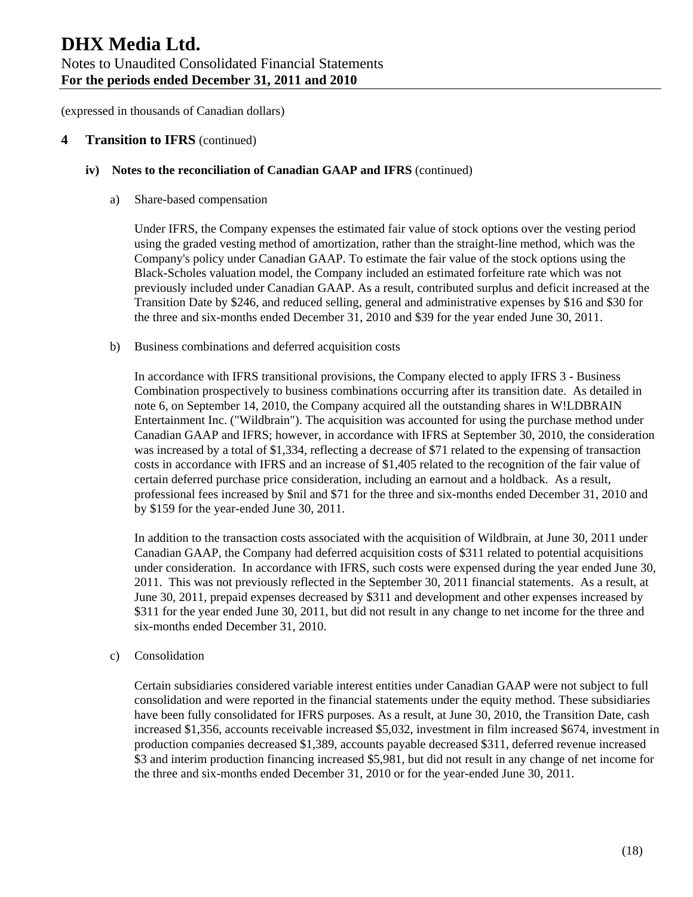(expressed in thousands of Canadian dollars)

## 4 Transition to IFRS (continued)

### iv) Notes to the reconciliation of Canadian GAAP and IFRS (continued)

a) Share-based compensation

Under IFRS, the Company expenses the estimated fair value of stock options over the vesting period using the graded vesting method of amortization, rather than the straight-line method, which was the Company's policy under Canadian GAAP. To estimate the fair value of the stock options using the Black-Scholes valuation model, the Company included an estimated forfeiture rate which was not previously included under Canadian GAAP. As a result, contributed surplus and deficit increased at the Transition Date by $246, and reduced selling, general and administrative expenses by $16 and $30 for the three and six-months ended December 31, 2010 and $39 for the year ended June 30, 2011.

b) Business combinations and deferred acquisition costs

In accordance with IFRS transitional provisions, the Company elected to apply IFRS 3 - Business Combination prospectively to business combinations occurring after its transition date. As detailed in note 6, on September 14, 2010, the Company acquired all the outstanding shares in W!LDBRAIN Entertainment Inc. ("Wildbrain"). The acquisition was accounted for using the purchase method under Canadian GAAP and IFRS; however, in accordance with IFRS at September 30, 2010, the consideration was increased by a total of $1,334, reflecting a decrease of $71 related to the expensing of transaction costs in accordance with IFRS and an increase of $1,405 related to the recognition of the fair value of certain deferred purchase price consideration, including an earnout and a holdback. As a result, professional fees increased by $nil and $71 for the three and six-months ended December 31, 2010 and by $159 for the year-ended June 30, 2011.

In addition to the transaction costs associated with the acquisition of Wildbrain, at June 30, 2011 under Canadian GAAP, the Company had deferred acquisition costs of $311 related to potential acquisitions under consideration. In accordance with IFRS, such costs were expensed during the year ended June 30, 2011. This was not previously reflected in the September 30, 2011 financial statements. As a result, at June 30, 2011, prepaid expenses decreased by $311 and development and other expenses increased by $311 for the year ended June 30, 2011, but did not result in any change to net income for the three and six-months ended December 31, 2010.

c) Consolidation

Certain subsidiaries considered variable interest entities under Canadian GAAP were not subject to full consolidation and were reported in the financial statements under the equity method. These subsidiaries have been fully consolidated for IFRS purposes. As a result, at June 30, 2010, the Transition Date, cash increased $1,356, accounts receivable increased $5,032, investment in film increased $674, investment in production companies decreased $1,389, accounts payable decreased $311, deferred revenue increased $3 and interim production financing increased $5,981, but did not result in any change of net income for the three and six-months ended December 31, 2010 or for the year-ended June 30, 2011.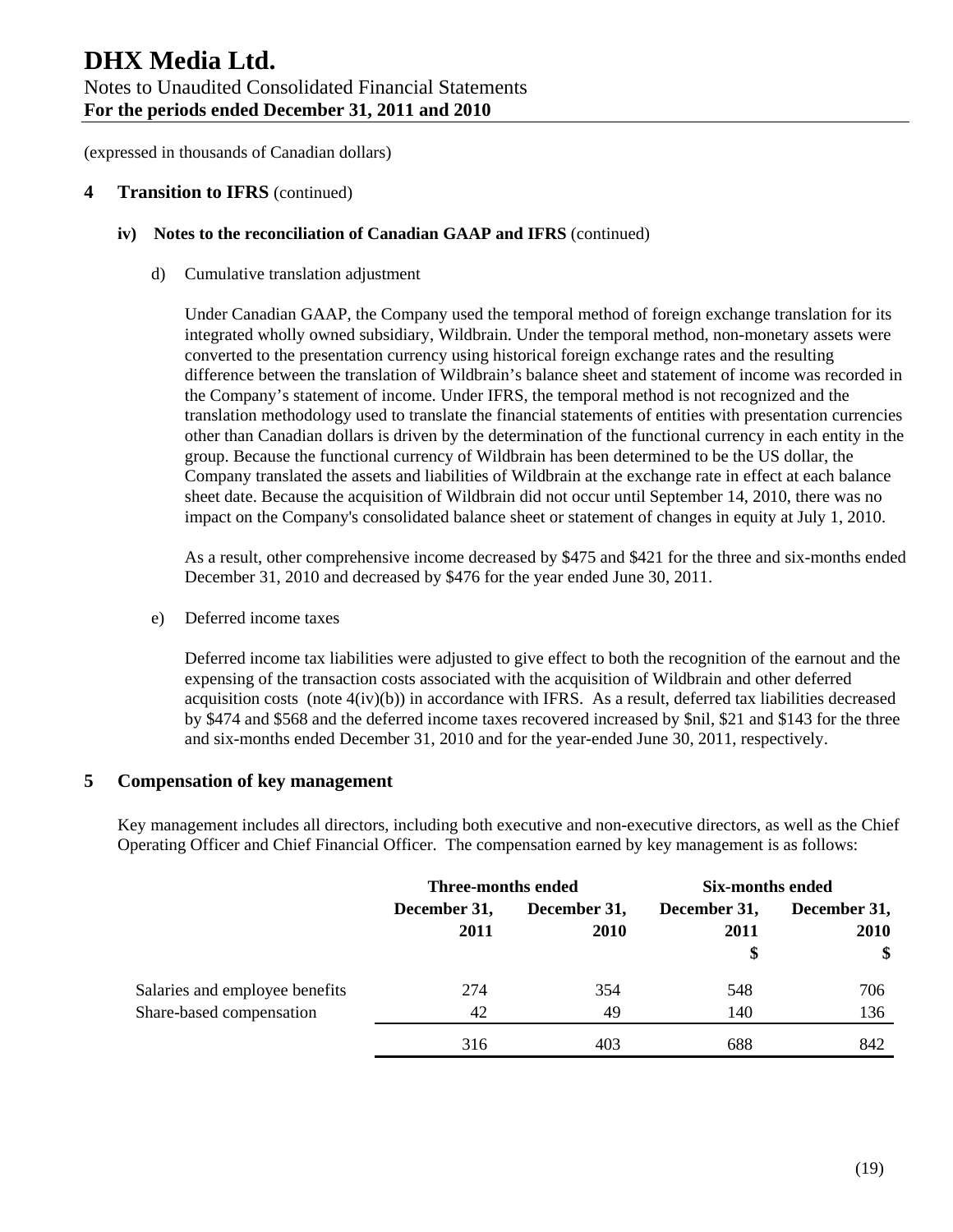(expressed in thousands of Canadian dollars)

## 4 Transition to IFRS (continued)

### iv) Notes to the reconciliation of Canadian GAAP and IFRS (continued)

d) Cumulative translation adjustment

Under Canadian GAAP, the Company used the temporal method of foreign exchange translation for its integrated wholly owned subsidiary, Wildbrain. Under the temporal method, non-monetary assets were converted to the presentation currency using historical foreign exchange rates and the resulting difference between the translation of Wildbrain's balance sheet and statement of income was recorded in the Company's statement of income. Under IFRS, the temporal method is not recognized and the translation methodology used to translate the financial statements of entities with presentation currencies other than Canadian dollars is driven by the determination of the functional currency in each entity in the group. Because the functional currency of Wildbrain has been determined to be the US dollar, the Company translated the assets and liabilities of Wildbrain at the exchange rate in effect at each balance sheet date. Because the acquisition of Wildbrain did not occur until September 14, 2010, there was no impact on the Company's consolidated balance sheet or statement of changes in equity at July 1, 2010.

As a result, other comprehensive income decreased by $475 and $421 for the three and six-months ended December 31, 2010 and decreased by $476 for the year ended June 30, 2011.

e) Deferred income taxes

Deferred income tax liabilities were adjusted to give effect to both the recognition of the earnout and the expensing of the transaction costs associated with the acquisition of Wildbrain and other deferred acquisition costs (note 4(iv)(b)) in accordance with IFRS. As a result, deferred tax liabilities decreased by $474 and $568 and the deferred income taxes recovered increased by $nil, $21 and $143 for the three and six-months ended December 31, 2010 and for the year-ended June 30, 2011, respectively.

## 5 Compensation of key management

Key management includes all directors, including both executive and non-executive directors, as well as the Chief Operating Officer and Chief Financial Officer. The compensation earned by key management is as follows:

| | Three-months ended | | Six-months ended | |
|---|---|---|---|---|
| | December 31, 2011 | December 31, 2010 | December 31, 2011 $ | December 31, 2010 $ |
| Salaries and employee benefits | 274 | 354 | 548 | 706 |
| Share-based compensation | 42 | 49 | 140 | 136 |
| | 316 | 403 | 688 | 842 |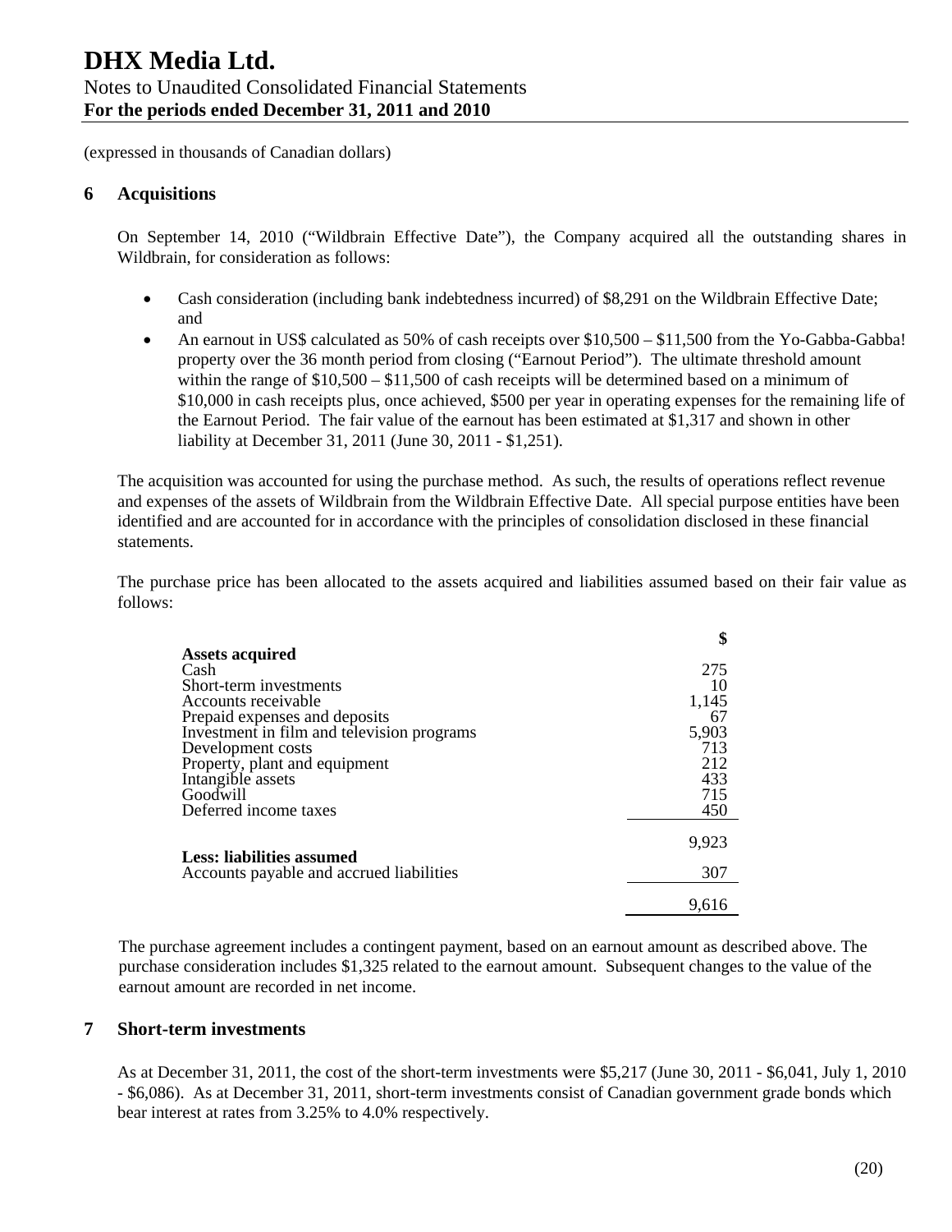(expressed in thousands of Canadian dollars)

## 6 Acquisitions

On September 14, 2010 ("Wildbrain Effective Date"), the Company acquired all the outstanding shares in Wildbrain, for consideration as follows:

- Cash consideration (including bank indebtedness incurred) of $8,291 on the Wildbrain Effective Date; and
- An earnout in US$ calculated as 50% of cash receipts over $10,500 – $11,500 from the Yo-Gabba-Gabba! property over the 36 month period from closing ("Earnout Period"). The ultimate threshold amount within the range of $10,500 – $11,500 of cash receipts will be determined based on a minimum of $10,000 in cash receipts plus, once achieved, $500 per year in operating expenses for the remaining life of the Earnout Period. The fair value of the earnout has been estimated at $1,317 and shown in other liability at December 31, 2011 (June 30, 2011 - $1,251).

The acquisition was accounted for using the purchase method. As such, the results of operations reflect revenue and expenses of the assets of Wildbrain from the Wildbrain Effective Date. All special purpose entities have been identified and are accounted for in accordance with the principles of consolidation disclosed in these financial statements.

The purchase price has been allocated to the assets acquired and liabilities assumed based on their fair value as follows:

| | $ |
|---|---|
| **Assets acquired** | |
| Cash | 275 |
| Short-term investments | 10 |
| Accounts receivable | 1,145 |
| Prepaid expenses and deposits | 67 |
| Investment in film and television programs | 5,903 |
| Development costs | 713 |
| Property, plant and equipment | 212 |
| Intangible assets | 433 |
| Goodwill | 715 |
| Deferred income taxes | 450 |
| | 9,923 |
| **Less: liabilities assumed** | |
| Accounts payable and accrued liabilities | 307 |
| | 9,616 |

The purchase agreement includes a contingent payment, based on an earnout amount as described above. The purchase consideration includes $1,325 related to the earnout amount. Subsequent changes to the value of the earnout amount are recorded in net income.

## 7 Short-term investments

As at December 31, 2011, the cost of the short-term investments were $5,217 (June 30, 2011 - $6,041, July 1, 2010 - $6,086). As at December 31, 2011, short-term investments consist of Canadian government grade bonds which bear interest at rates from 3.25% to 4.0% respectively.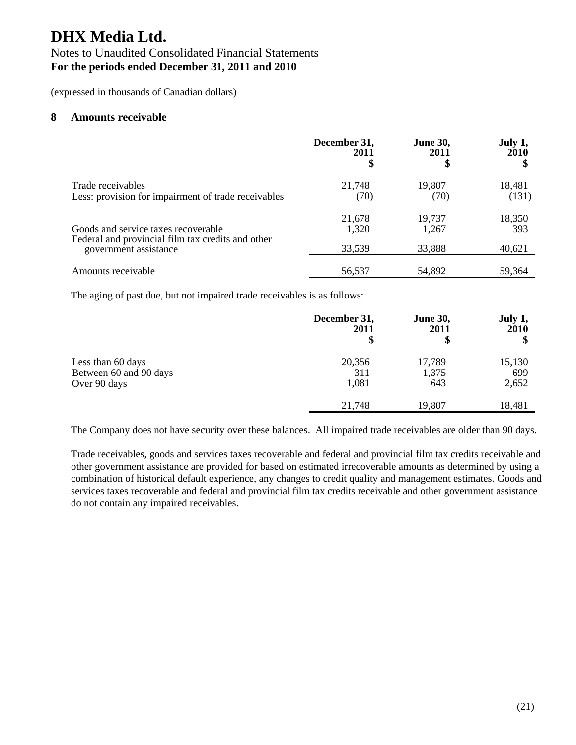(expressed in thousands of Canadian dollars)

## 8 Amounts receivable

| | December 31, 2011 $ | June 30, 2011 $ | July 1, 2010 $ |
|---|---|---|---|
| Trade receivables | 21,748 | 19,807 | 18,481 |
| Less: provision for impairment of trade receivables | (70) | (70) | (131) |
| | 21,678 | 19,737 | 18,350 |
| Goods and service taxes recoverable | 1,320 | 1,267 | 393 |
| Federal and provincial film tax credits and other government assistance | 33,539 | 33,888 | 40,621 |
| Amounts receivable | 56,537 | 54,892 | 59,364 |

The aging of past due, but not impaired trade receivables is as follows:

| | December 31, 2011 $ | June 30, 2011 $ | July 1, 2010 $ |
|---|---|---|---|
| Less than 60 days | 20,356 | 17,789 | 15,130 |
| Between 60 and 90 days | 311 | 1,375 | 699 |
| Over 90 days | 1,081 | 643 | 2,652 |
| | 21,748 | 19,807 | 18,481 |

The Company does not have security over these balances. All impaired trade receivables are older than 90 days.

Trade receivables, goods and services taxes recoverable and federal and provincial film tax credits receivable and other government assistance are provided for based on estimated irrecoverable amounts as determined by using a combination of historical default experience, any changes to credit quality and management estimates. Goods and services taxes recoverable and federal and provincial film tax credits receivable and other government assistance do not contain any impaired receivables.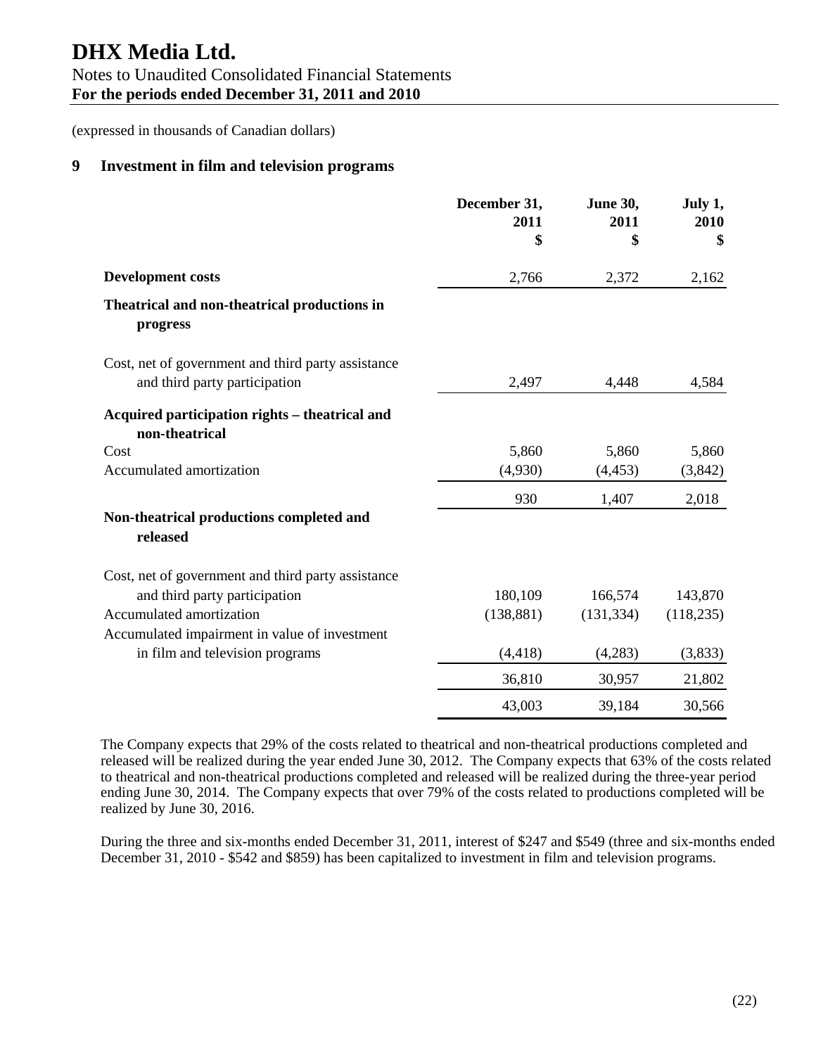# DHX Media Ltd.

Notes to Unaudited Consolidated Financial Statements
**For the periods ended December 31, 2011 and 2010**

(expressed in thousands of Canadian dollars)

## 9 Investment in film and television programs

| | December 31, 2011 $ | June 30, 2011 $ | July 1, 2010 $ |
|---|---|---|---|
| **Development costs** | 2,766 | 2,372 | 2,162 |
| **Theatrical and non-theatrical productions in progress** | | | |
| Cost, net of government and third party assistance and third party participation | 2,497 | 4,448 | 4,584 |
| **Acquired participation rights – theatrical and non-theatrical** | | | |
| Cost | 5,860 | 5,860 | 5,860 |
| Accumulated amortization | (4,930) | (4,453) | (3,842) |
| | 930 | 1,407 | 2,018 |
| **Non-theatrical productions completed and released** | | | |
| Cost, net of government and third party assistance and third party participation | 180,109 | 166,574 | 143,870 |
| Accumulated amortization | (138,881) | (131,334) | (118,235) |
| Accumulated impairment in value of investment in film and television programs | (4,418) | (4,283) | (3,833) |
| | 36,810 | 30,957 | 21,802 |
| | 43,003 | 39,184 | 30,566 |

The Company expects that 29% of the costs related to theatrical and non-theatrical productions completed and released will be realized during the year ended June 30, 2012. The Company expects that 63% of the costs related to theatrical and non-theatrical productions completed and released will be realized during the three-year period ending June 30, 2014. The Company expects that over 79% of the costs related to productions completed will be realized by June 30, 2016.

During the three and six-months ended December 31, 2011, interest of $247 and $549 (three and six-months ended December 31, 2010 - $542 and $859) has been capitalized to investment in film and television programs.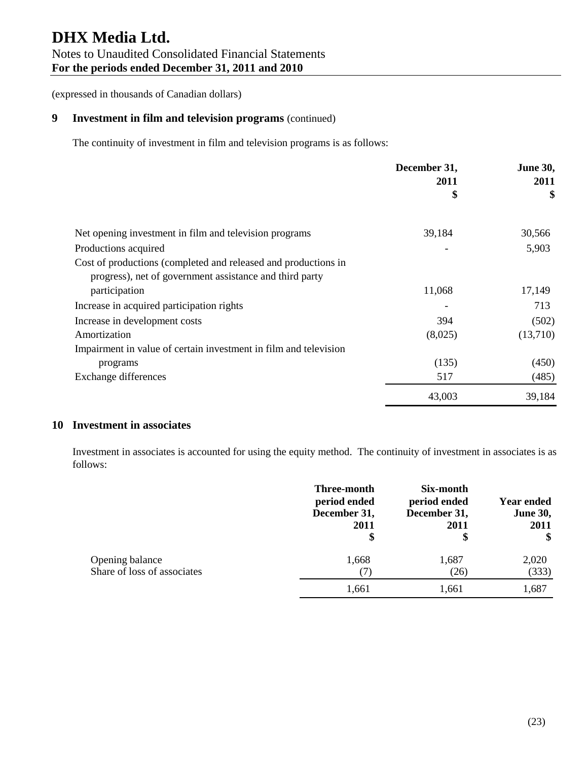(expressed in thousands of Canadian dollars)

## 9 Investment in film and television programs (continued)

The continuity of investment in film and television programs is as follows:

| | December 31, 2011 $ | June 30, 2011 $ |
|---|---|---|
| Net opening investment in film and television programs | 39,184 | 30,566 |
| Productions acquired | - | 5,903 |
| Cost of productions (completed and released and productions in progress), net of government assistance and third party participation | 11,068 | 17,149 |
| Increase in acquired participation rights | - | 713 |
| Increase in development costs | 394 | (502) |
| Amortization | (8,025) | (13,710) |
| Impairment in value of certain investment in film and television programs | (135) | (450) |
| Exchange differences | 517 | (485) |
| | 43,003 | 39,184 |

## 10 Investment in associates

Investment in associates is accounted for using the equity method. The continuity of investment in associates is as follows:

| | Three-month period ended December 31, 2011 $ | Six-month period ended December 31, 2011 $ | Year ended June 30, 2011 $ |
|---|---|---|---|
| Opening balance | 1,668 | 1,687 | 2,020 |
| Share of loss of associates | (7) | (26) | (333) |
| | 1,661 | 1,661 | 1,687 |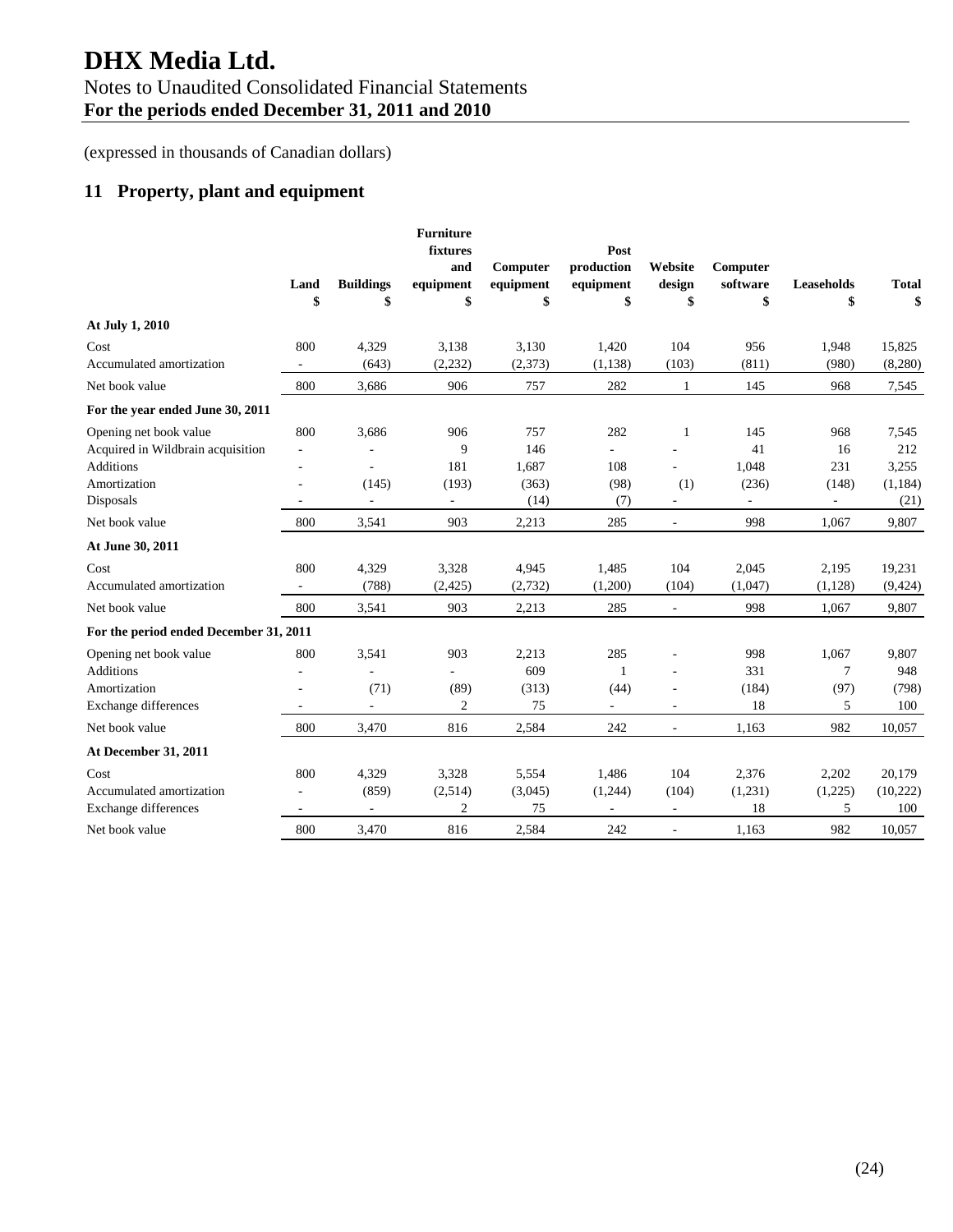# DHX Media Ltd.

Notes to Unaudited Consolidated Financial Statements
**For the periods ended December 31, 2011 and 2010**

(expressed in thousands of Canadian dollars)

## 11 Property, plant and equipment

| | Land<br>$ | Buildings<br>$ | Furniture fixtures and equipment<br>$ | Computer equipment<br>$ | Post production equipment<br>$ | Website design<br>$ | Computer software<br>$ | Leaseholds<br>$ | Total<br>$ |
|---|---|---|---|---|---|---|---|---|---|
| **At July 1, 2010** | | | | | | | | | |
| Cost | 800 | 4,329 | 3,138 | 3,130 | 1,420 | 104 | 956 | 1,948 | 15,825 |
| Accumulated amortization | - | (643) | (2,232) | (2,373) | (1,138) | (103) | (811) | (980) | (8,280) |
| Net book value | 800 | 3,686 | 906 | 757 | 282 | 1 | 145 | 968 | 7,545 |
| **For the year ended June 30, 2011** | | | | | | | | | |
| Opening net book value | 800 | 3,686 | 906 | 757 | 282 | 1 | 145 | 968 | 7,545 |
| Acquired in Wildbrain acquisition | - | - | 9 | 146 | - | - | 41 | 16 | 212 |
| Additions | - | - | 181 | 1,687 | 108 | - | 1,048 | 231 | 3,255 |
| Amortization | - | (145) | (193) | (363) | (98) | (1) | (236) | (148) | (1,184) |
| Disposals | - | - | - | (14) | (7) | - | - | - | (21) |
| Net book value | 800 | 3,541 | 903 | 2,213 | 285 | - | 998 | 1,067 | 9,807 |
| **At June 30, 2011** | | | | | | | | | |
| Cost | 800 | 4,329 | 3,328 | 4,945 | 1,485 | 104 | 2,045 | 2,195 | 19,231 |
| Accumulated amortization | - | (788) | (2,425) | (2,732) | (1,200) | (104) | (1,047) | (1,128) | (9,424) |
| Net book value | 800 | 3,541 | 903 | 2,213 | 285 | - | 998 | 1,067 | 9,807 |
| **For the period ended December 31, 2011** | | | | | | | | | |
| Opening net book value | 800 | 3,541 | 903 | 2,213 | 285 | - | 998 | 1,067 | 9,807 |
| Additions | - | - | - | 609 | 1 | - | 331 | 7 | 948 |
| Amortization | - | (71) | (89) | (313) | (44) | - | (184) | (97) | (798) |
| Exchange differences | - | - | 2 | 75 | - | - | 18 | 5 | 100 |
| Net book value | 800 | 3,470 | 816 | 2,584 | 242 | - | 1,163 | 982 | 10,057 |
| **At December 31, 2011** | | | | | | | | | |
| Cost | 800 | 4,329 | 3,328 | 5,554 | 1,486 | 104 | 2,376 | 2,202 | 20,179 |
| Accumulated amortization | - | (859) | (2,514) | (3,045) | (1,244) | (104) | (1,231) | (1,225) | (10,222) |
| Exchange differences | - | - | 2 | 75 | - | - | 18 | 5 | 100 |
| Net book value | 800 | 3,470 | 816 | 2,584 | 242 | - | 1,163 | 982 | 10,057 |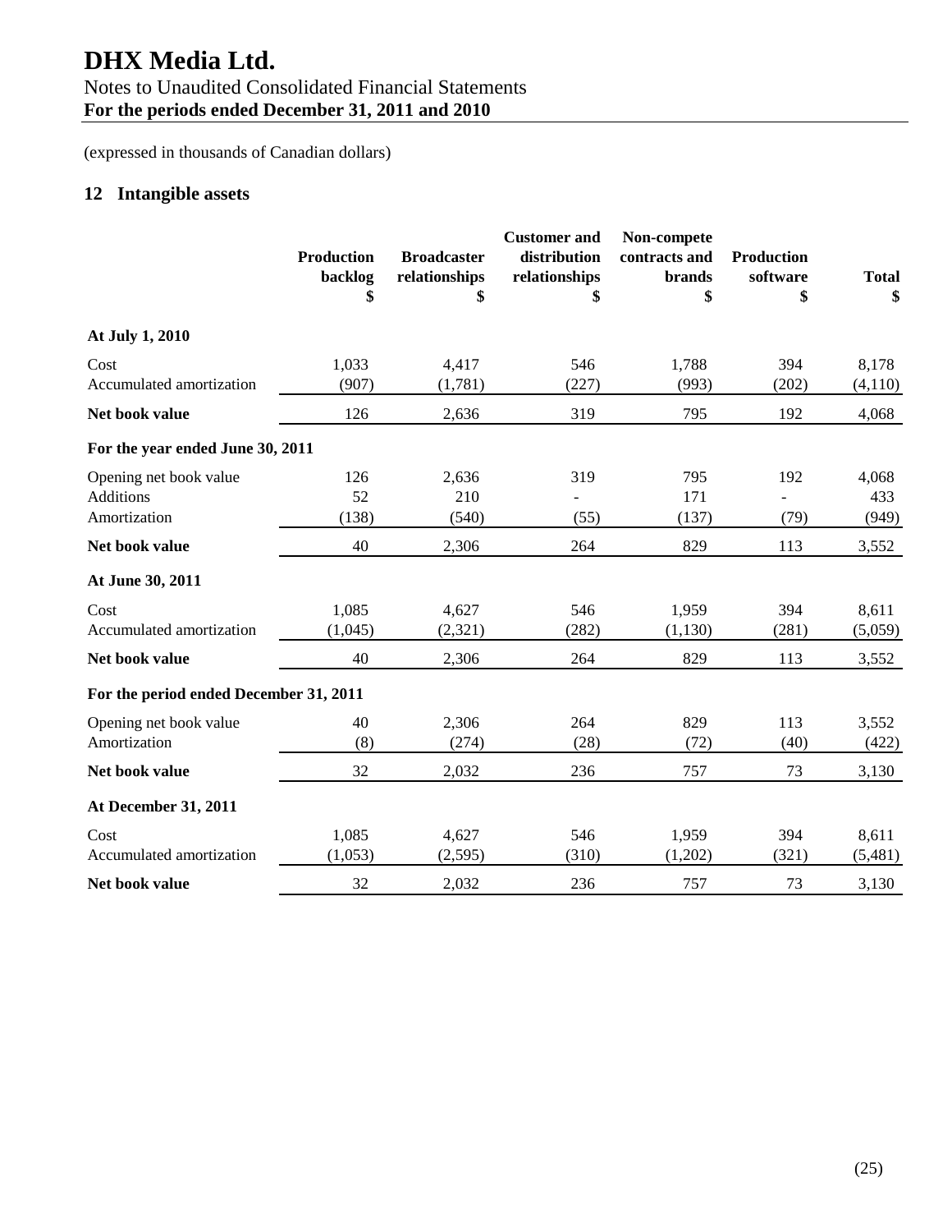# DHX Media Ltd.

Notes to Unaudited Consolidated Financial Statements
**For the periods ended December 31, 2011 and 2010**

(expressed in thousands of Canadian dollars)

## 12 Intangible assets

| | Production backlog $ | Broadcaster relationships $ | Customer and distribution relationships $ | Non-compete contracts and brands $ | Production software $ | Total $ |
|---|---|---|---|---|---|---|
| **At July 1, 2010** | | | | | | |
| Cost | 1,033 | 4,417 | 546 | 1,788 | 394 | 8,178 |
| Accumulated amortization | (907) | (1,781) | (227) | (993) | (202) | (4,110) |
| **Net book value** | 126 | 2,636 | 319 | 795 | 192 | 4,068 |
| **For the year ended June 30, 2011** | | | | | | |
| Opening net book value | 126 | 2,636 | 319 | 795 | 192 | 4,068 |
| Additions | 52 | 210 | - | 171 | - | 433 |
| Amortization | (138) | (540) | (55) | (137) | (79) | (949) |
| **Net book value** | 40 | 2,306 | 264 | 829 | 113 | 3,552 |
| **At June 30, 2011** | | | | | | |
| Cost | 1,085 | 4,627 | 546 | 1,959 | 394 | 8,611 |
| Accumulated amortization | (1,045) | (2,321) | (282) | (1,130) | (281) | (5,059) |
| **Net book value** | 40 | 2,306 | 264 | 829 | 113 | 3,552 |
| **For the period ended December 31, 2011** | | | | | | |
| Opening net book value | 40 | 2,306 | 264 | 829 | 113 | 3,552 |
| Amortization | (8) | (274) | (28) | (72) | (40) | (422) |
| **Net book value** | 32 | 2,032 | 236 | 757 | 73 | 3,130 |
| **At December 31, 2011** | | | | | | |
| Cost | 1,085 | 4,627 | 546 | 1,959 | 394 | 8,611 |
| Accumulated amortization | (1,053) | (2,595) | (310) | (1,202) | (321) | (5,481) |
| **Net book value** | 32 | 2,032 | 236 | 757 | 73 | 3,130 |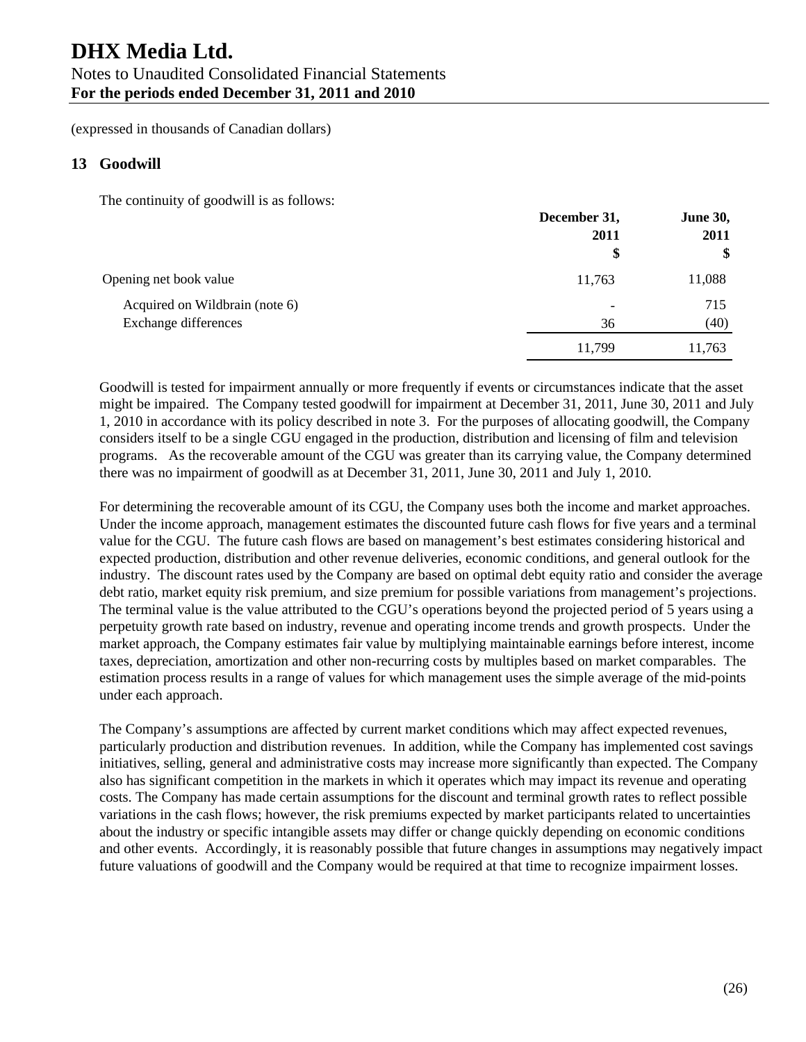# DHX Media Ltd.

Notes to Unaudited Consolidated Financial Statements
**For the periods ended December 31, 2011 and 2010**

(expressed in thousands of Canadian dollars)

## 13 Goodwill

The continuity of goodwill is as follows:

| | December 31, 2011 $ | June 30, 2011 $ |
|---|---|---|
| Opening net book value | 11,763 | 11,088 |
| Acquired on Wildbrain (note 6) | - | 715 |
| Exchange differences | 36 | (40) |
| | 11,799 | 11,763 |

Goodwill is tested for impairment annually or more frequently if events or circumstances indicate that the asset might be impaired. The Company tested goodwill for impairment at December 31, 2011, June 30, 2011 and July 1, 2010 in accordance with its policy described in note 3. For the purposes of allocating goodwill, the Company considers itself to be a single CGU engaged in the production, distribution and licensing of film and television programs. As the recoverable amount of the CGU was greater than its carrying value, the Company determined there was no impairment of goodwill as at December 31, 2011, June 30, 2011 and July 1, 2010.

For determining the recoverable amount of its CGU, the Company uses both the income and market approaches. Under the income approach, management estimates the discounted future cash flows for five years and a terminal value for the CGU. The future cash flows are based on management's best estimates considering historical and expected production, distribution and other revenue deliveries, economic conditions, and general outlook for the industry. The discount rates used by the Company are based on optimal debt equity ratio and consider the average debt ratio, market equity risk premium, and size premium for possible variations from management's projections. The terminal value is the value attributed to the CGU's operations beyond the projected period of 5 years using a perpetuity growth rate based on industry, revenue and operating income trends and growth prospects. Under the market approach, the Company estimates fair value by multiplying maintainable earnings before interest, income taxes, depreciation, amortization and other non-recurring costs by multiples based on market comparables. The estimation process results in a range of values for which management uses the simple average of the mid-points under each approach.

The Company's assumptions are affected by current market conditions which may affect expected revenues, particularly production and distribution revenues. In addition, while the Company has implemented cost savings initiatives, selling, general and administrative costs may increase more significantly than expected. The Company also has significant competition in the markets in which it operates which may impact its revenue and operating costs. The Company has made certain assumptions for the discount and terminal growth rates to reflect possible variations in the cash flows; however, the risk premiums expected by market participants related to uncertainties about the industry or specific intangible assets may differ or change quickly depending on economic conditions and other events. Accordingly, it is reasonably possible that future changes in assumptions may negatively impact future valuations of goodwill and the Company would be required at that time to recognize impairment losses.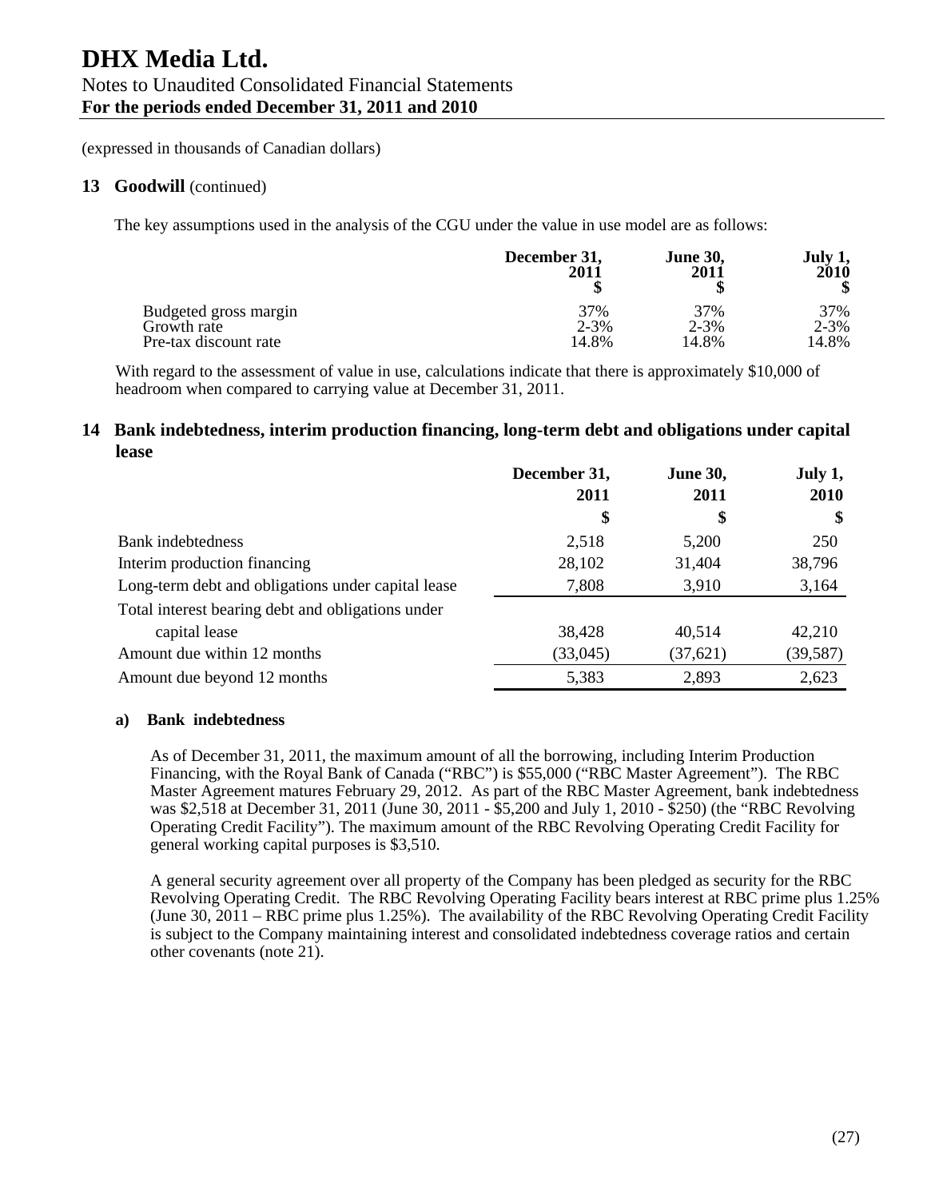# DHX Media Ltd.

Notes to Unaudited Consolidated Financial Statements

**For the periods ended December 31, 2011 and 2010**

(expressed in thousands of Canadian dollars)

## 13 Goodwill (continued)

The key assumptions used in the analysis of the CGU under the value in use model are as follows:

| | December 31, 2011 $ | June 30, 2011 $ | July 1, 2010 $ |
|---|---|---|---|
| Budgeted gross margin | 37% | 37% | 37% |
| Growth rate | 2-3% | 2-3% | 2-3% |
| Pre-tax discount rate | 14.8% | 14.8% | 14.8% |

With regard to the assessment of value in use, calculations indicate that there is approximately $10,000 of headroom when compared to carrying value at December 31, 2011.

## 14 Bank indebtedness, interim production financing, long-term debt and obligations under capital lease

| | December 31, 2011 $ | June 30, 2011 $ | July 1, 2010 $ |
|---|---|---|---|
| Bank indebtedness | 2,518 | 5,200 | 250 |
| Interim production financing | 28,102 | 31,404 | 38,796 |
| Long-term debt and obligations under capital lease | 7,808 | 3,910 | 3,164 |
| Total interest bearing debt and obligations under capital lease | 38,428 | 40,514 | 42,210 |
| Amount due within 12 months | (33,045) | (37,621) | (39,587) |
| Amount due beyond 12 months | 5,383 | 2,893 | 2,623 |

### a) Bank indebtedness

As of December 31, 2011, the maximum amount of all the borrowing, including Interim Production Financing, with the Royal Bank of Canada ("RBC") is $55,000 ("RBC Master Agreement"). The RBC Master Agreement matures February 29, 2012. As part of the RBC Master Agreement, bank indebtedness was $2,518 at December 31, 2011 (June 30, 2011 - $5,200 and July 1, 2010 - $250) (the "RBC Revolving Operating Credit Facility"). The maximum amount of the RBC Revolving Operating Credit Facility for general working capital purposes is $3,510.

A general security agreement over all property of the Company has been pledged as security for the RBC Revolving Operating Credit. The RBC Revolving Operating Facility bears interest at RBC prime plus 1.25% (June 30, 2011 – RBC prime plus 1.25%). The availability of the RBC Revolving Operating Credit Facility is subject to the Company maintaining interest and consolidated indebtedness coverage ratios and certain other covenants (note 21).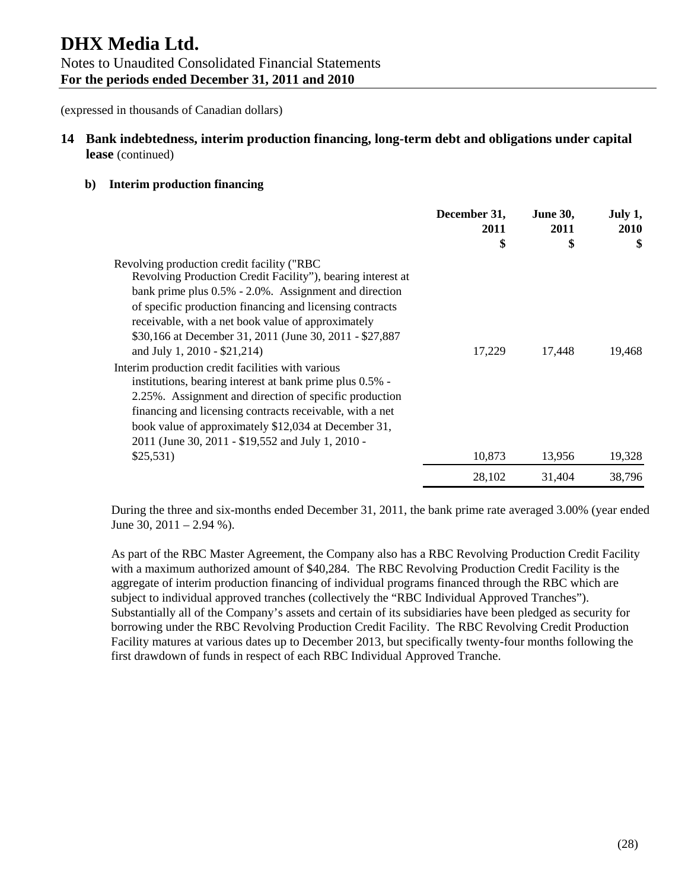(expressed in thousands of Canadian dollars)

## 14 Bank indebtedness, interim production financing, long-term debt and obligations under capital lease (continued)

### b) Interim production financing

| | December 31, 2011 $ | June 30, 2011 $ | July 1, 2010 $ |
|---|---|---|---|
| Revolving production credit facility ("RBC Revolving Production Credit Facility"), bearing interest at bank prime plus 0.5% - 2.0%. Assignment and direction of specific production financing and licensing contracts receivable, with a net book value of approximately $30,166 at December 31, 2011 (June 30, 2011 - $27,887 and July 1, 2010 - $21,214) | 17,229 | 17,448 | 19,468 |
| Interim production credit facilities with various institutions, bearing interest at bank prime plus 0.5% - 2.25%. Assignment and direction of specific production financing and licensing contracts receivable, with a net book value of approximately $12,034 at December 31, 2011 (June 30, 2011 - $19,552 and July 1, 2010 - $25,531) | 10,873 | 13,956 | 19,328 |
| | 28,102 | 31,404 | 38,796 |

During the three and six-months ended December 31, 2011, the bank prime rate averaged 3.00% (year ended June 30, 2011 – 2.94 %).

As part of the RBC Master Agreement, the Company also has a RBC Revolving Production Credit Facility with a maximum authorized amount of $40,284. The RBC Revolving Production Credit Facility is the aggregate of interim production financing of individual programs financed through the RBC which are subject to individual approved tranches (collectively the "RBC Individual Approved Tranches"). Substantially all of the Company's assets and certain of its subsidiaries have been pledged as security for borrowing under the RBC Revolving Production Credit Facility. The RBC Revolving Credit Production Facility matures at various dates up to December 2013, but specifically twenty-four months following the first drawdown of funds in respect of each RBC Individual Approved Tranche.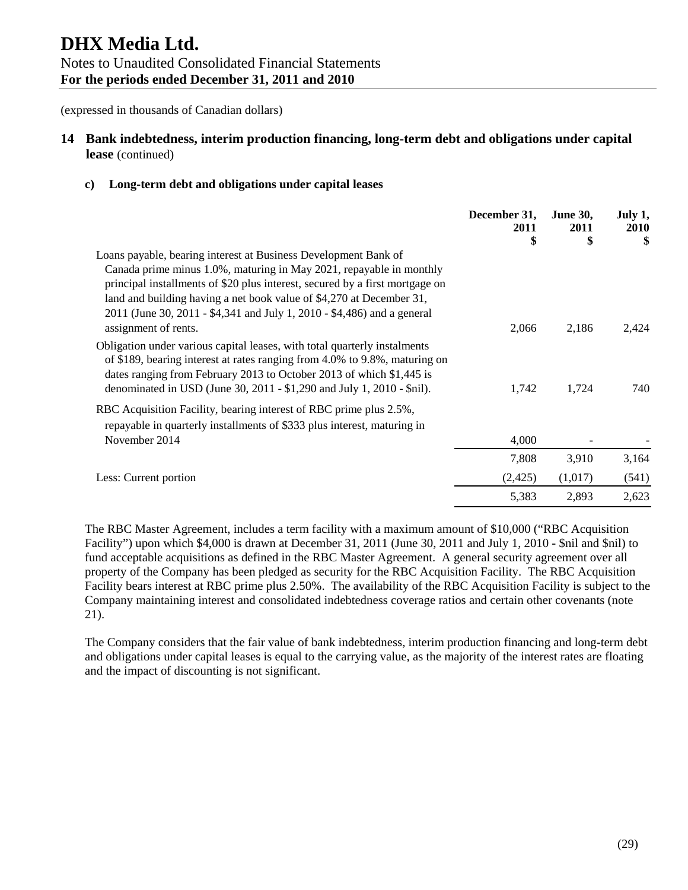# DHX Media Ltd.

Notes to Unaudited Consolidated Financial Statements
**For the periods ended December 31, 2011 and 2010**

(expressed in thousands of Canadian dollars)

## 14 Bank indebtedness, interim production financing, long-term debt and obligations under capital lease (continued)

### c) Long-term debt and obligations under capital leases

| | December 31, 2011 $ | June 30, 2011 $ | July 1, 2010 $ |
|---|---|---|---|
| Loans payable, bearing interest at Business Development Bank of Canada prime minus 1.0%, maturing in May 2021, repayable in monthly principal installments of $20 plus interest, secured by a first mortgage on land and building having a net book value of $4,270 at December 31, 2011 (June 30, 2011 - $4,341 and July 1, 2010 - $4,486) and a general assignment of rents. | 2,066 | 2,186 | 2,424 |
| Obligation under various capital leases, with total quarterly instalments of $189, bearing interest at rates ranging from 4.0% to 9.8%, maturing on dates ranging from February 2013 to October 2013 of which $1,445 is denominated in USD (June 30, 2011 - $1,290 and July 1, 2010 - $nil). | 1,742 | 1,724 | 740 |
| RBC Acquisition Facility, bearing interest of RBC prime plus 2.5%, repayable in quarterly installments of $333 plus interest, maturing in November 2014 | 4,000 | - | - |
| | 7,808 | 3,910 | 3,164 |
| Less: Current portion | (2,425) | (1,017) | (541) |
| | 5,383 | 2,893 | 2,623 |

The RBC Master Agreement, includes a term facility with a maximum amount of $10,000 ("RBC Acquisition Facility") upon which $4,000 is drawn at December 31, 2011 (June 30, 2011 and July 1, 2010 - $nil and $nil) to fund acceptable acquisitions as defined in the RBC Master Agreement. A general security agreement over all property of the Company has been pledged as security for the RBC Acquisition Facility. The RBC Acquisition Facility bears interest at RBC prime plus 2.50%. The availability of the RBC Acquisition Facility is subject to the Company maintaining interest and consolidated indebtedness coverage ratios and certain other covenants (note 21).

The Company considers that the fair value of bank indebtedness, interim production financing and long-term debt and obligations under capital leases is equal to the carrying value, as the majority of the interest rates are floating and the impact of discounting is not significant.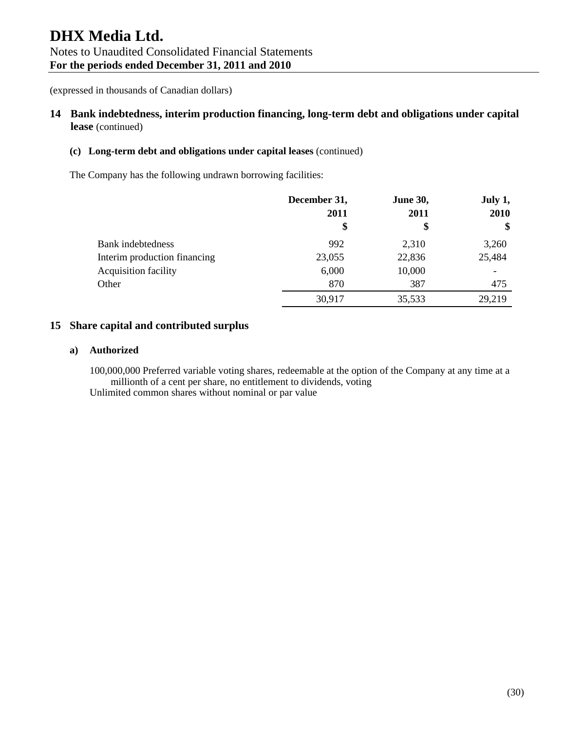(expressed in thousands of Canadian dollars)

## 14 Bank indebtedness, interim production financing, long-term debt and obligations under capital lease (continued)

### (c) Long-term debt and obligations under capital leases (continued)

The Company has the following undrawn borrowing facilities:

| | December 31, 2011 $ | June 30, 2011 $ | July 1, 2010 $ |
|---|---|---|---|
| Bank indebtedness | 992 | 2,310 | 3,260 |
| Interim production financing | 23,055 | 22,836 | 25,484 |
| Acquisition facility | 6,000 | 10,000 | - |
| Other | 870 | 387 | 475 |
| | 30,917 | 35,533 | 29,219 |

## 15 Share capital and contributed surplus

### a) Authorized

100,000,000 Preferred variable voting shares, redeemable at the option of the Company at any time at a millionth of a cent per share, no entitlement to dividends, voting

Unlimited common shares without nominal or par value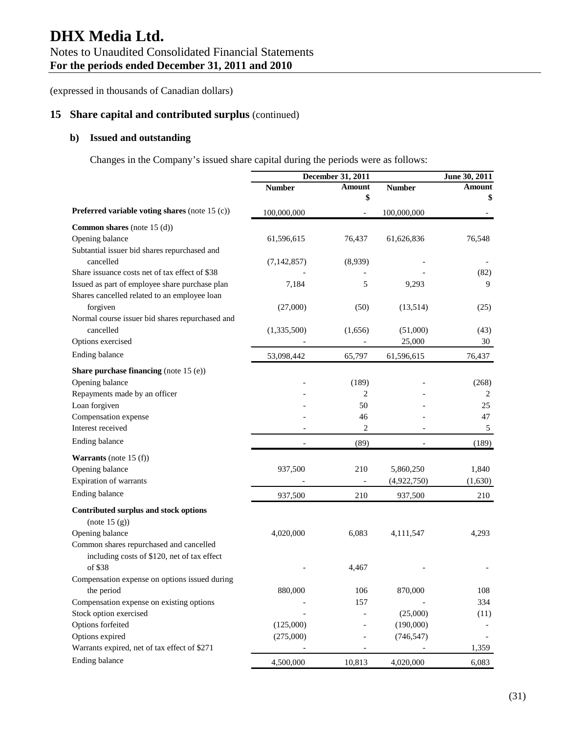# DHX Media Ltd.

Notes to Unaudited Consolidated Financial Statements
**For the periods ended December 31, 2011 and 2010**

(expressed in thousands of Canadian dollars)

## 15 Share capital and contributed surplus (continued)

### b) Issued and outstanding

Changes in the Company's issued share capital during the periods were as follows:

| | December 31, 2011 | | June 30, 2011 | |
|---|---|---|---|---|
| | Number | Amount $ | Number | Amount $ |
| **Preferred variable voting shares** (note 15 (c)) | 100,000,000 | - | 100,000,000 | - |
| **Common shares** (note 15 (d)) | | | | |
| Opening balance | 61,596,615 | 76,437 | 61,626,836 | 76,548 |
| Subtantial issuer bid shares repurchased and cancelled | (7,142,857) | (8,939) | - | - |
| Share issuance costs net of tax effect of $38 | - | - | - | (82) |
| Issued as part of employee share purchase plan | 7,184 | 5 | 9,293 | 9 |
| Shares cancelled related to an employee loan forgiven | (27,000) | (50) | (13,514) | (25) |
| Normal course issuer bid shares repurchased and cancelled | (1,335,500) | (1,656) | (51,000) | (43) |
| Options exercised | - | - | 25,000 | 30 |
| Ending balance | 53,098,442 | 65,797 | 61,596,615 | 76,437 |
| **Share purchase financing** (note 15 (e)) | | | | |
| Opening balance | - | (189) | - | (268) |
| Repayments made by an officer | - | 2 | - | 2 |
| Loan forgiven | - | 50 | - | 25 |
| Compensation expense | - | 46 | - | 47 |
| Interest received | - | 2 | - | 5 |
| Ending balance | - | (89) | - | (189) |
| **Warrants** (note 15 (f)) | | | | |
| Opening balance | 937,500 | 210 | 5,860,250 | 1,840 |
| Expiration of warrants | - | - | (4,922,750) | (1,630) |
| Ending balance | 937,500 | 210 | 937,500 | 210 |
| **Contributed surplus and stock options** (note 15 (g)) | | | | |
| Opening balance | 4,020,000 | 6,083 | 4,111,547 | 4,293 |
| Common shares repurchased and cancelled including costs of $120, net of tax effect of $38 | - | 4,467 | - | - |
| Compensation expense on options issued during the period | 880,000 | 106 | 870,000 | 108 |
| Compensation expense on existing options | - | 157 | - | 334 |
| Stock option exercised | - | - | (25,000) | (11) |
| Options forfeited | (125,000) | - | (190,000) | - |
| Options expired | (275,000) | - | (746,547) | - |
| Warrants expired, net of tax effect of $271 | - | - | - | 1,359 |
| Ending balance | 4,500,000 | 10,813 | 4,020,000 | 6,083 |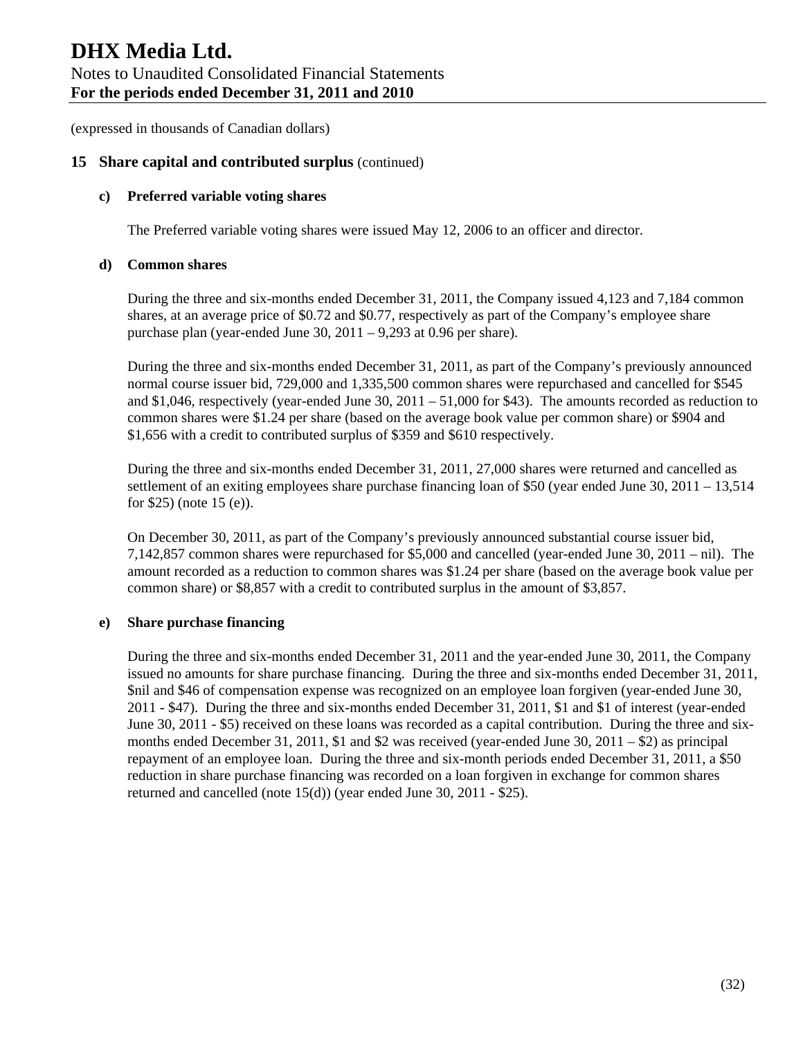(expressed in thousands of Canadian dollars)

## 15 Share capital and contributed surplus (continued)

### c) Preferred variable voting shares

The Preferred variable voting shares were issued May 12, 2006 to an officer and director.

### d) Common shares

During the three and six-months ended December 31, 2011, the Company issued 4,123 and 7,184 common shares, at an average price of $0.72 and $0.77, respectively as part of the Company's employee share purchase plan (year-ended June 30, 2011 – 9,293 at 0.96 per share).

During the three and six-months ended December 31, 2011, as part of the Company's previously announced normal course issuer bid, 729,000 and 1,335,500 common shares were repurchased and cancelled for $545 and $1,046, respectively (year-ended June 30, 2011 – 51,000 for $43). The amounts recorded as reduction to common shares were $1.24 per share (based on the average book value per common share) or $904 and $1,656 with a credit to contributed surplus of $359 and $610 respectively.

During the three and six-months ended December 31, 2011, 27,000 shares were returned and cancelled as settlement of an exiting employees share purchase financing loan of $50 (year ended June 30, 2011 – 13,514 for $25) (note 15 (e)).

On December 30, 2011, as part of the Company's previously announced substantial course issuer bid, 7,142,857 common shares were repurchased for $5,000 and cancelled (year-ended June 30, 2011 – nil). The amount recorded as a reduction to common shares was $1.24 per share (based on the average book value per common share) or $8,857 with a credit to contributed surplus in the amount of $3,857.

### e) Share purchase financing

During the three and six-months ended December 31, 2011 and the year-ended June 30, 2011, the Company issued no amounts for share purchase financing. During the three and six-months ended December 31, 2011, $nil and $46 of compensation expense was recognized on an employee loan forgiven (year-ended June 30, 2011 - $47). During the three and six-months ended December 31, 2011, $1 and $1 of interest (year-ended June 30, 2011 - $5) received on these loans was recorded as a capital contribution. During the three and six-months ended December 31, 2011, $1 and $2 was received (year-ended June 30, 2011 – $2) as principal repayment of an employee loan. During the three and six-month periods ended December 31, 2011, a $50 reduction in share purchase financing was recorded on a loan forgiven in exchange for common shares returned and cancelled (note 15(d)) (year ended June 30, 2011 - $25).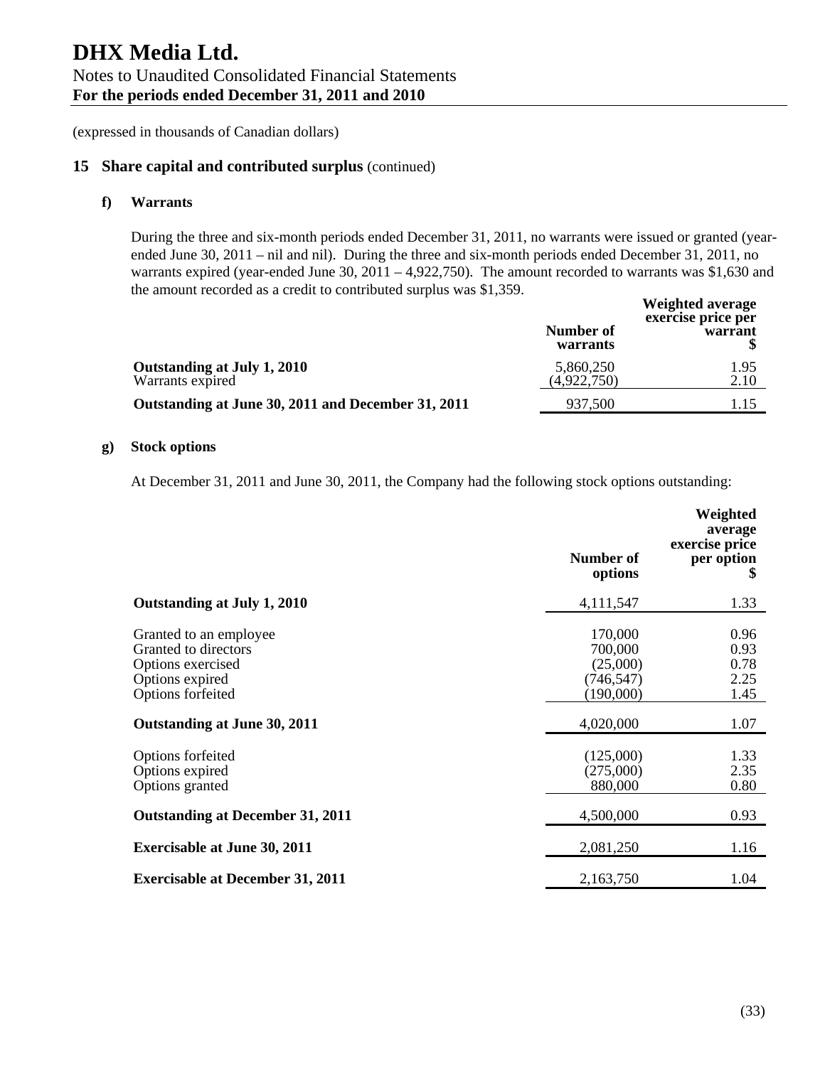# DHX Media Ltd.

Notes to Unaudited Consolidated Financial Statements
**For the periods ended December 31, 2011 and 2010**

(expressed in thousands of Canadian dollars)

## 15 Share capital and contributed surplus (continued)

### f) Warrants

During the three and six-month periods ended December 31, 2011, no warrants were issued or granted (year-ended June 30, 2011 – nil and nil). During the three and six-month periods ended December 31, 2011, no warrants expired (year-ended June 30, 2011 – 4,922,750). The amount recorded to warrants was $1,630 and the amount recorded as a credit to contributed surplus was $1,359.

| | Number of warrants | Weighted average exercise price per warrant $ |
|---|---|---|
| **Outstanding at July 1, 2010** | 5,860,250 | 1.95 |
| Warrants expired | (4,922,750) | 2.10 |
| **Outstanding at June 30, 2011 and December 31, 2011** | 937,500 | 1.15 |

### g) Stock options

At December 31, 2011 and June 30, 2011, the Company had the following stock options outstanding:

| | Number of options | Weighted average exercise price per option $ |
|---|---|---|
| **Outstanding at July 1, 2010** | 4,111,547 | 1.33 |
| Granted to an employee | 170,000 | 0.96 |
| Granted to directors | 700,000 | 0.93 |
| Options exercised | (25,000) | 0.78 |
| Options expired | (746,547) | 2.25 |
| Options forfeited | (190,000) | 1.45 |
| **Outstanding at June 30, 2011** | 4,020,000 | 1.07 |
| Options forfeited | (125,000) | 1.33 |
| Options expired | (275,000) | 2.35 |
| Options granted | 880,000 | 0.80 |
| **Outstanding at December 31, 2011** | 4,500,000 | 0.93 |
| **Exercisable at June 30, 2011** | 2,081,250 | 1.16 |
| **Exercisable at December 31, 2011** | 2,163,750 | 1.04 |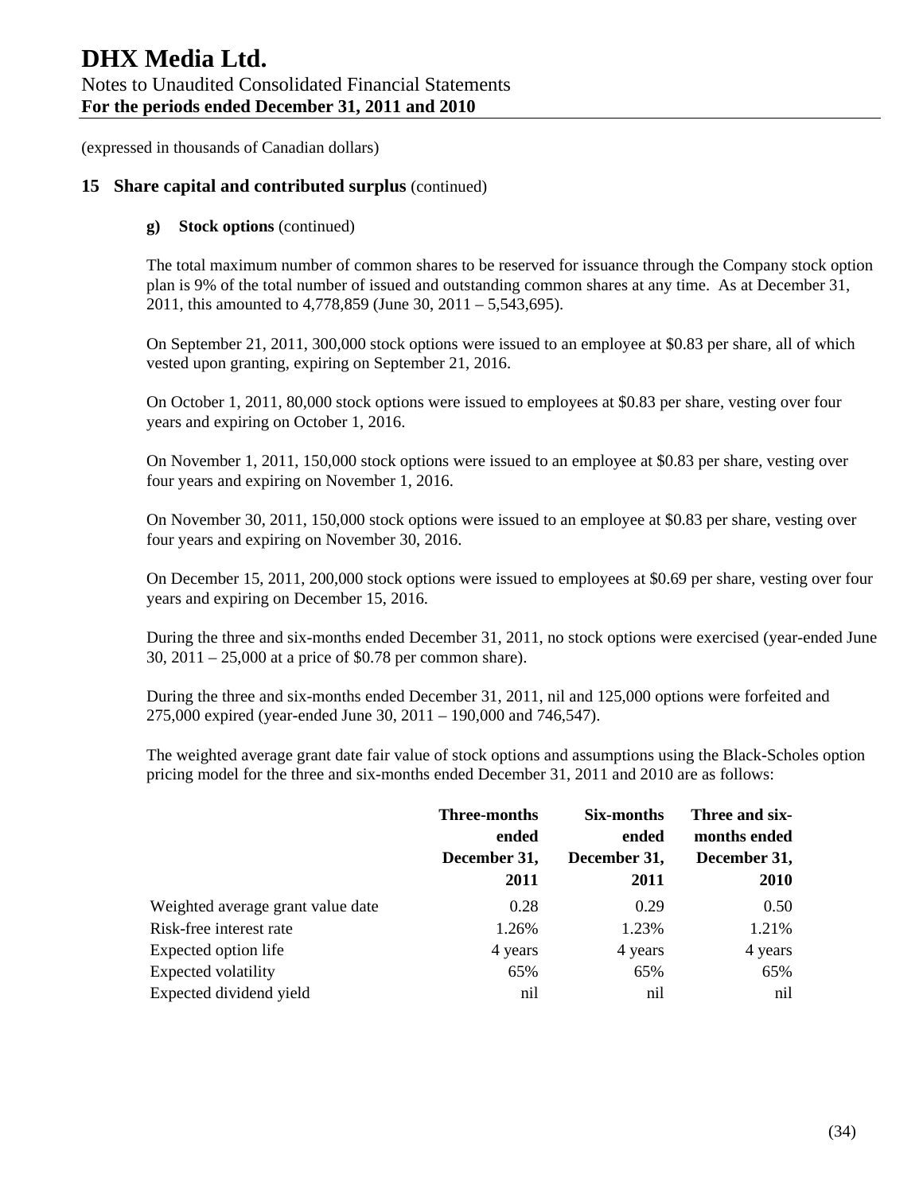(expressed in thousands of Canadian dollars)

## 15 Share capital and contributed surplus (continued)

### g) Stock options (continued)

The total maximum number of common shares to be reserved for issuance through the Company stock option plan is 9% of the total number of issued and outstanding common shares at any time. As at December 31, 2011, this amounted to 4,778,859 (June 30, 2011 – 5,543,695).

On September 21, 2011, 300,000 stock options were issued to an employee at $0.83 per share, all of which vested upon granting, expiring on September 21, 2016.

On October 1, 2011, 80,000 stock options were issued to employees at $0.83 per share, vesting over four years and expiring on October 1, 2016.

On November 1, 2011, 150,000 stock options were issued to an employee at $0.83 per share, vesting over four years and expiring on November 1, 2016.

On November 30, 2011, 150,000 stock options were issued to an employee at $0.83 per share, vesting over four years and expiring on November 30, 2016.

On December 15, 2011, 200,000 stock options were issued to employees at $0.69 per share, vesting over four years and expiring on December 15, 2016.

During the three and six-months ended December 31, 2011, no stock options were exercised (year-ended June 30, 2011 – 25,000 at a price of $0.78 per common share).

During the three and six-months ended December 31, 2011, nil and 125,000 options were forfeited and 275,000 expired (year-ended June 30, 2011 – 190,000 and 746,547).

The weighted average grant date fair value of stock options and assumptions using the Black-Scholes option pricing model for the three and six-months ended December 31, 2011 and 2010 are as follows:

| | Three-months ended December 31, 2011 | Six-months ended December 31, 2011 | Three and six-months ended December 31, 2010 |
|---|---|---|---|
| Weighted average grant value date | 0.28 | 0.29 | 0.50 |
| Risk-free interest rate | 1.26% | 1.23% | 1.21% |
| Expected option life | 4 years | 4 years | 4 years |
| Expected volatility | 65% | 65% | 65% |
| Expected dividend yield | nil | nil | nil |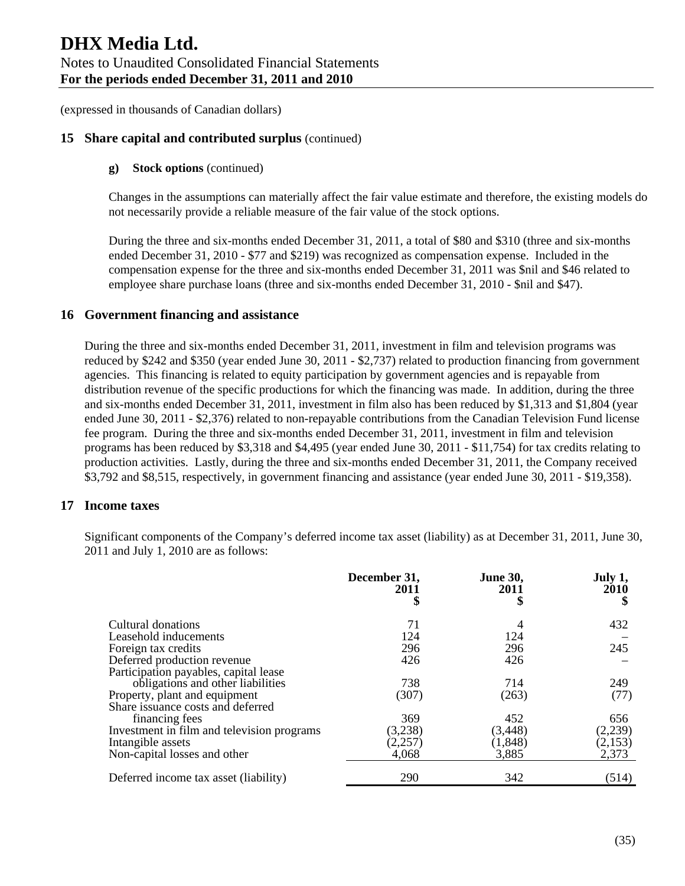(expressed in thousands of Canadian dollars)

## 15 Share capital and contributed surplus (continued)

### g) Stock options (continued)

Changes in the assumptions can materially affect the fair value estimate and therefore, the existing models do not necessarily provide a reliable measure of the fair value of the stock options.

During the three and six-months ended December 31, 2011, a total of $80 and $310 (three and six-months ended December 31, 2010 - $77 and $219) was recognized as compensation expense. Included in the compensation expense for the three and six-months ended December 31, 2011 was $nil and $46 related to employee share purchase loans (three and six-months ended December 31, 2010 - $nil and $47).

## 16 Government financing and assistance

During the three and six-months ended December 31, 2011, investment in film and television programs was reduced by $242 and $350 (year ended June 30, 2011 - $2,737) related to production financing from government agencies. This financing is related to equity participation by government agencies and is repayable from distribution revenue of the specific productions for which the financing was made. In addition, during the three and six-months ended December 31, 2011, investment in film also has been reduced by $1,313 and $1,804 (year ended June 30, 2011 - $2,376) related to non-repayable contributions from the Canadian Television Fund license fee program. During the three and six-months ended December 31, 2011, investment in film and television programs has been reduced by $3,318 and $4,495 (year ended June 30, 2011 - $11,754) for tax credits relating to production activities. Lastly, during the three and six-months ended December 31, 2011, the Company received $3,792 and $8,515, respectively, in government financing and assistance (year ended June 30, 2011 - $19,358).

## 17 Income taxes

Significant components of the Company's deferred income tax asset (liability) as at December 31, 2011, June 30, 2011 and July 1, 2010 are as follows:

| | December 31, 2011 $ | June 30, 2011 $ | July 1, 2010 $ |
|---|---|---|---|
| Cultural donations | 71 | 4 | 432 |
| Leasehold inducements | 124 | 124 | – |
| Foreign tax credits | 296 | 296 | 245 |
| Deferred production revenue | 426 | 426 | – |
| Participation payables, capital lease obligations and other liabilities | 738 | 714 | 249 |
| Property, plant and equipment | (307) | (263) | (77) |
| Share issuance costs and deferred financing fees | 369 | 452 | 656 |
| Investment in film and television programs | (3,238) | (3,448) | (2,239) |
| Intangible assets | (2,257) | (1,848) | (2,153) |
| Non-capital losses and other | 4,068 | 3,885 | 2,373 |
| Deferred income tax asset (liability) | 290 | 342 | (514) |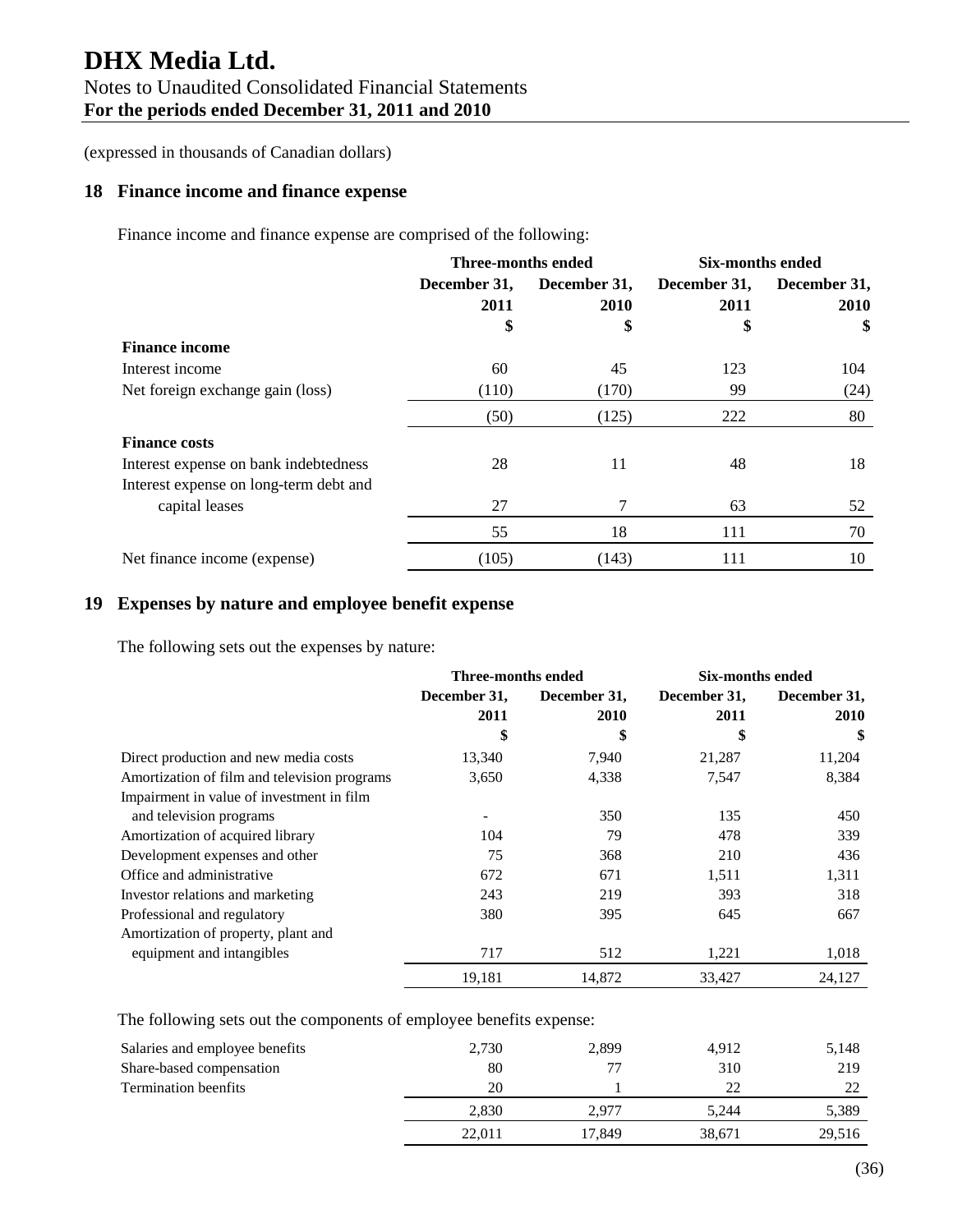# DHX Media Ltd.

Notes to Unaudited Consolidated Financial Statements
**For the periods ended December 31, 2011 and 2010**

(expressed in thousands of Canadian dollars)

## 18 Finance income and finance expense

Finance income and finance expense are comprised of the following:

| | Three-months ended | | Six-months ended | |
|---|---|---|---|---|
| | December 31, 2011 | December 31, 2010 | December 31, 2011 | December 31, 2010 |
| | $ | $ | $ | $ |
| **Finance income** | | | | |
| Interest income | 60 | 45 | 123 | 104 |
| Net foreign exchange gain (loss) | (110) | (170) | 99 | (24) |
| | (50) | (125) | 222 | 80 |
| **Finance costs** | | | | |
| Interest expense on bank indebtedness | 28 | 11 | 48 | 18 |
| Interest expense on long-term debt and capital leases | 27 | 7 | 63 | 52 |
| | 55 | 18 | 111 | 70 |
| Net finance income (expense) | (105) | (143) | 111 | 10 |

## 19 Expenses by nature and employee benefit expense

The following sets out the expenses by nature:

| | Three-months ended | | Six-months ended | |
|---|---|---|---|---|
| | December 31, 2011 | December 31, 2010 | December 31, 2011 | December 31, 2010 |
| | $ | $ | $ | $ |
| Direct production and new media costs | 13,340 | 7,940 | 21,287 | 11,204 |
| Amortization of film and television programs | 3,650 | 4,338 | 7,547 | 8,384 |
| Impairment in value of investment in film and television programs | - | 350 | 135 | 450 |
| Amortization of acquired library | 104 | 79 | 478 | 339 |
| Development expenses and other | 75 | 368 | 210 | 436 |
| Office and administrative | 672 | 671 | 1,511 | 1,311 |
| Investor relations and marketing | 243 | 219 | 393 | 318 |
| Professional and regulatory | 380 | 395 | 645 | 667 |
| Amortization of property, plant and equipment and intangibles | 717 | 512 | 1,221 | 1,018 |
| | 19,181 | 14,872 | 33,427 | 24,127 |

The following sets out the components of employee benefits expense:

| | | | | |
|---|---|---|---|---|
| Salaries and employee benefits | 2,730 | 2,899 | 4,912 | 5,148 |
| Share-based compensation | 80 | 77 | 310 | 219 |
| Termination beenfits | 20 | 1 | 22 | 22 |
| | 2,830 | 2,977 | 5,244 | 5,389 |
| | 22,011 | 17,849 | 38,671 | 29,516 |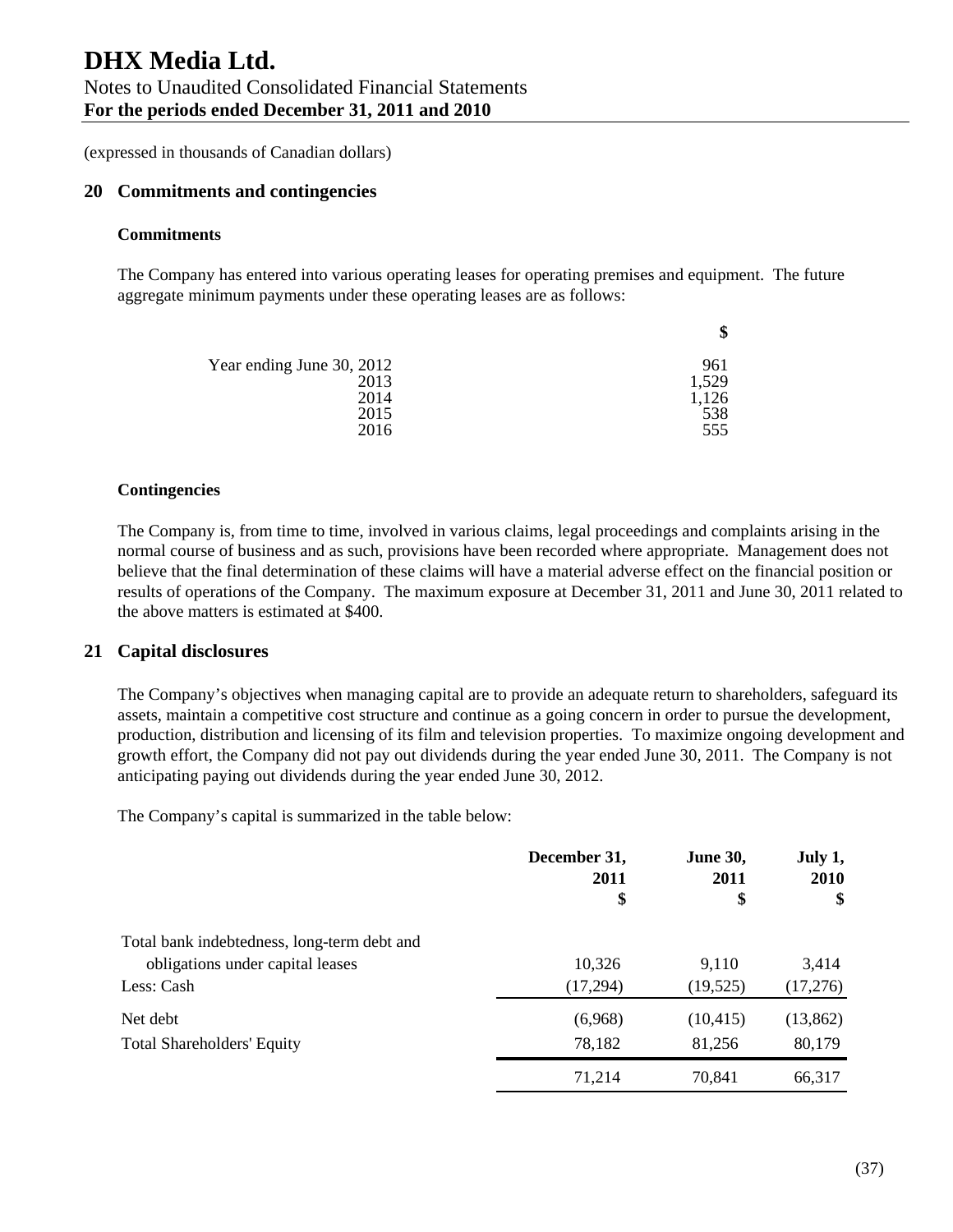(expressed in thousands of Canadian dollars)

## 20 Commitments and contingencies

### Commitments

The Company has entered into various operating leases for operating premises and equipment. The future aggregate minimum payments under these operating leases are as follows:

| | $ |
|---|---|
| Year ending June 30, 2012 | 961 |
| 2013 | 1,529 |
| 2014 | 1,126 |
| 2015 | 538 |
| 2016 | 555 |

### Contingencies

The Company is, from time to time, involved in various claims, legal proceedings and complaints arising in the normal course of business and as such, provisions have been recorded where appropriate. Management does not believe that the final determination of these claims will have a material adverse effect on the financial position or results of operations of the Company. The maximum exposure at December 31, 2011 and June 30, 2011 related to the above matters is estimated at $400.

## 21 Capital disclosures

The Company's objectives when managing capital are to provide an adequate return to shareholders, safeguard its assets, maintain a competitive cost structure and continue as a going concern in order to pursue the development, production, distribution and licensing of its film and television properties. To maximize ongoing development and growth effort, the Company did not pay out dividends during the year ended June 30, 2011. The Company is not anticipating paying out dividends during the year ended June 30, 2012.

The Company's capital is summarized in the table below:

| | December 31, 2011 $ | June 30, 2011 $ | July 1, 2010 $ |
|---|---|---|---|
| Total bank indebtedness, long-term debt and obligations under capital leases | 10,326 | 9,110 | 3,414 |
| Less: Cash | (17,294) | (19,525) | (17,276) |
| Net debt | (6,968) | (10,415) | (13,862) |
| Total Shareholders' Equity | 78,182 | 81,256 | 80,179 |
| | 71,214 | 70,841 | 66,317 |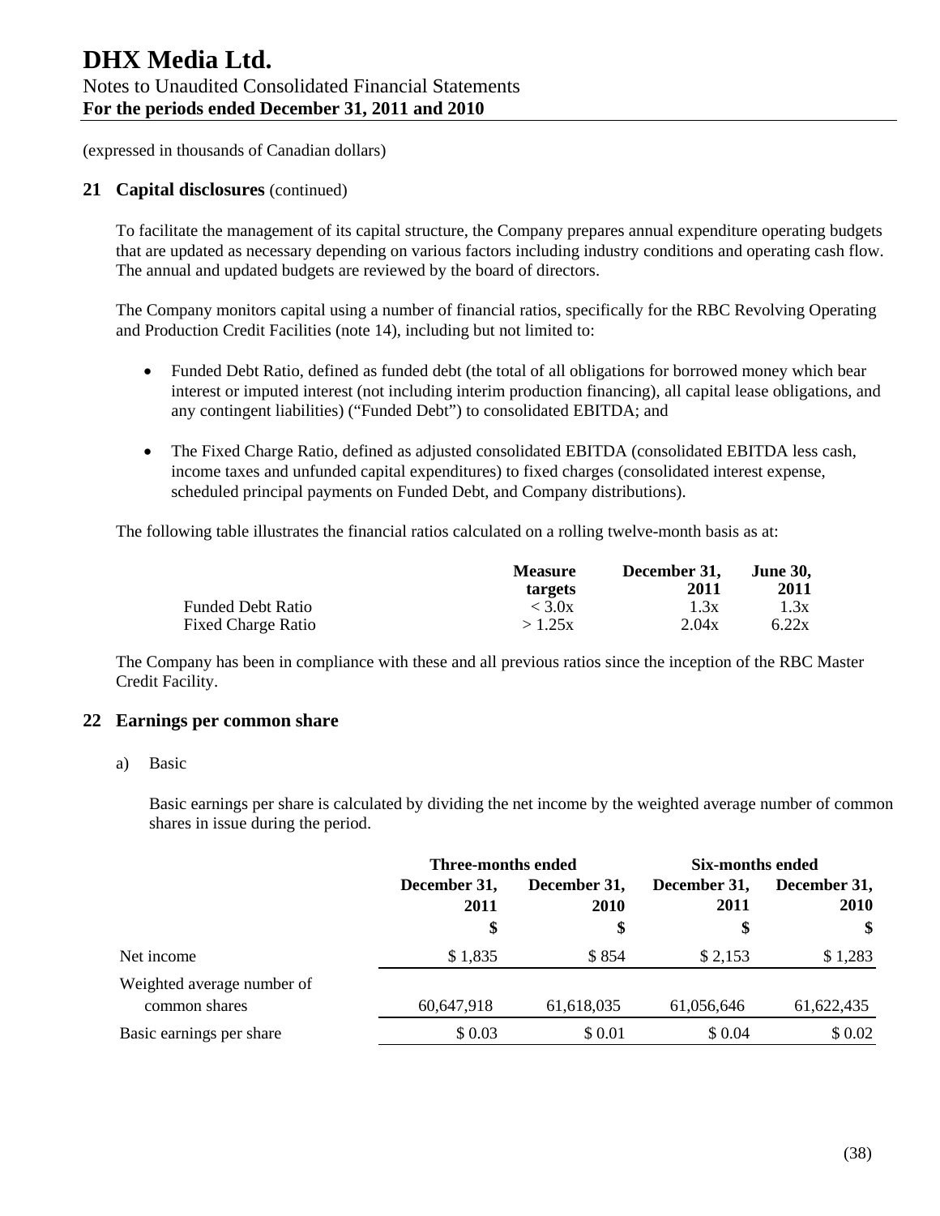(expressed in thousands of Canadian dollars)

## 21 Capital disclosures (continued)

To facilitate the management of its capital structure, the Company prepares annual expenditure operating budgets that are updated as necessary depending on various factors including industry conditions and operating cash flow. The annual and updated budgets are reviewed by the board of directors.

The Company monitors capital using a number of financial ratios, specifically for the RBC Revolving Operating and Production Credit Facilities (note 14), including but not limited to:

- Funded Debt Ratio, defined as funded debt (the total of all obligations for borrowed money which bear interest or imputed interest (not including interim production financing), all capital lease obligations, and any contingent liabilities) ("Funded Debt") to consolidated EBITDA; and
- The Fixed Charge Ratio, defined as adjusted consolidated EBITDA (consolidated EBITDA less cash, income taxes and unfunded capital expenditures) to fixed charges (consolidated interest expense, scheduled principal payments on Funded Debt, and Company distributions).

The following table illustrates the financial ratios calculated on a rolling twelve-month basis as at:

| | Measure targets | December 31, 2011 | June 30, 2011 |
|---|---|---|---|
| Funded Debt Ratio | < 3.0x | 1.3x | 1.3x |
| Fixed Charge Ratio | > 1.25x | 2.04x | 6.22x |

The Company has been in compliance with these and all previous ratios since the inception of the RBC Master Credit Facility.

## 22 Earnings per common share

a) Basic

Basic earnings per share is calculated by dividing the net income by the weighted average number of common shares in issue during the period.

| | Three-months ended | | Six-months ended | |
|---|---|---|---|---|
| | December 31, 2011 | December 31, 2010 | December 31, 2011 | December 31, 2010 |
| | $ | $ | $ | $ |
| Net income | $ 1,835 | $ 854 | $ 2,153 | $ 1,283 |
| Weighted average number of common shares | 60,647,918 | 61,618,035 | 61,056,646 | 61,622,435 |
| Basic earnings per share | $ 0.03 | $ 0.01 | $ 0.04 | $ 0.02 |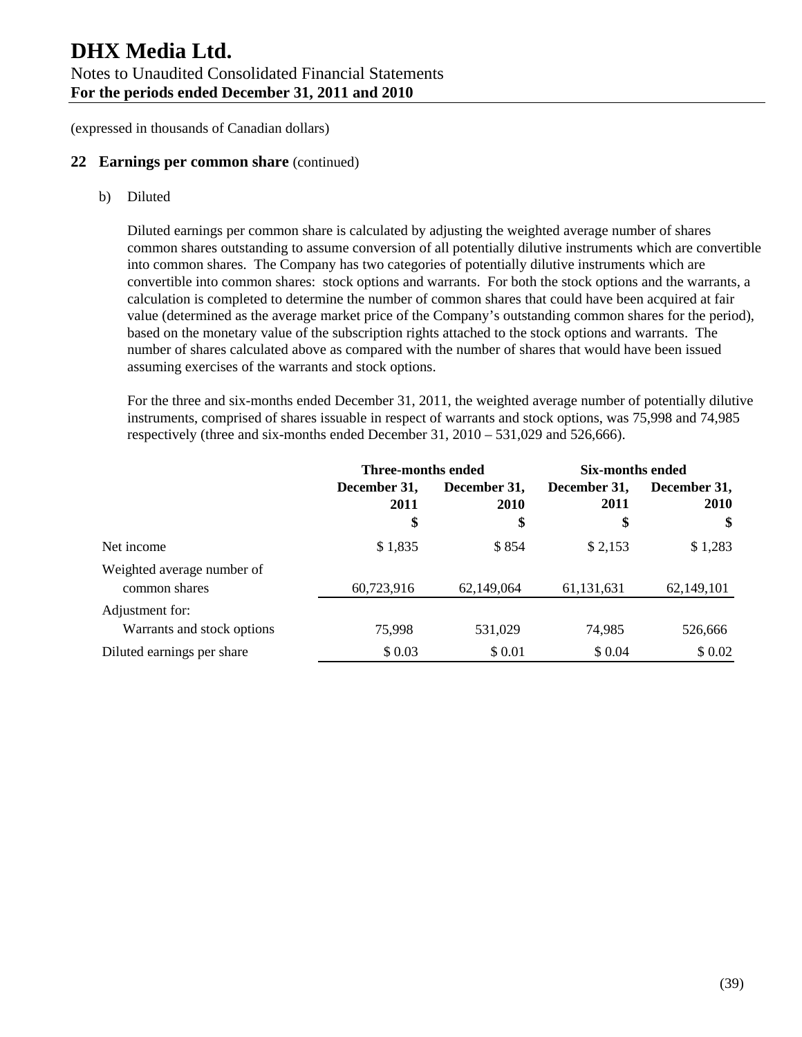# DHX Media Ltd.

Notes to Unaudited Consolidated Financial Statements

**For the periods ended December 31, 2011 and 2010**

(expressed in thousands of Canadian dollars)

## 22 Earnings per common share (continued)

b) Diluted

Diluted earnings per common share is calculated by adjusting the weighted average number of shares common shares outstanding to assume conversion of all potentially dilutive instruments which are convertible into common shares. The Company has two categories of potentially dilutive instruments which are convertible into common shares: stock options and warrants. For both the stock options and the warrants, a calculation is completed to determine the number of common shares that could have been acquired at fair value (determined as the average market price of the Company's outstanding common shares for the period), based on the monetary value of the subscription rights attached to the stock options and warrants. The number of shares calculated above as compared with the number of shares that would have been issued assuming exercises of the warrants and stock options.

For the three and six-months ended December 31, 2011, the weighted average number of potentially dilutive instruments, comprised of shares issuable in respect of warrants and stock options, was 75,998 and 74,985 respectively (three and six-months ended December 31, 2010 – 531,029 and 526,666).

| | **Three-months ended** | | **Six-months ended** | |
|---|---|---|---|---|
| | **December 31, 2011** | **December 31, 2010** | **December 31, 2011** | **December 31, 2010** |
| | **$** | **$** | **$** | **$** |
| Net income | $ 1,835 | $ 854 | $ 2,153 | $ 1,283 |
| Weighted average number of common shares | 60,723,916 | 62,149,064 | 61,131,631 | 62,149,101 |
| Adjustment for: Warrants and stock options | 75,998 | 531,029 | 74,985 | 526,666 |
| Diluted earnings per share | $ 0.03 | $ 0.01 | $ 0.04 | $ 0.02 |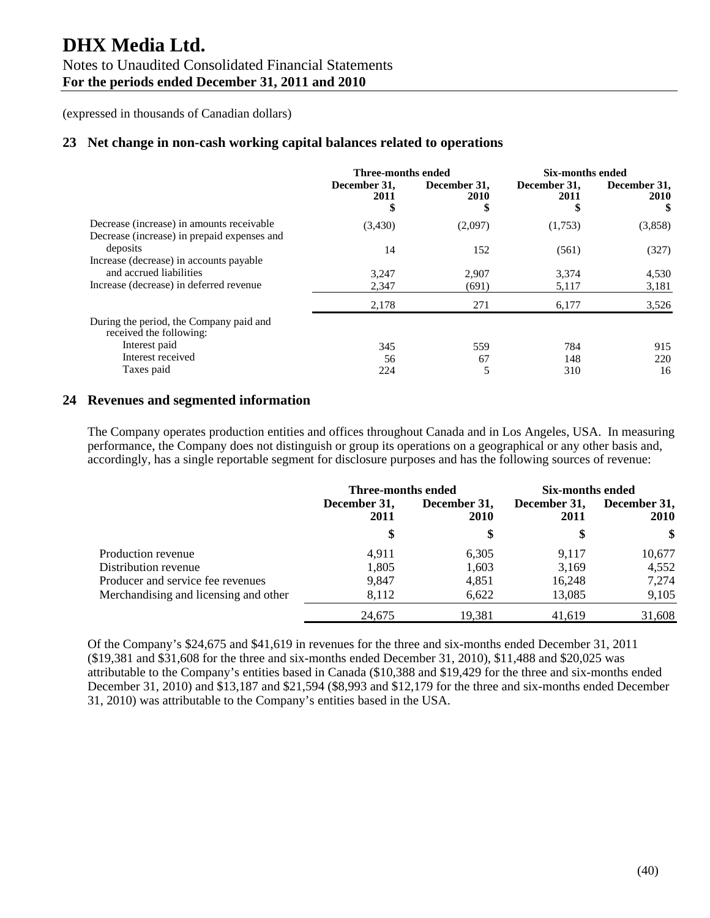# DHX Media Ltd.

Notes to Unaudited Consolidated Financial Statements
**For the periods ended December 31, 2011 and 2010**

(expressed in thousands of Canadian dollars)

## 23 Net change in non-cash working capital balances related to operations

| | Three-months ended | | Six-months ended | |
|---|---|---|---|---|
| | December 31, 2011 $ | December 31, 2010 $ | December 31, 2011 $ | December 31, 2010 $ |
| Decrease (increase) in amounts receivable | (3,430) | (2,097) | (1,753) | (3,858) |
| Decrease (increase) in prepaid expenses and deposits | 14 | 152 | (561) | (327) |
| Increase (decrease) in accounts payable and accrued liabilities | 3,247 | 2,907 | 3,374 | 4,530 |
| Increase (decrease) in deferred revenue | 2,347 | (691) | 5,117 | 3,181 |
| | 2,178 | 271 | 6,177 | 3,526 |
| During the period, the Company paid and received the following: | | | | |
| Interest paid | 345 | 559 | 784 | 915 |
| Interest received | 56 | 67 | 148 | 220 |
| Taxes paid | 224 | 5 | 310 | 16 |

## 24 Revenues and segmented information

The Company operates production entities and offices throughout Canada and in Los Angeles, USA. In measuring performance, the Company does not distinguish or group its operations on a geographical or any other basis and, accordingly, has a single reportable segment for disclosure purposes and has the following sources of revenue:

| | Three-months ended | | Six-months ended | |
|---|---|---|---|---|
| | December 31, 2011 | December 31, 2010 | December 31, 2011 | December 31, 2010 |
| | $ | $ | $ | $ |
| Production revenue | 4,911 | 6,305 | 9,117 | 10,677 |
| Distribution revenue | 1,805 | 1,603 | 3,169 | 4,552 |
| Producer and service fee revenues | 9,847 | 4,851 | 16,248 | 7,274 |
| Merchandising and licensing and other | 8,112 | 6,622 | 13,085 | 9,105 |
| | 24,675 | 19,381 | 41,619 | 31,608 |

Of the Company's $24,675 and $41,619 in revenues for the three and six-months ended December 31, 2011 ($19,381 and $31,608 for the three and six-months ended December 31, 2010), $11,488 and $20,025 was attributable to the Company's entities based in Canada ($10,388 and $19,429 for the three and six-months ended December 31, 2010) and $13,187 and $21,594 ($8,993 and $12,179 for the three and six-months ended December 31, 2010) was attributable to the Company's entities based in the USA.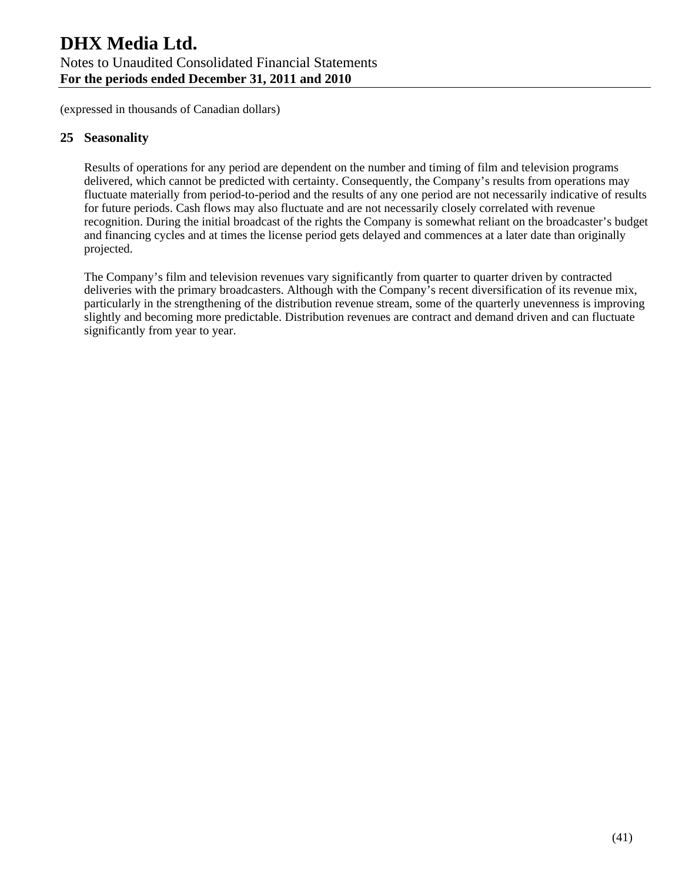(expressed in thousands of Canadian dollars)

## 25 Seasonality

Results of operations for any period are dependent on the number and timing of film and television programs delivered, which cannot be predicted with certainty. Consequently, the Company's results from operations may fluctuate materially from period-to-period and the results of any one period are not necessarily indicative of results for future periods. Cash flows may also fluctuate and are not necessarily closely correlated with revenue recognition. During the initial broadcast of the rights the Company is somewhat reliant on the broadcaster's budget and financing cycles and at times the license period gets delayed and commences at a later date than originally projected.

The Company's film and television revenues vary significantly from quarter to quarter driven by contracted deliveries with the primary broadcasters. Although with the Company's recent diversification of its revenue mix, particularly in the strengthening of the distribution revenue stream, some of the quarterly unevenness is improving slightly and becoming more predictable. Distribution revenues are contract and demand driven and can fluctuate significantly from year to year.